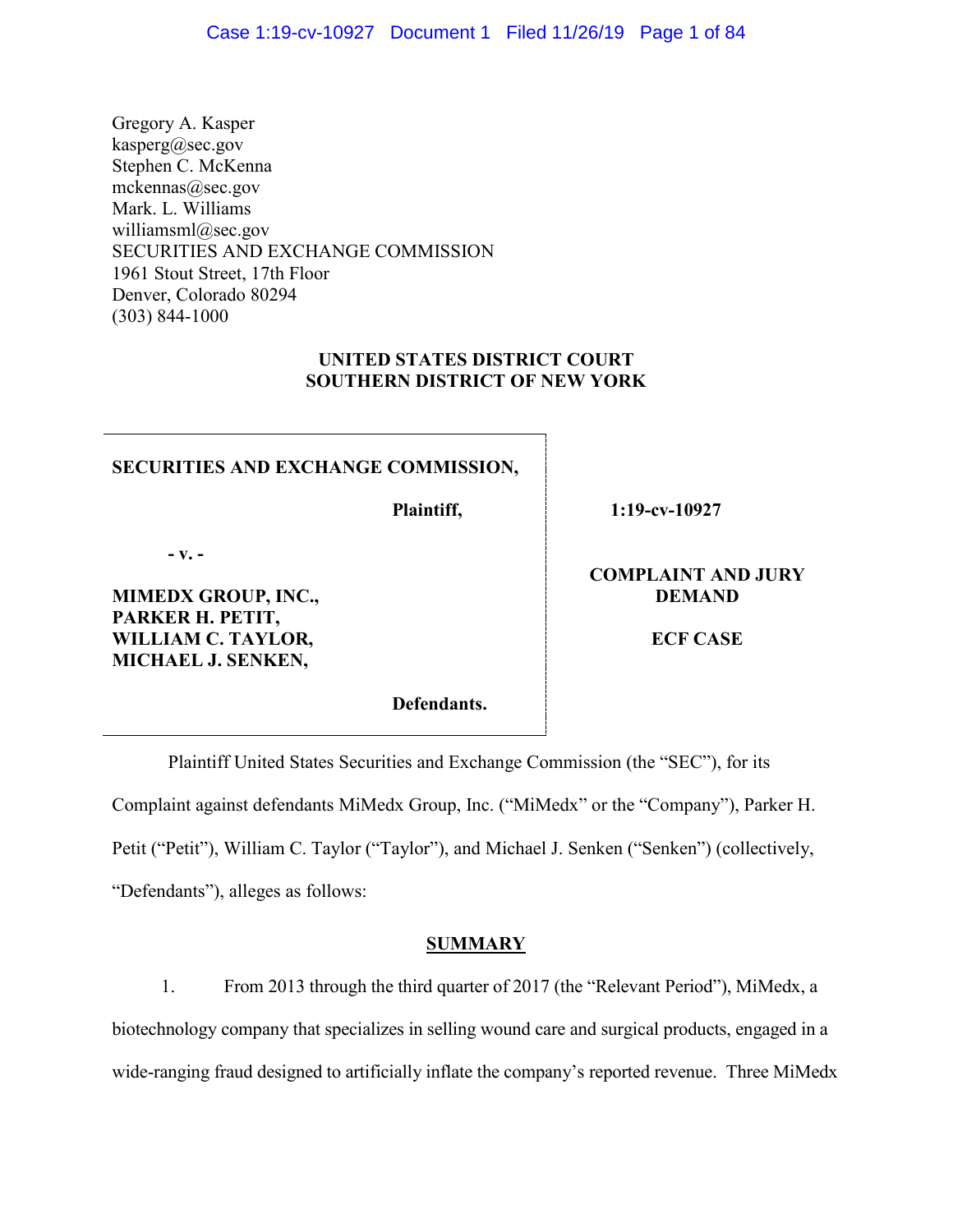Gregory A. Kasper
kasperg@sec.gov
Stephen C. McKenna
mckennas@sec.gov
Mark. L. Williams
williamsml@sec.gov
SECURITIES AND EXCHANGE COMMISSION
1961 Stout Street, 17th Floor
Denver, Colorado 80294
(303) 844-1000

**UNITED STATES DISTRICT COURT**
**SOUTHERN DISTRICT OF NEW YORK**

| | |
|---|---|
| **SECURITIES AND EXCHANGE COMMISSION,**<br><br>**Plaintiff,**<br><br>**- v. -**<br><br>**MIMEDX GROUP, INC.,**<br>**PARKER H. PETIT,**<br>**WILLIAM C. TAYLOR,**<br>**MICHAEL J. SENKEN,**<br><br>**Defendants.** | **1:19-cv-10927**<br><br>**COMPLAINT AND JURY DEMAND**<br><br>**ECF CASE** |

Plaintiff United States Securities and Exchange Commission (the "SEC"), for its Complaint against defendants MiMedx Group, Inc. ("MiMedx" or the "Company"), Parker H. Petit ("Petit"), William C. Taylor ("Taylor"), and Michael J. Senken ("Senken") (collectively, "Defendants"), alleges as follows:

## SUMMARY

1. From 2013 through the third quarter of 2017 (the "Relevant Period"), MiMedx, a biotechnology company that specializes in selling wound care and surgical products, engaged in a wide-ranging fraud designed to artificially inflate the company's reported revenue. Three MiMedx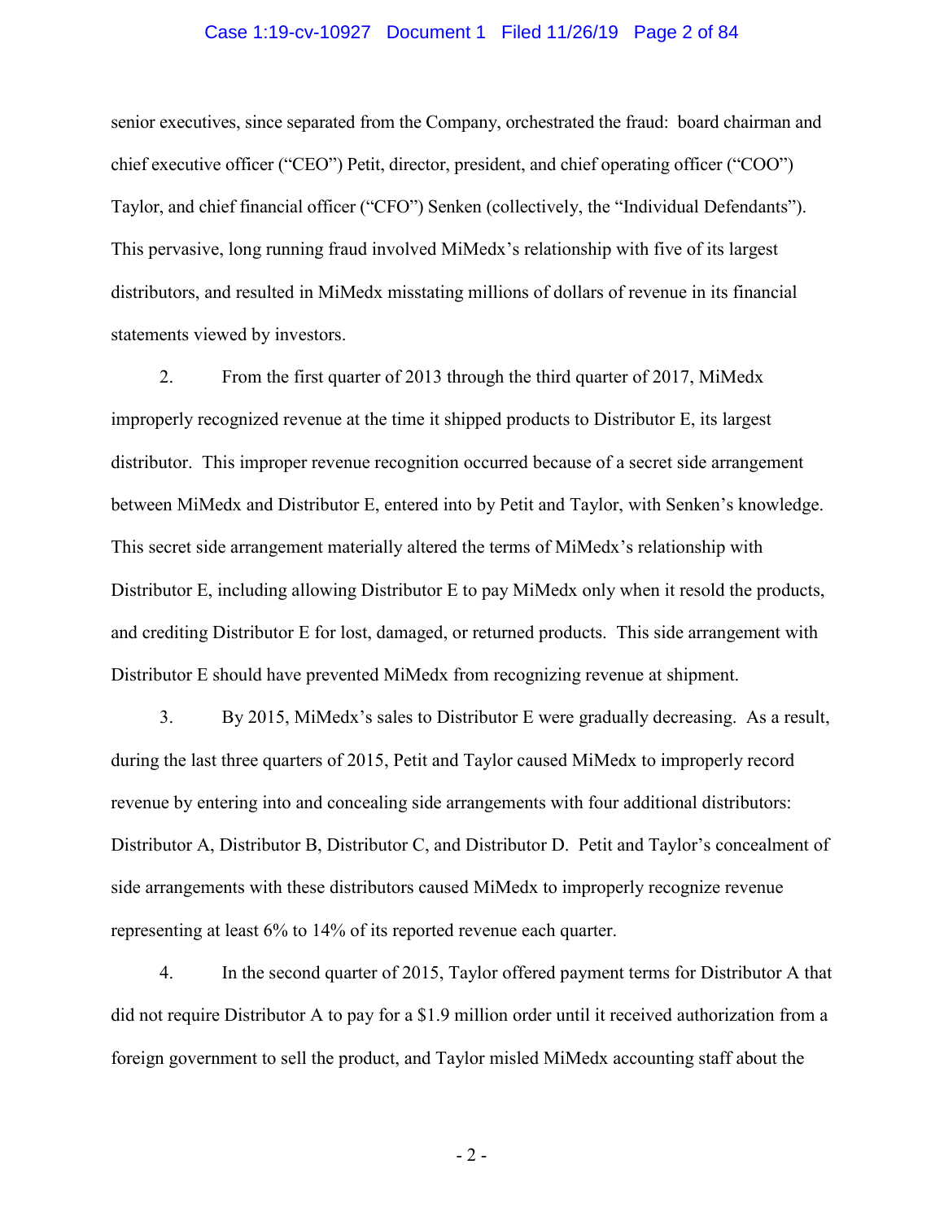senior executives, since separated from the Company, orchestrated the fraud: board chairman and chief executive officer ("CEO") Petit, director, president, and chief operating officer ("COO") Taylor, and chief financial officer ("CFO") Senken (collectively, the "Individual Defendants"). This pervasive, long running fraud involved MiMedx's relationship with five of its largest distributors, and resulted in MiMedx misstating millions of dollars of revenue in its financial statements viewed by investors.

2. From the first quarter of 2013 through the third quarter of 2017, MiMedx improperly recognized revenue at the time it shipped products to Distributor E, its largest distributor. This improper revenue recognition occurred because of a secret side arrangement between MiMedx and Distributor E, entered into by Petit and Taylor, with Senken's knowledge. This secret side arrangement materially altered the terms of MiMedx's relationship with Distributor E, including allowing Distributor E to pay MiMedx only when it resold the products, and crediting Distributor E for lost, damaged, or returned products. This side arrangement with Distributor E should have prevented MiMedx from recognizing revenue at shipment.

3. By 2015, MiMedx's sales to Distributor E were gradually decreasing. As a result, during the last three quarters of 2015, Petit and Taylor caused MiMedx to improperly record revenue by entering into and concealing side arrangements with four additional distributors: Distributor A, Distributor B, Distributor C, and Distributor D. Petit and Taylor's concealment of side arrangements with these distributors caused MiMedx to improperly recognize revenue representing at least 6% to 14% of its reported revenue each quarter.

4. In the second quarter of 2015, Taylor offered payment terms for Distributor A that did not require Distributor A to pay for a $1.9 million order until it received authorization from a foreign government to sell the product, and Taylor misled MiMedx accounting staff about the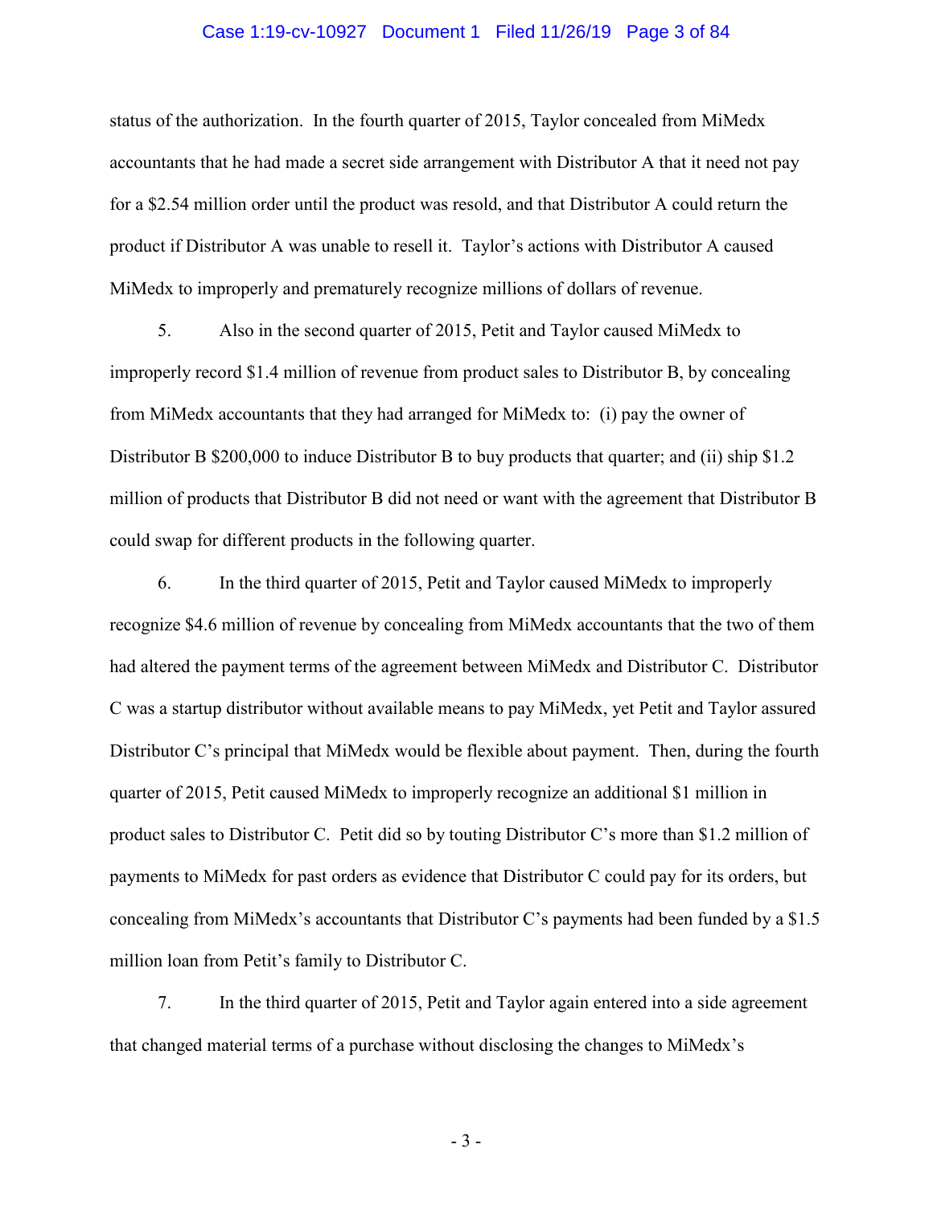status of the authorization. In the fourth quarter of 2015, Taylor concealed from MiMedx accountants that he had made a secret side arrangement with Distributor A that it need not pay for a $2.54 million order until the product was resold, and that Distributor A could return the product if Distributor A was unable to resell it. Taylor's actions with Distributor A caused MiMedx to improperly and prematurely recognize millions of dollars of revenue.

5. Also in the second quarter of 2015, Petit and Taylor caused MiMedx to improperly record $1.4 million of revenue from product sales to Distributor B, by concealing from MiMedx accountants that they had arranged for MiMedx to: (i) pay the owner of Distributor B $200,000 to induce Distributor B to buy products that quarter; and (ii) ship $1.2 million of products that Distributor B did not need or want with the agreement that Distributor B could swap for different products in the following quarter.

6. In the third quarter of 2015, Petit and Taylor caused MiMedx to improperly recognize $4.6 million of revenue by concealing from MiMedx accountants that the two of them had altered the payment terms of the agreement between MiMedx and Distributor C. Distributor C was a startup distributor without available means to pay MiMedx, yet Petit and Taylor assured Distributor C's principal that MiMedx would be flexible about payment. Then, during the fourth quarter of 2015, Petit caused MiMedx to improperly recognize an additional $1 million in product sales to Distributor C. Petit did so by touting Distributor C's more than $1.2 million of payments to MiMedx for past orders as evidence that Distributor C could pay for its orders, but concealing from MiMedx's accountants that Distributor C's payments had been funded by a $1.5 million loan from Petit's family to Distributor C.

7. In the third quarter of 2015, Petit and Taylor again entered into a side agreement that changed material terms of a purchase without disclosing the changes to MiMedx's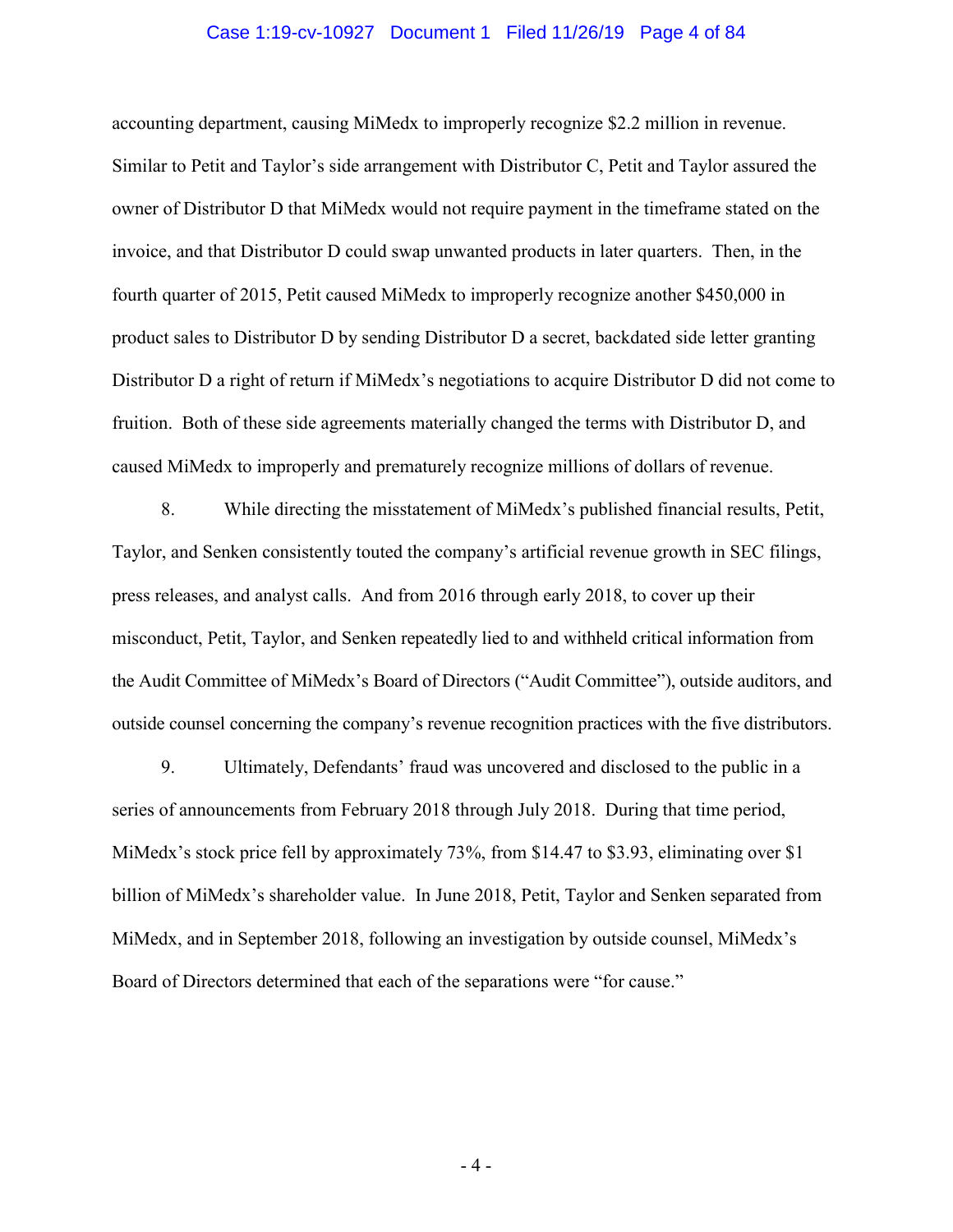accounting department, causing MiMedx to improperly recognize $2.2 million in revenue. Similar to Petit and Taylor's side arrangement with Distributor C, Petit and Taylor assured the owner of Distributor D that MiMedx would not require payment in the timeframe stated on the invoice, and that Distributor D could swap unwanted products in later quarters. Then, in the fourth quarter of 2015, Petit caused MiMedx to improperly recognize another $450,000 in product sales to Distributor D by sending Distributor D a secret, backdated side letter granting Distributor D a right of return if MiMedx's negotiations to acquire Distributor D did not come to fruition. Both of these side agreements materially changed the terms with Distributor D, and caused MiMedx to improperly and prematurely recognize millions of dollars of revenue.

8. While directing the misstatement of MiMedx's published financial results, Petit, Taylor, and Senken consistently touted the company's artificial revenue growth in SEC filings, press releases, and analyst calls. And from 2016 through early 2018, to cover up their misconduct, Petit, Taylor, and Senken repeatedly lied to and withheld critical information from the Audit Committee of MiMedx's Board of Directors ("Audit Committee"), outside auditors, and outside counsel concerning the company's revenue recognition practices with the five distributors.

9. Ultimately, Defendants' fraud was uncovered and disclosed to the public in a series of announcements from February 2018 through July 2018. During that time period, MiMedx's stock price fell by approximately 73%, from $14.47 to $3.93, eliminating over $1 billion of MiMedx's shareholder value. In June 2018, Petit, Taylor and Senken separated from MiMedx, and in September 2018, following an investigation by outside counsel, MiMedx's Board of Directors determined that each of the separations were "for cause."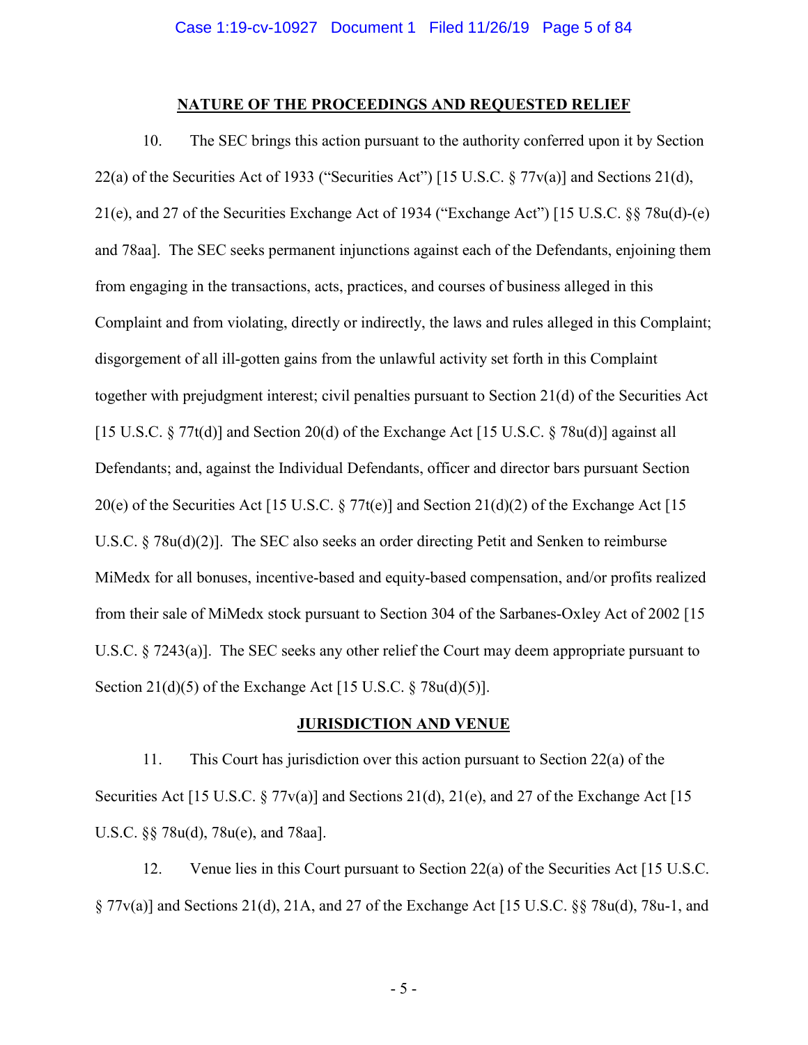## NATURE OF THE PROCEEDINGS AND REQUESTED RELIEF

10. The SEC brings this action pursuant to the authority conferred upon it by Section 22(a) of the Securities Act of 1933 ("Securities Act") [15 U.S.C. § 77v(a)] and Sections 21(d), 21(e), and 27 of the Securities Exchange Act of 1934 ("Exchange Act") [15 U.S.C. §§ 78u(d)-(e) and 78aa]. The SEC seeks permanent injunctions against each of the Defendants, enjoining them from engaging in the transactions, acts, practices, and courses of business alleged in this Complaint and from violating, directly or indirectly, the laws and rules alleged in this Complaint; disgorgement of all ill-gotten gains from the unlawful activity set forth in this Complaint together with prejudgment interest; civil penalties pursuant to Section 21(d) of the Securities Act [15 U.S.C. § 77t(d)] and Section 20(d) of the Exchange Act [15 U.S.C. § 78u(d)] against all Defendants; and, against the Individual Defendants, officer and director bars pursuant Section 20(e) of the Securities Act [15 U.S.C. § 77t(e)] and Section 21(d)(2) of the Exchange Act [15 U.S.C. § 78u(d)(2)]. The SEC also seeks an order directing Petit and Senken to reimburse MiMedx for all bonuses, incentive-based and equity-based compensation, and/or profits realized from their sale of MiMedx stock pursuant to Section 304 of the Sarbanes-Oxley Act of 2002 [15 U.S.C. § 7243(a)]. The SEC seeks any other relief the Court may deem appropriate pursuant to Section 21(d)(5) of the Exchange Act [15 U.S.C. § 78u(d)(5)].

## JURISDICTION AND VENUE

11. This Court has jurisdiction over this action pursuant to Section 22(a) of the Securities Act [15 U.S.C. § 77v(a)] and Sections 21(d), 21(e), and 27 of the Exchange Act [15 U.S.C. §§ 78u(d), 78u(e), and 78aa].

12. Venue lies in this Court pursuant to Section 22(a) of the Securities Act [15 U.S.C. § 77v(a)] and Sections 21(d), 21A, and 27 of the Exchange Act [15 U.S.C. §§ 78u(d), 78u-1, and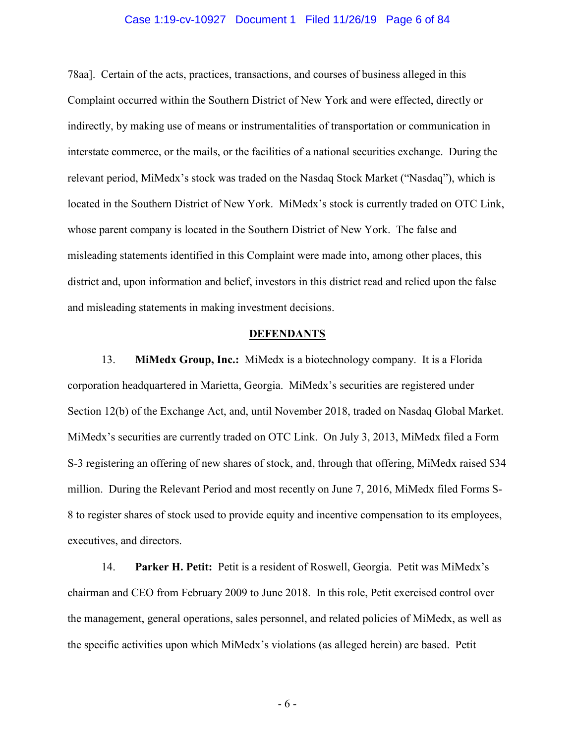78aa]. Certain of the acts, practices, transactions, and courses of business alleged in this Complaint occurred within the Southern District of New York and were effected, directly or indirectly, by making use of means or instrumentalities of transportation or communication in interstate commerce, or the mails, or the facilities of a national securities exchange. During the relevant period, MiMedx's stock was traded on the Nasdaq Stock Market ("Nasdaq"), which is located in the Southern District of New York. MiMedx's stock is currently traded on OTC Link, whose parent company is located in the Southern District of New York. The false and misleading statements identified in this Complaint were made into, among other places, this district and, upon information and belief, investors in this district read and relied upon the false and misleading statements in making investment decisions.

## DEFENDANTS

13. **MiMedx Group, Inc.:** MiMedx is a biotechnology company. It is a Florida corporation headquartered in Marietta, Georgia. MiMedx's securities are registered under Section 12(b) of the Exchange Act, and, until November 2018, traded on Nasdaq Global Market. MiMedx's securities are currently traded on OTC Link. On July 3, 2013, MiMedx filed a Form S-3 registering an offering of new shares of stock, and, through that offering, MiMedx raised $34 million. During the Relevant Period and most recently on June 7, 2016, MiMedx filed Forms S-8 to register shares of stock used to provide equity and incentive compensation to its employees, executives, and directors.

14. **Parker H. Petit:** Petit is a resident of Roswell, Georgia. Petit was MiMedx's chairman and CEO from February 2009 to June 2018. In this role, Petit exercised control over the management, general operations, sales personnel, and related policies of MiMedx, as well as the specific activities upon which MiMedx's violations (as alleged herein) are based. Petit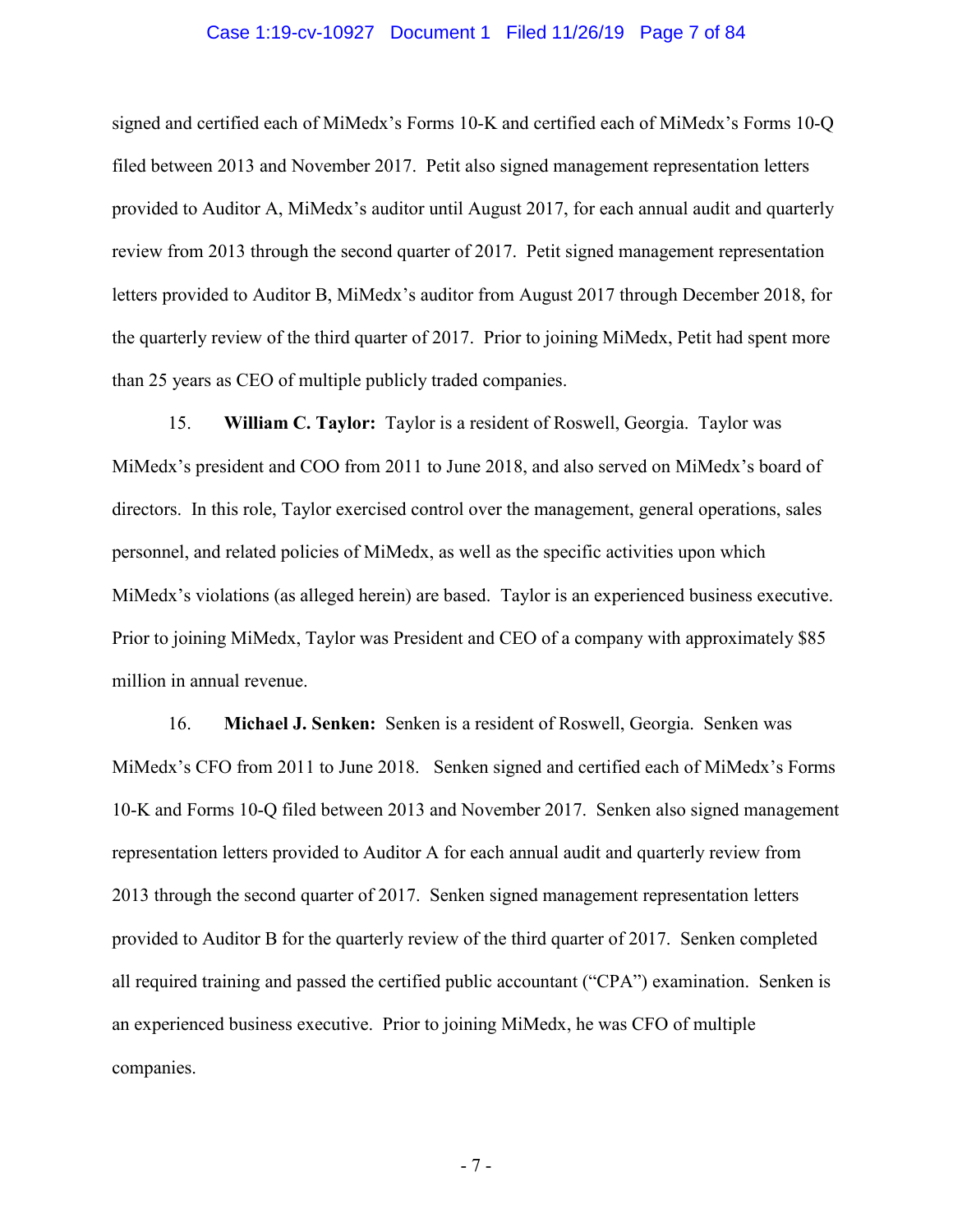signed and certified each of MiMedx's Forms 10-K and certified each of MiMedx's Forms 10-Q filed between 2013 and November 2017. Petit also signed management representation letters provided to Auditor A, MiMedx's auditor until August 2017, for each annual audit and quarterly review from 2013 through the second quarter of 2017. Petit signed management representation letters provided to Auditor B, MiMedx's auditor from August 2017 through December 2018, for the quarterly review of the third quarter of 2017. Prior to joining MiMedx, Petit had spent more than 25 years as CEO of multiple publicly traded companies.

15. **William C. Taylor:** Taylor is a resident of Roswell, Georgia. Taylor was MiMedx's president and COO from 2011 to June 2018, and also served on MiMedx's board of directors. In this role, Taylor exercised control over the management, general operations, sales personnel, and related policies of MiMedx, as well as the specific activities upon which MiMedx's violations (as alleged herein) are based. Taylor is an experienced business executive. Prior to joining MiMedx, Taylor was President and CEO of a company with approximately $85 million in annual revenue.

16. **Michael J. Senken:** Senken is a resident of Roswell, Georgia. Senken was MiMedx's CFO from 2011 to June 2018. Senken signed and certified each of MiMedx's Forms 10-K and Forms 10-Q filed between 2013 and November 2017. Senken also signed management representation letters provided to Auditor A for each annual audit and quarterly review from 2013 through the second quarter of 2017. Senken signed management representation letters provided to Auditor B for the quarterly review of the third quarter of 2017. Senken completed all required training and passed the certified public accountant ("CPA") examination. Senken is an experienced business executive. Prior to joining MiMedx, he was CFO of multiple companies.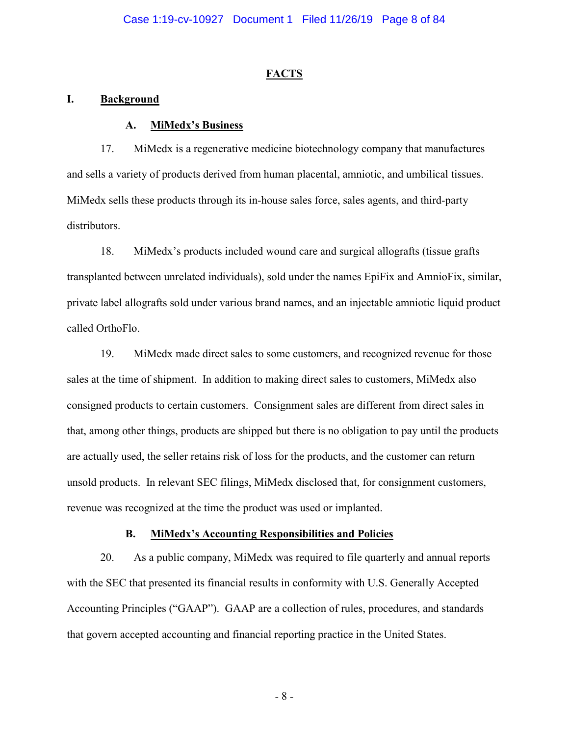## FACTS

### I. Background

#### A. MiMedx's Business

17. MiMedx is a regenerative medicine biotechnology company that manufactures and sells a variety of products derived from human placental, amniotic, and umbilical tissues. MiMedx sells these products through its in-house sales force, sales agents, and third-party distributors.

18. MiMedx's products included wound care and surgical allografts (tissue grafts transplanted between unrelated individuals), sold under the names EpiFix and AmnioFix, similar, private label allografts sold under various brand names, and an injectable amniotic liquid product called OrthoFlo.

19. MiMedx made direct sales to some customers, and recognized revenue for those sales at the time of shipment. In addition to making direct sales to customers, MiMedx also consigned products to certain customers. Consignment sales are different from direct sales in that, among other things, products are shipped but there is no obligation to pay until the products are actually used, the seller retains risk of loss for the products, and the customer can return unsold products. In relevant SEC filings, MiMedx disclosed that, for consignment customers, revenue was recognized at the time the product was used or implanted.

#### B. MiMedx's Accounting Responsibilities and Policies

20. As a public company, MiMedx was required to file quarterly and annual reports with the SEC that presented its financial results in conformity with U.S. Generally Accepted Accounting Principles ("GAAP"). GAAP are a collection of rules, procedures, and standards that govern accepted accounting and financial reporting practice in the United States.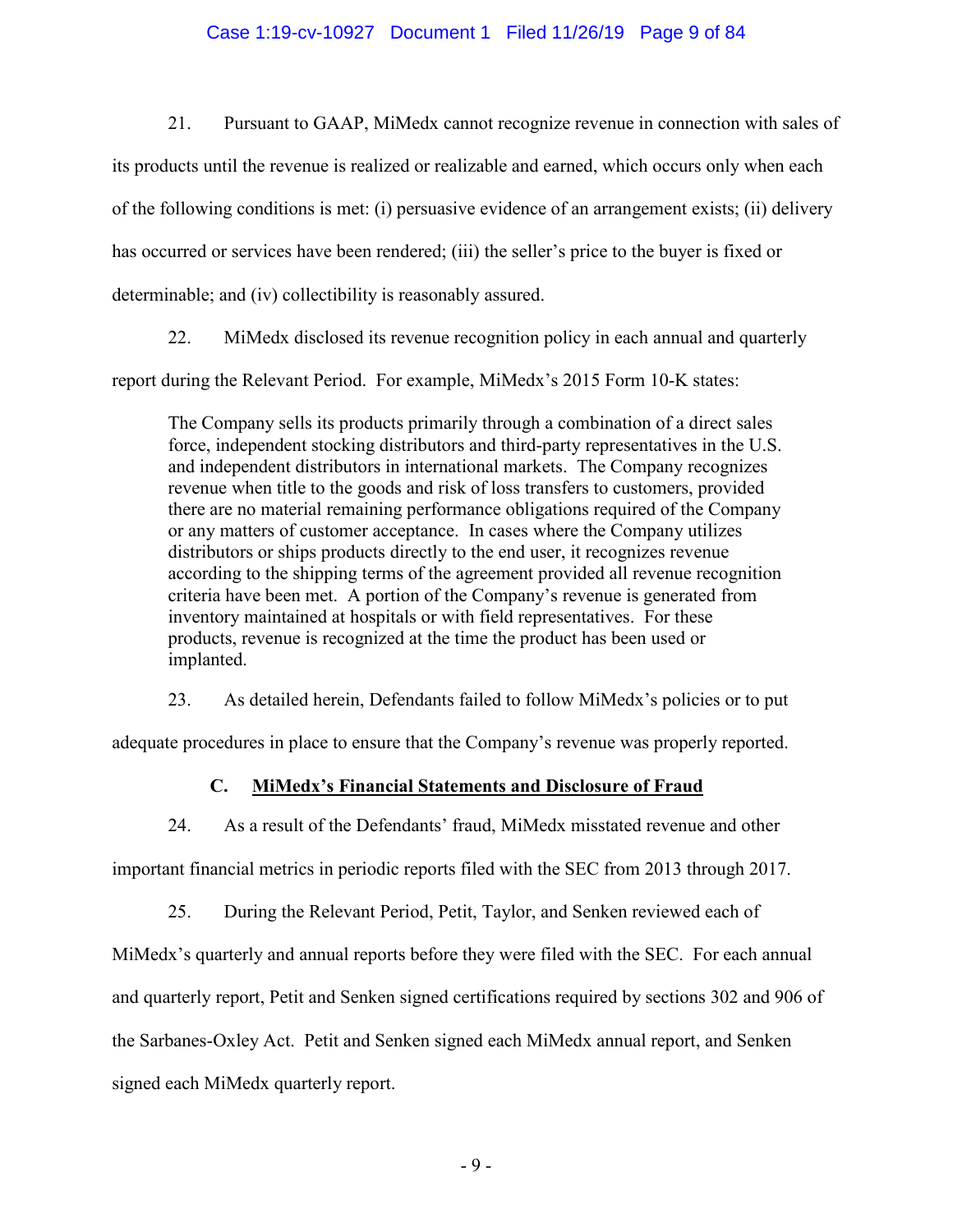21. Pursuant to GAAP, MiMedx cannot recognize revenue in connection with sales of its products until the revenue is realized or realizable and earned, which occurs only when each of the following conditions is met: (i) persuasive evidence of an arrangement exists; (ii) delivery has occurred or services have been rendered; (iii) the seller's price to the buyer is fixed or determinable; and (iv) collectibility is reasonably assured.

22. MiMedx disclosed its revenue recognition policy in each annual and quarterly report during the Relevant Period. For example, MiMedx's 2015 Form 10-K states:

> The Company sells its products primarily through a combination of a direct sales force, independent stocking distributors and third-party representatives in the U.S. and independent distributors in international markets. The Company recognizes revenue when title to the goods and risk of loss transfers to customers, provided there are no material remaining performance obligations required of the Company or any matters of customer acceptance. In cases where the Company utilizes distributors or ships products directly to the end user, it recognizes revenue according to the shipping terms of the agreement provided all revenue recognition criteria have been met. A portion of the Company's revenue is generated from inventory maintained at hospitals or with field representatives. For these products, revenue is recognized at the time the product has been used or implanted.

23. As detailed herein, Defendants failed to follow MiMedx's policies or to put adequate procedures in place to ensure that the Company's revenue was properly reported.

### C. <u>MiMedx's Financial Statements and Disclosure of Fraud</u>

24. As a result of the Defendants' fraud, MiMedx misstated revenue and other important financial metrics in periodic reports filed with the SEC from 2013 through 2017.

25. During the Relevant Period, Petit, Taylor, and Senken reviewed each of MiMedx's quarterly and annual reports before they were filed with the SEC. For each annual and quarterly report, Petit and Senken signed certifications required by sections 302 and 906 of the Sarbanes-Oxley Act. Petit and Senken signed each MiMedx annual report, and Senken signed each MiMedx quarterly report.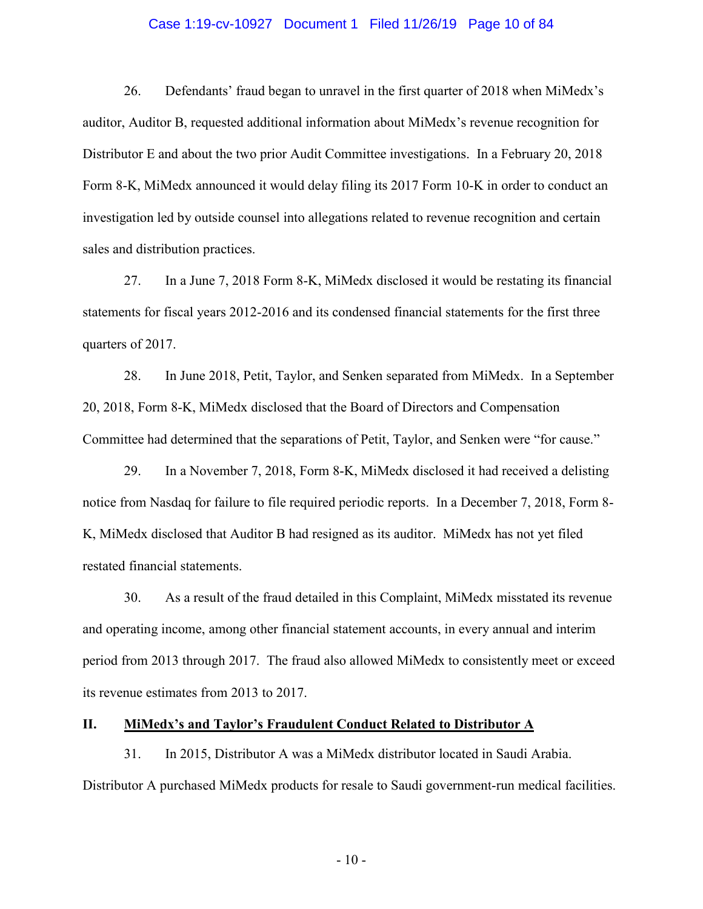26. Defendants' fraud began to unravel in the first quarter of 2018 when MiMedx's auditor, Auditor B, requested additional information about MiMedx's revenue recognition for Distributor E and about the two prior Audit Committee investigations. In a February 20, 2018 Form 8-K, MiMedx announced it would delay filing its 2017 Form 10-K in order to conduct an investigation led by outside counsel into allegations related to revenue recognition and certain sales and distribution practices.

27. In a June 7, 2018 Form 8-K, MiMedx disclosed it would be restating its financial statements for fiscal years 2012-2016 and its condensed financial statements for the first three quarters of 2017.

28. In June 2018, Petit, Taylor, and Senken separated from MiMedx. In a September 20, 2018, Form 8-K, MiMedx disclosed that the Board of Directors and Compensation Committee had determined that the separations of Petit, Taylor, and Senken were "for cause."

29. In a November 7, 2018, Form 8-K, MiMedx disclosed it had received a delisting notice from Nasdaq for failure to file required periodic reports. In a December 7, 2018, Form 8-K, MiMedx disclosed that Auditor B had resigned as its auditor. MiMedx has not yet filed restated financial statements.

30. As a result of the fraud detailed in this Complaint, MiMedx misstated its revenue and operating income, among other financial statement accounts, in every annual and interim period from 2013 through 2017. The fraud also allowed MiMedx to consistently meet or exceed its revenue estimates from 2013 to 2017.

## II. MiMedx's and Taylor's Fraudulent Conduct Related to Distributor A

31. In 2015, Distributor A was a MiMedx distributor located in Saudi Arabia. Distributor A purchased MiMedx products for resale to Saudi government-run medical facilities.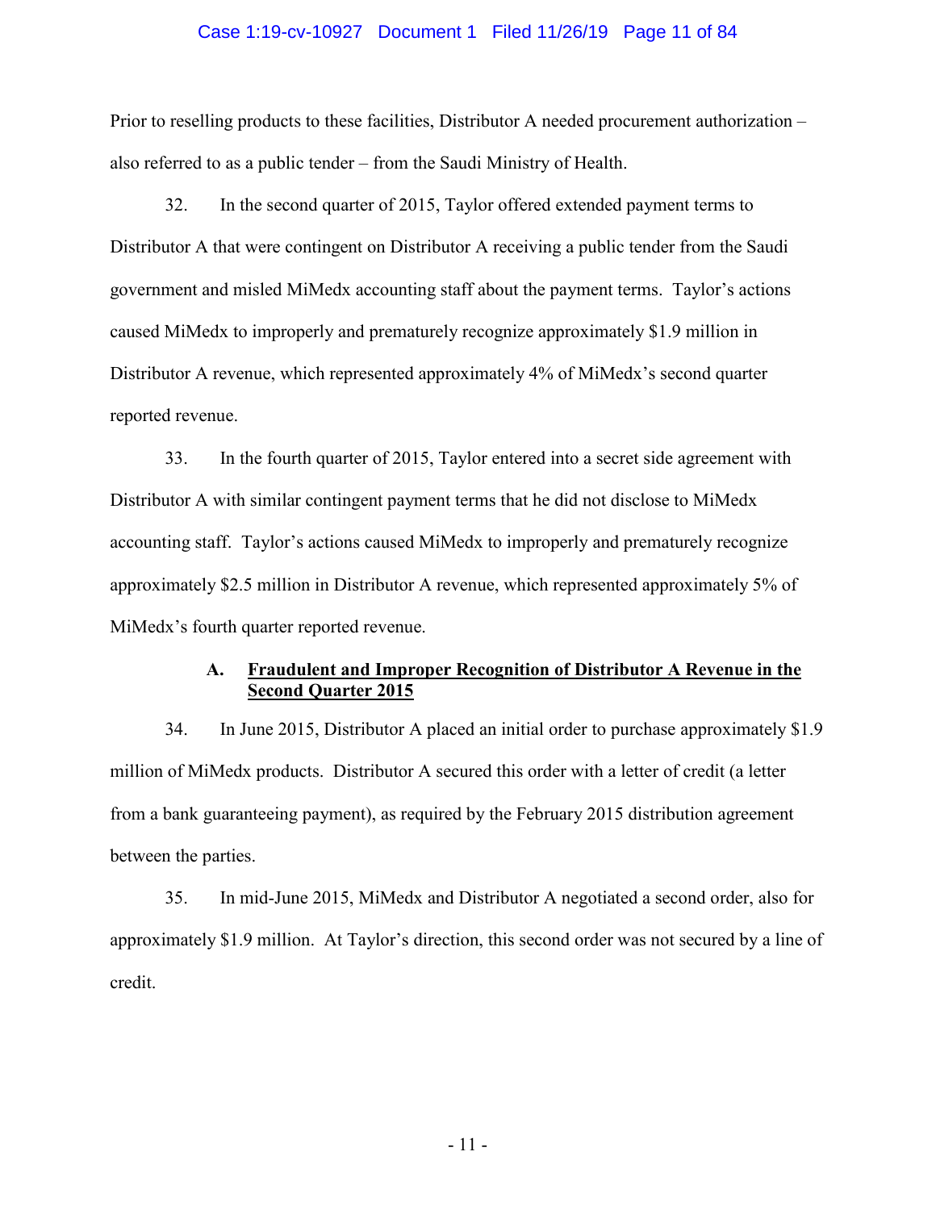Prior to reselling products to these facilities, Distributor A needed procurement authorization – also referred to as a public tender – from the Saudi Ministry of Health.

32. In the second quarter of 2015, Taylor offered extended payment terms to Distributor A that were contingent on Distributor A receiving a public tender from the Saudi government and misled MiMedx accounting staff about the payment terms. Taylor's actions caused MiMedx to improperly and prematurely recognize approximately $1.9 million in Distributor A revenue, which represented approximately 4% of MiMedx's second quarter reported revenue.

33. In the fourth quarter of 2015, Taylor entered into a secret side agreement with Distributor A with similar contingent payment terms that he did not disclose to MiMedx accounting staff. Taylor's actions caused MiMedx to improperly and prematurely recognize approximately $2.5 million in Distributor A revenue, which represented approximately 5% of MiMedx's fourth quarter reported revenue.

### A. Fraudulent and Improper Recognition of Distributor A Revenue in the Second Quarter 2015

34. In June 2015, Distributor A placed an initial order to purchase approximately $1.9 million of MiMedx products. Distributor A secured this order with a letter of credit (a letter from a bank guaranteeing payment), as required by the February 2015 distribution agreement between the parties.

35. In mid-June 2015, MiMedx and Distributor A negotiated a second order, also for approximately $1.9 million. At Taylor's direction, this second order was not secured by a line of credit.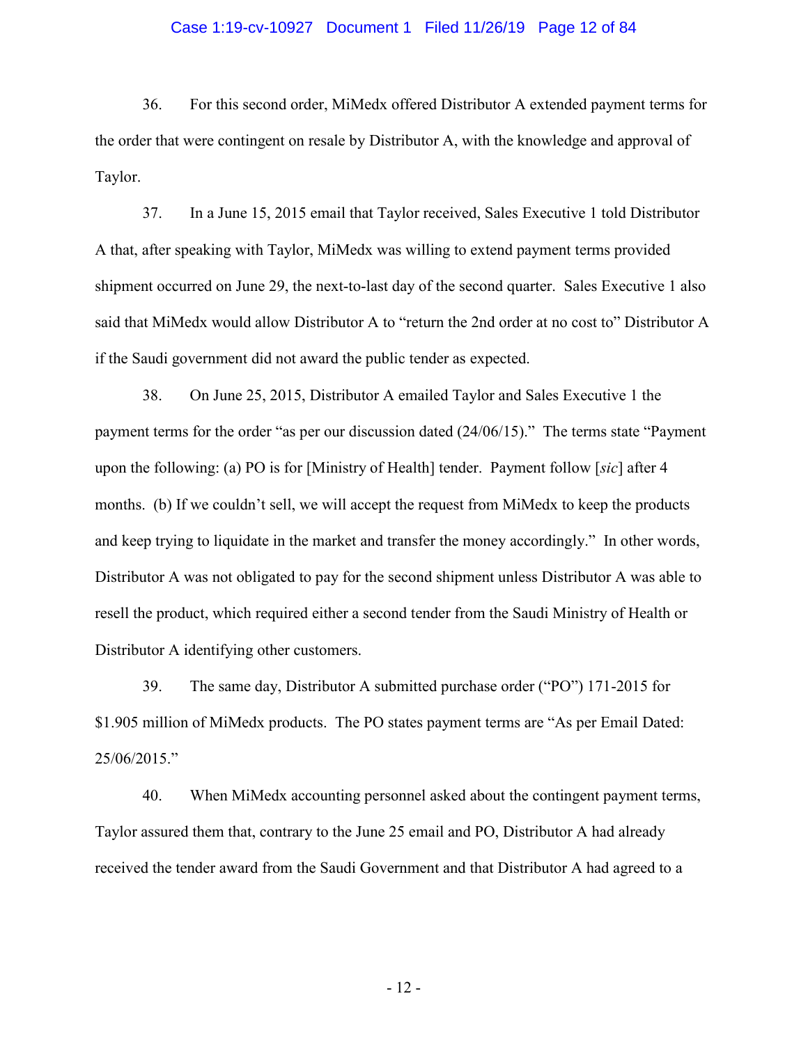36. For this second order, MiMedx offered Distributor A extended payment terms for the order that were contingent on resale by Distributor A, with the knowledge and approval of Taylor.

37. In a June 15, 2015 email that Taylor received, Sales Executive 1 told Distributor A that, after speaking with Taylor, MiMedx was willing to extend payment terms provided shipment occurred on June 29, the next-to-last day of the second quarter. Sales Executive 1 also said that MiMedx would allow Distributor A to "return the 2nd order at no cost to" Distributor A if the Saudi government did not award the public tender as expected.

38. On June 25, 2015, Distributor A emailed Taylor and Sales Executive 1 the payment terms for the order "as per our discussion dated (24/06/15)." The terms state "Payment upon the following: (a) PO is for [Ministry of Health] tender. Payment follow [*sic*] after 4 months. (b) If we couldn't sell, we will accept the request from MiMedx to keep the products and keep trying to liquidate in the market and transfer the money accordingly." In other words, Distributor A was not obligated to pay for the second shipment unless Distributor A was able to resell the product, which required either a second tender from the Saudi Ministry of Health or Distributor A identifying other customers.

39. The same day, Distributor A submitted purchase order ("PO") 171-2015 for $1.905 million of MiMedx products. The PO states payment terms are "As per Email Dated: 25/06/2015."

40. When MiMedx accounting personnel asked about the contingent payment terms, Taylor assured them that, contrary to the June 25 email and PO, Distributor A had already received the tender award from the Saudi Government and that Distributor A had agreed to a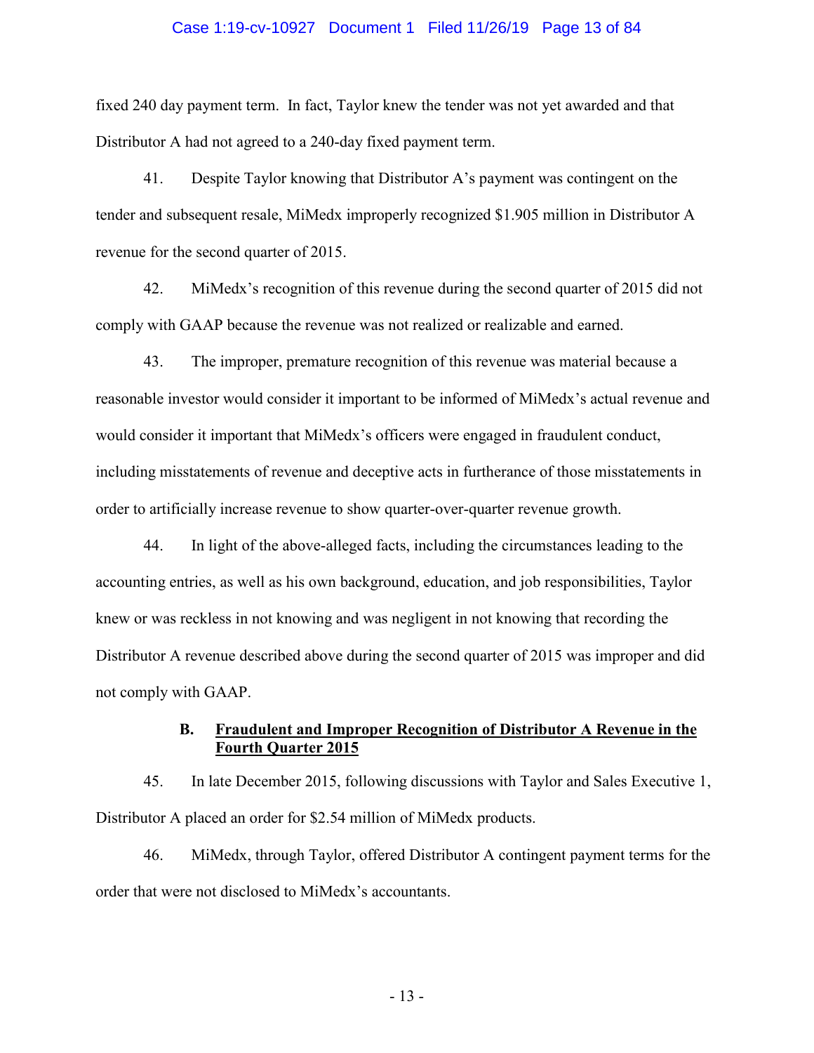fixed 240 day payment term. In fact, Taylor knew the tender was not yet awarded and that Distributor A had not agreed to a 240-day fixed payment term.

41. Despite Taylor knowing that Distributor A's payment was contingent on the tender and subsequent resale, MiMedx improperly recognized \$1.905 million in Distributor A revenue for the second quarter of 2015.

42. MiMedx's recognition of this revenue during the second quarter of 2015 did not comply with GAAP because the revenue was not realized or realizable and earned.

43. The improper, premature recognition of this revenue was material because a reasonable investor would consider it important to be informed of MiMedx's actual revenue and would consider it important that MiMedx's officers were engaged in fraudulent conduct, including misstatements of revenue and deceptive acts in furtherance of those misstatements in order to artificially increase revenue to show quarter-over-quarter revenue growth.

44. In light of the above-alleged facts, including the circumstances leading to the accounting entries, as well as his own background, education, and job responsibilities, Taylor knew or was reckless in not knowing and was negligent in not knowing that recording the Distributor A revenue described above during the second quarter of 2015 was improper and did not comply with GAAP.

### B. Fraudulent and Improper Recognition of Distributor A Revenue in the Fourth Quarter 2015

45. In late December 2015, following discussions with Taylor and Sales Executive 1, Distributor A placed an order for \$2.54 million of MiMedx products.

46. MiMedx, through Taylor, offered Distributor A contingent payment terms for the order that were not disclosed to MiMedx's accountants.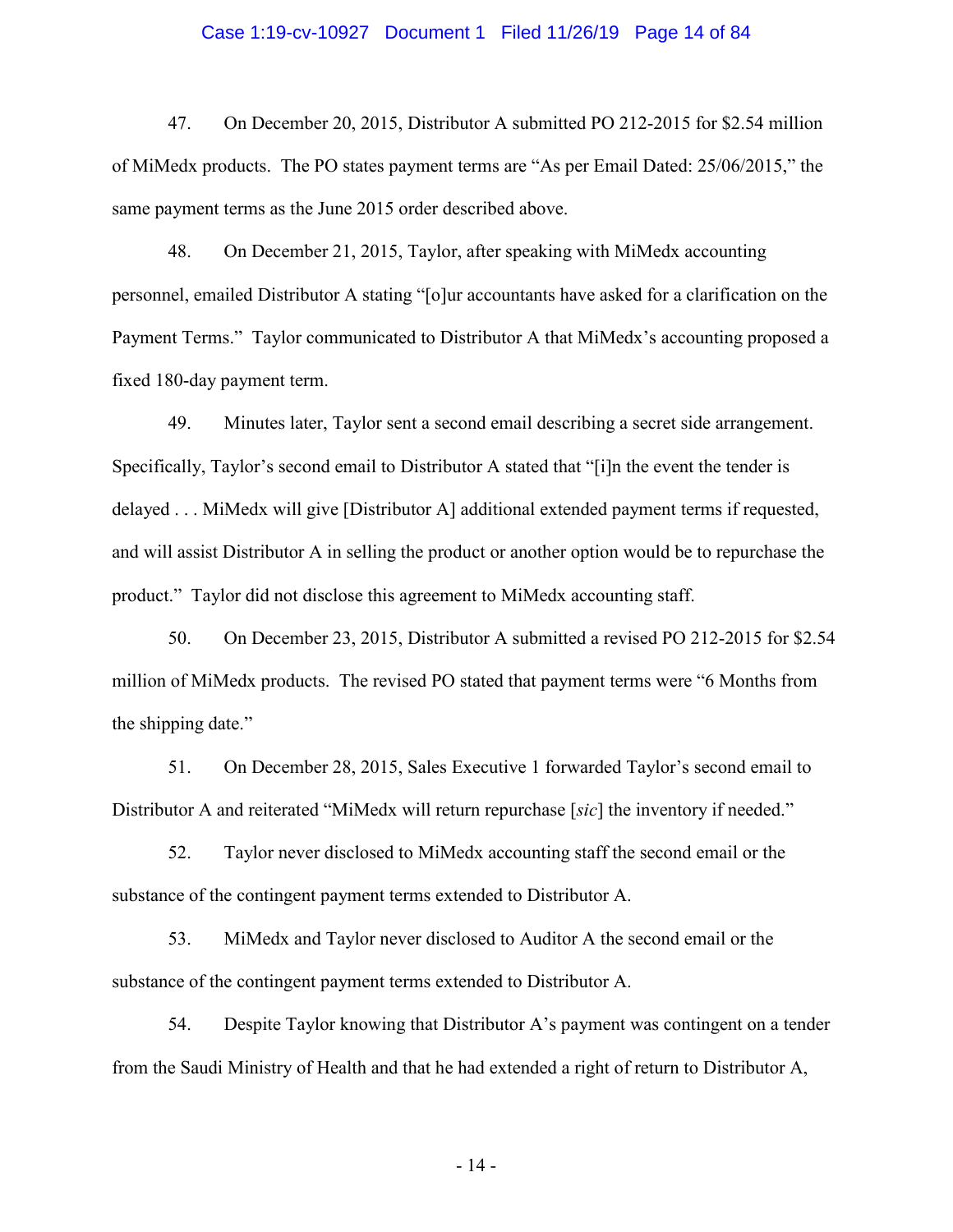47. On December 20, 2015, Distributor A submitted PO 212-2015 for $2.54 million of MiMedx products. The PO states payment terms are "As per Email Dated: 25/06/2015," the same payment terms as the June 2015 order described above.

48. On December 21, 2015, Taylor, after speaking with MiMedx accounting personnel, emailed Distributor A stating "[o]ur accountants have asked for a clarification on the Payment Terms." Taylor communicated to Distributor A that MiMedx's accounting proposed a fixed 180-day payment term.

49. Minutes later, Taylor sent a second email describing a secret side arrangement. Specifically, Taylor's second email to Distributor A stated that "[i]n the event the tender is delayed . . . MiMedx will give [Distributor A] additional extended payment terms if requested, and will assist Distributor A in selling the product or another option would be to repurchase the product." Taylor did not disclose this agreement to MiMedx accounting staff.

50. On December 23, 2015, Distributor A submitted a revised PO 212-2015 for $2.54 million of MiMedx products. The revised PO stated that payment terms were "6 Months from the shipping date."

51. On December 28, 2015, Sales Executive 1 forwarded Taylor's second email to Distributor A and reiterated "MiMedx will return repurchase [*sic*] the inventory if needed."

52. Taylor never disclosed to MiMedx accounting staff the second email or the substance of the contingent payment terms extended to Distributor A.

53. MiMedx and Taylor never disclosed to Auditor A the second email or the substance of the contingent payment terms extended to Distributor A.

54. Despite Taylor knowing that Distributor A's payment was contingent on a tender from the Saudi Ministry of Health and that he had extended a right of return to Distributor A,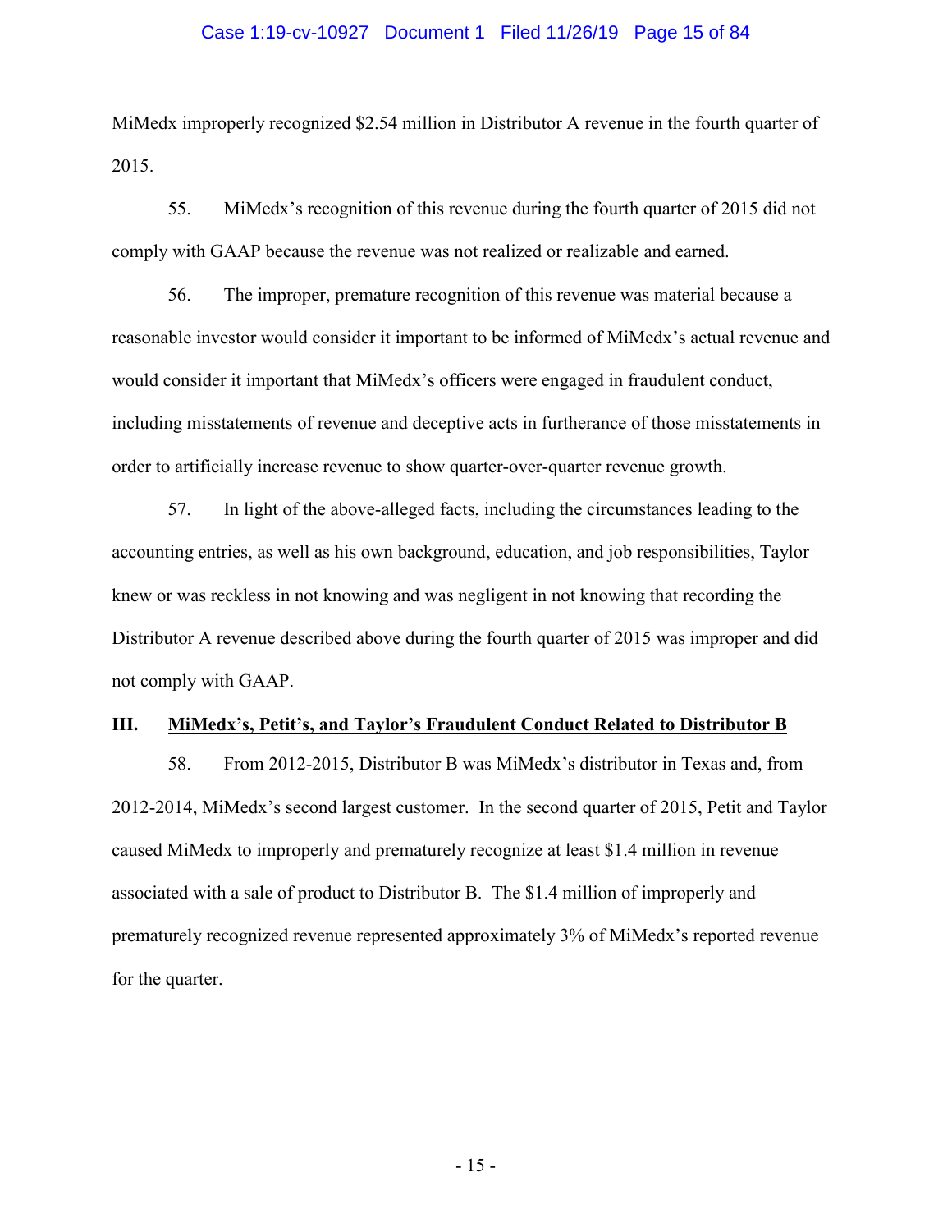MiMedx improperly recognized $2.54 million in Distributor A revenue in the fourth quarter of 2015.

55. MiMedx's recognition of this revenue during the fourth quarter of 2015 did not comply with GAAP because the revenue was not realized or realizable and earned.

56. The improper, premature recognition of this revenue was material because a reasonable investor would consider it important to be informed of MiMedx's actual revenue and would consider it important that MiMedx's officers were engaged in fraudulent conduct, including misstatements of revenue and deceptive acts in furtherance of those misstatements in order to artificially increase revenue to show quarter-over-quarter revenue growth.

57. In light of the above-alleged facts, including the circumstances leading to the accounting entries, as well as his own background, education, and job responsibilities, Taylor knew or was reckless in not knowing and was negligent in not knowing that recording the Distributor A revenue described above during the fourth quarter of 2015 was improper and did not comply with GAAP.

## III. <u>MiMedx's, Petit's, and Taylor's Fraudulent Conduct Related to Distributor B</u>

58. From 2012-2015, Distributor B was MiMedx's distributor in Texas and, from 2012-2014, MiMedx's second largest customer. In the second quarter of 2015, Petit and Taylor caused MiMedx to improperly and prematurely recognize at least $1.4 million in revenue associated with a sale of product to Distributor B. The $1.4 million of improperly and prematurely recognized revenue represented approximately 3% of MiMedx's reported revenue for the quarter.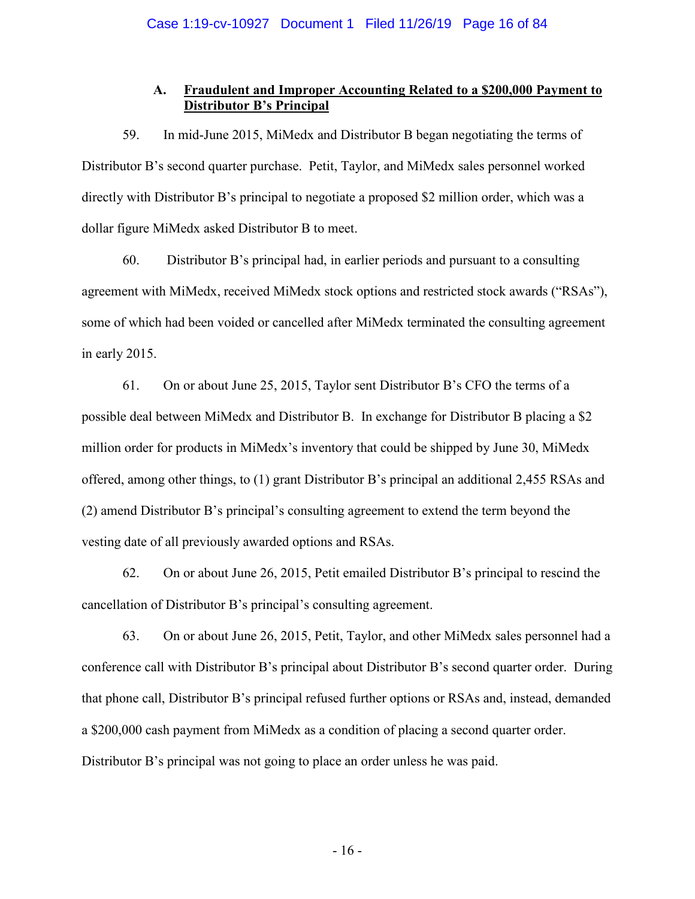### A. **Fraudulent and Improper Accounting Related to a $200,000 Payment to Distributor B's Principal**

59. In mid-June 2015, MiMedx and Distributor B began negotiating the terms of Distributor B's second quarter purchase. Petit, Taylor, and MiMedx sales personnel worked directly with Distributor B's principal to negotiate a proposed $2 million order, which was a dollar figure MiMedx asked Distributor B to meet.

60. Distributor B's principal had, in earlier periods and pursuant to a consulting agreement with MiMedx, received MiMedx stock options and restricted stock awards ("RSAs"), some of which had been voided or cancelled after MiMedx terminated the consulting agreement in early 2015.

61. On or about June 25, 2015, Taylor sent Distributor B's CFO the terms of a possible deal between MiMedx and Distributor B. In exchange for Distributor B placing a $2 million order for products in MiMedx's inventory that could be shipped by June 30, MiMedx offered, among other things, to (1) grant Distributor B's principal an additional 2,455 RSAs and (2) amend Distributor B's principal's consulting agreement to extend the term beyond the vesting date of all previously awarded options and RSAs.

62. On or about June 26, 2015, Petit emailed Distributor B's principal to rescind the cancellation of Distributor B's principal's consulting agreement.

63. On or about June 26, 2015, Petit, Taylor, and other MiMedx sales personnel had a conference call with Distributor B's principal about Distributor B's second quarter order. During that phone call, Distributor B's principal refused further options or RSAs and, instead, demanded a $200,000 cash payment from MiMedx as a condition of placing a second quarter order. Distributor B's principal was not going to place an order unless he was paid.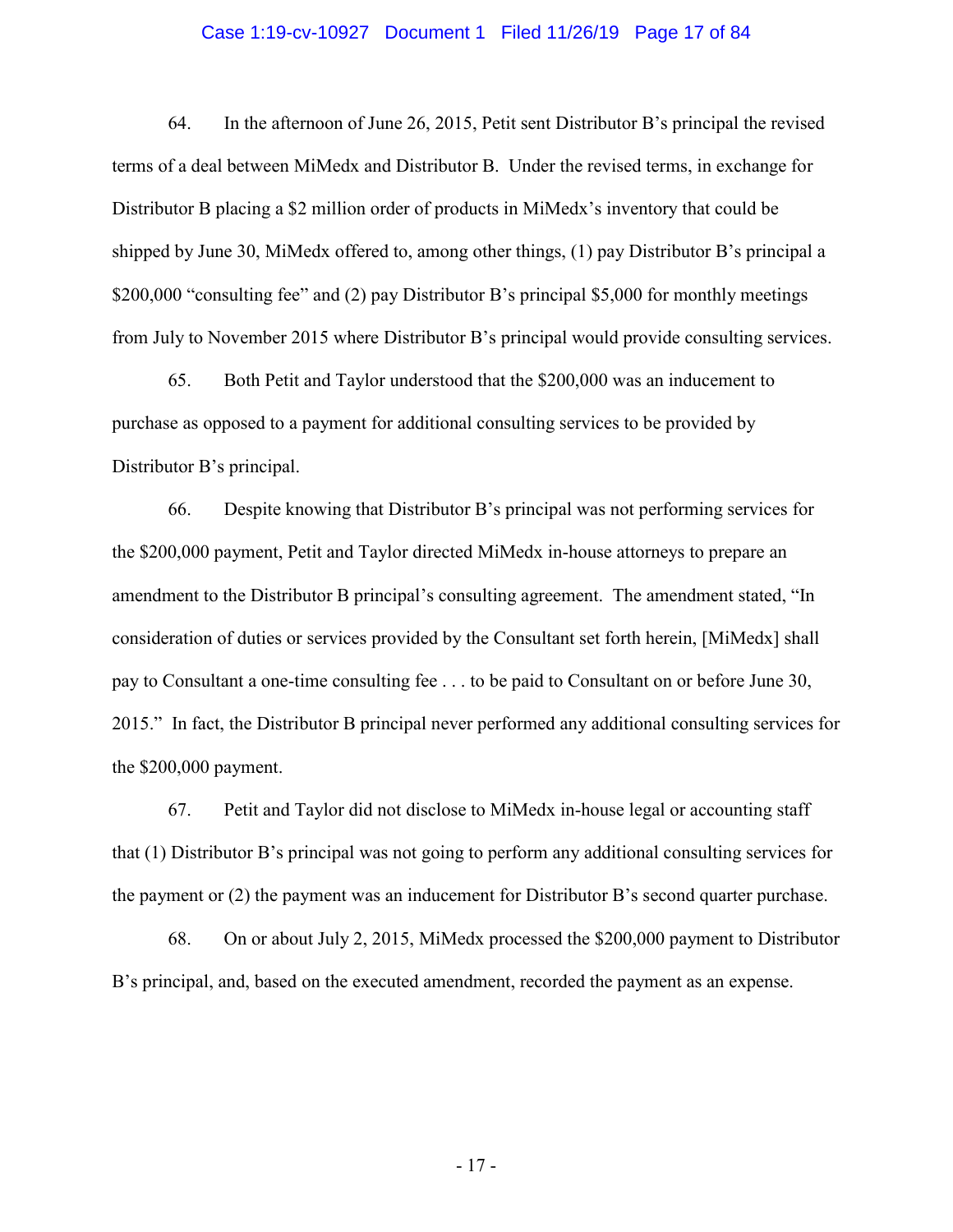64. In the afternoon of June 26, 2015, Petit sent Distributor B's principal the revised terms of a deal between MiMedx and Distributor B. Under the revised terms, in exchange for Distributor B placing a $2 million order of products in MiMedx's inventory that could be shipped by June 30, MiMedx offered to, among other things, (1) pay Distributor B's principal a $200,000 "consulting fee" and (2) pay Distributor B's principal $5,000 for monthly meetings from July to November 2015 where Distributor B's principal would provide consulting services.

65. Both Petit and Taylor understood that the $200,000 was an inducement to purchase as opposed to a payment for additional consulting services to be provided by Distributor B's principal.

66. Despite knowing that Distributor B's principal was not performing services for the $200,000 payment, Petit and Taylor directed MiMedx in-house attorneys to prepare an amendment to the Distributor B principal's consulting agreement. The amendment stated, "In consideration of duties or services provided by the Consultant set forth herein, [MiMedx] shall pay to Consultant a one-time consulting fee . . . to be paid to Consultant on or before June 30, 2015." In fact, the Distributor B principal never performed any additional consulting services for the $200,000 payment.

67. Petit and Taylor did not disclose to MiMedx in-house legal or accounting staff that (1) Distributor B's principal was not going to perform any additional consulting services for the payment or (2) the payment was an inducement for Distributor B's second quarter purchase.

68. On or about July 2, 2015, MiMedx processed the $200,000 payment to Distributor B's principal, and, based on the executed amendment, recorded the payment as an expense.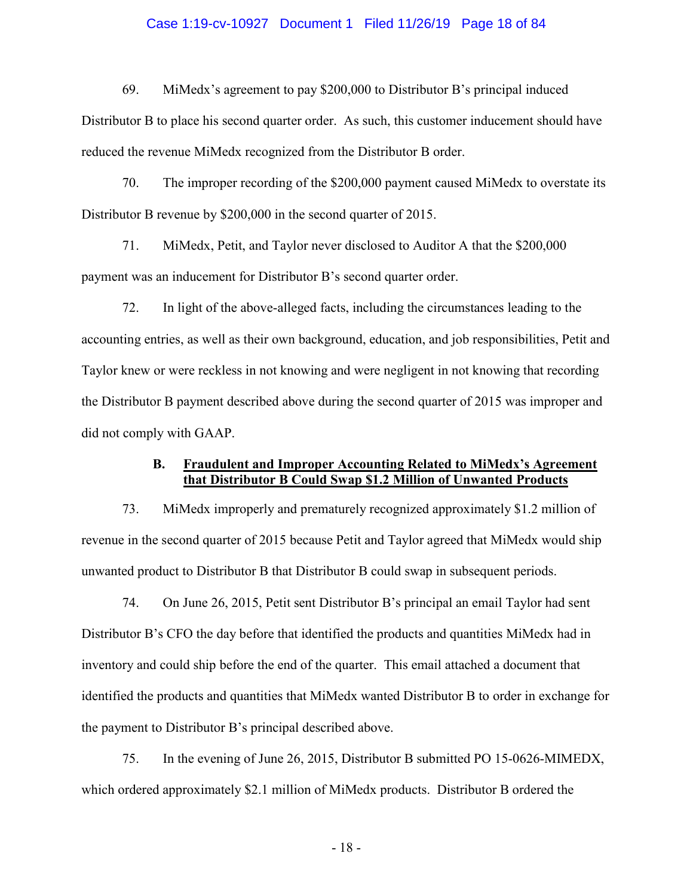69. MiMedx's agreement to pay $200,000 to Distributor B's principal induced Distributor B to place his second quarter order. As such, this customer inducement should have reduced the revenue MiMedx recognized from the Distributor B order.

70. The improper recording of the $200,000 payment caused MiMedx to overstate its Distributor B revenue by $200,000 in the second quarter of 2015.

71. MiMedx, Petit, and Taylor never disclosed to Auditor A that the $200,000 payment was an inducement for Distributor B's second quarter order.

72. In light of the above-alleged facts, including the circumstances leading to the accounting entries, as well as their own background, education, and job responsibilities, Petit and Taylor knew or were reckless in not knowing and were negligent in not knowing that recording the Distributor B payment described above during the second quarter of 2015 was improper and did not comply with GAAP.

### B. <u>Fraudulent and Improper Accounting Related to MiMedx's Agreement that Distributor B Could Swap $1.2 Million of Unwanted Products</u>

73. MiMedx improperly and prematurely recognized approximately $1.2 million of revenue in the second quarter of 2015 because Petit and Taylor agreed that MiMedx would ship unwanted product to Distributor B that Distributor B could swap in subsequent periods.

74. On June 26, 2015, Petit sent Distributor B's principal an email Taylor had sent Distributor B's CFO the day before that identified the products and quantities MiMedx had in inventory and could ship before the end of the quarter. This email attached a document that identified the products and quantities that MiMedx wanted Distributor B to order in exchange for the payment to Distributor B's principal described above.

75. In the evening of June 26, 2015, Distributor B submitted PO 15-0626-MIMEDX, which ordered approximately $2.1 million of MiMedx products. Distributor B ordered the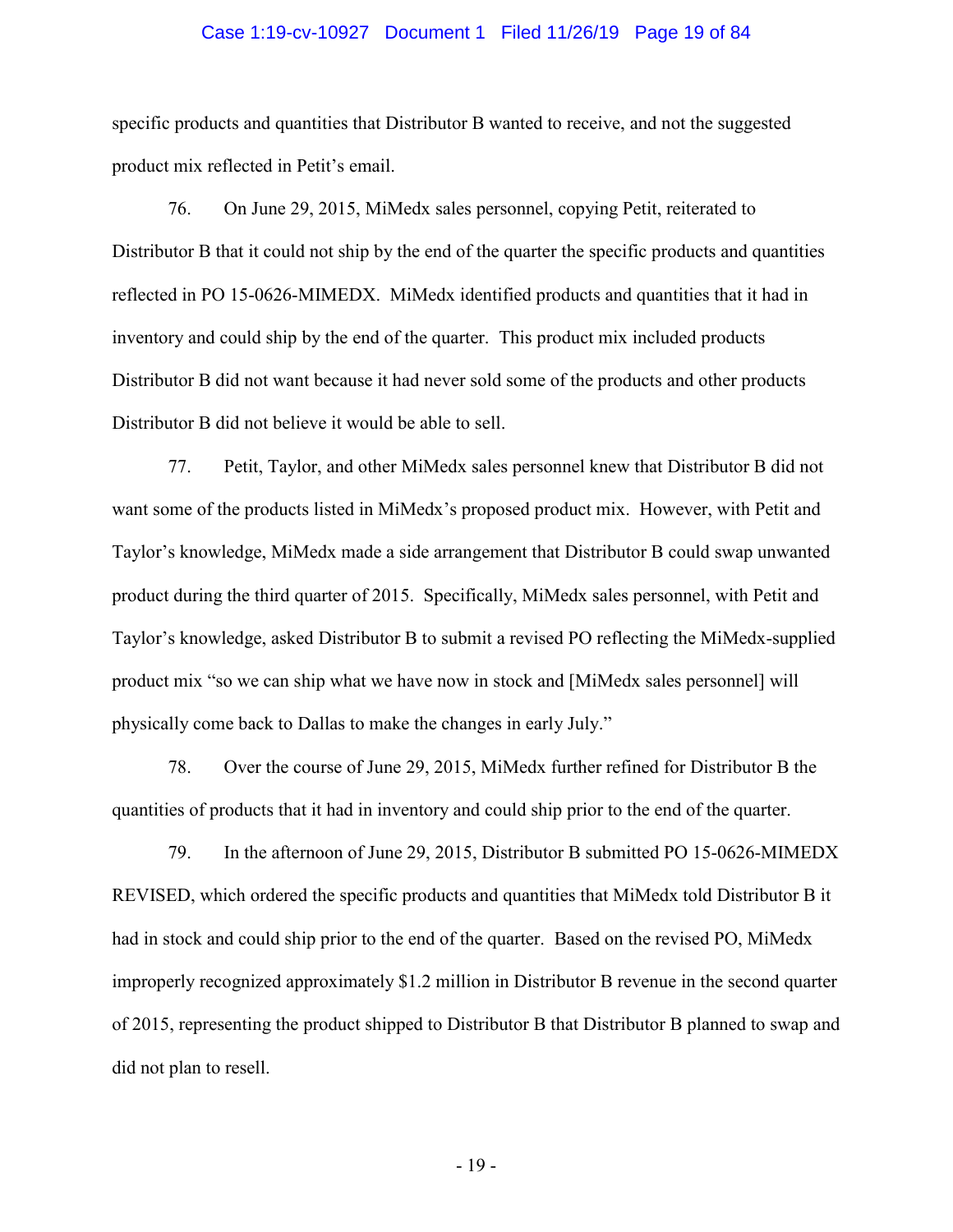specific products and quantities that Distributor B wanted to receive, and not the suggested product mix reflected in Petit's email.

76. On June 29, 2015, MiMedx sales personnel, copying Petit, reiterated to Distributor B that it could not ship by the end of the quarter the specific products and quantities reflected in PO 15-0626-MIMEDX. MiMedx identified products and quantities that it had in inventory and could ship by the end of the quarter. This product mix included products Distributor B did not want because it had never sold some of the products and other products Distributor B did not believe it would be able to sell.

77. Petit, Taylor, and other MiMedx sales personnel knew that Distributor B did not want some of the products listed in MiMedx's proposed product mix. However, with Petit and Taylor's knowledge, MiMedx made a side arrangement that Distributor B could swap unwanted product during the third quarter of 2015. Specifically, MiMedx sales personnel, with Petit and Taylor's knowledge, asked Distributor B to submit a revised PO reflecting the MiMedx-supplied product mix "so we can ship what we have now in stock and [MiMedx sales personnel] will physically come back to Dallas to make the changes in early July."

78. Over the course of June 29, 2015, MiMedx further refined for Distributor B the quantities of products that it had in inventory and could ship prior to the end of the quarter.

79. In the afternoon of June 29, 2015, Distributor B submitted PO 15-0626-MIMEDX REVISED, which ordered the specific products and quantities that MiMedx told Distributor B it had in stock and could ship prior to the end of the quarter. Based on the revised PO, MiMedx improperly recognized approximately $1.2 million in Distributor B revenue in the second quarter of 2015, representing the product shipped to Distributor B that Distributor B planned to swap and did not plan to resell.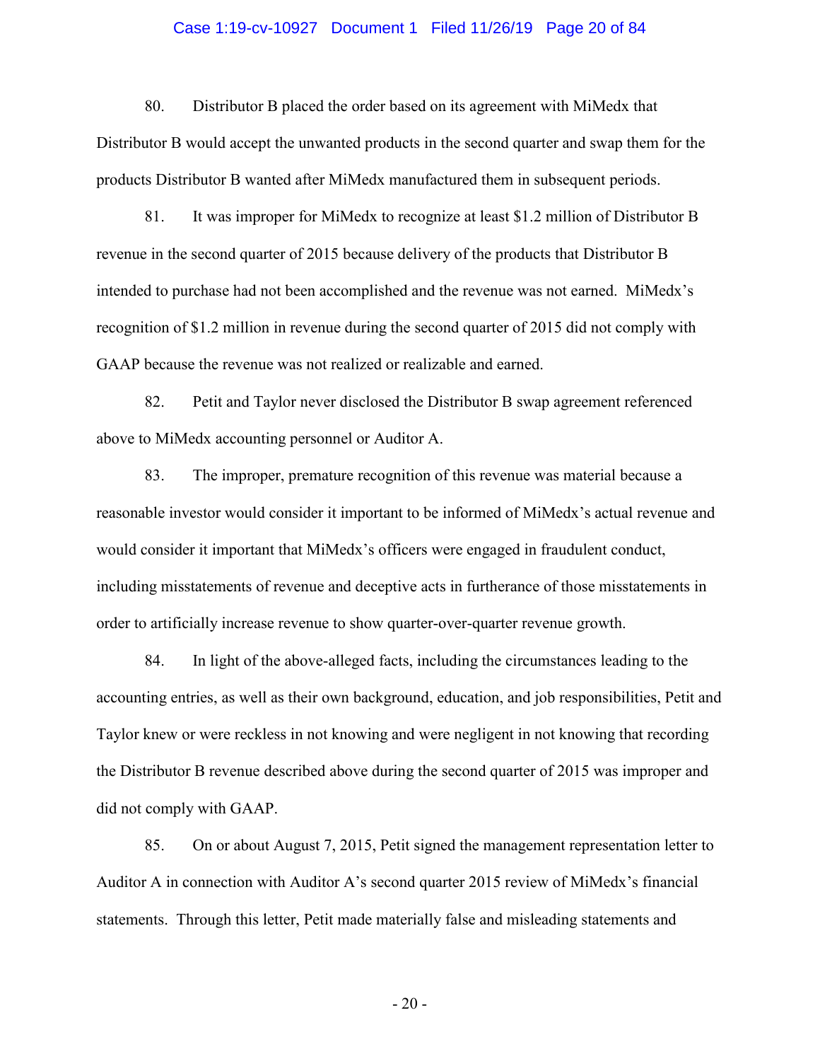80. Distributor B placed the order based on its agreement with MiMedx that Distributor B would accept the unwanted products in the second quarter and swap them for the products Distributor B wanted after MiMedx manufactured them in subsequent periods.

81. It was improper for MiMedx to recognize at least $1.2 million of Distributor B revenue in the second quarter of 2015 because delivery of the products that Distributor B intended to purchase had not been accomplished and the revenue was not earned. MiMedx's recognition of $1.2 million in revenue during the second quarter of 2015 did not comply with GAAP because the revenue was not realized or realizable and earned.

82. Petit and Taylor never disclosed the Distributor B swap agreement referenced above to MiMedx accounting personnel or Auditor A.

83. The improper, premature recognition of this revenue was material because a reasonable investor would consider it important to be informed of MiMedx's actual revenue and would consider it important that MiMedx's officers were engaged in fraudulent conduct, including misstatements of revenue and deceptive acts in furtherance of those misstatements in order to artificially increase revenue to show quarter-over-quarter revenue growth.

84. In light of the above-alleged facts, including the circumstances leading to the accounting entries, as well as their own background, education, and job responsibilities, Petit and Taylor knew or were reckless in not knowing and were negligent in not knowing that recording the Distributor B revenue described above during the second quarter of 2015 was improper and did not comply with GAAP.

85. On or about August 7, 2015, Petit signed the management representation letter to Auditor A in connection with Auditor A's second quarter 2015 review of MiMedx's financial statements. Through this letter, Petit made materially false and misleading statements and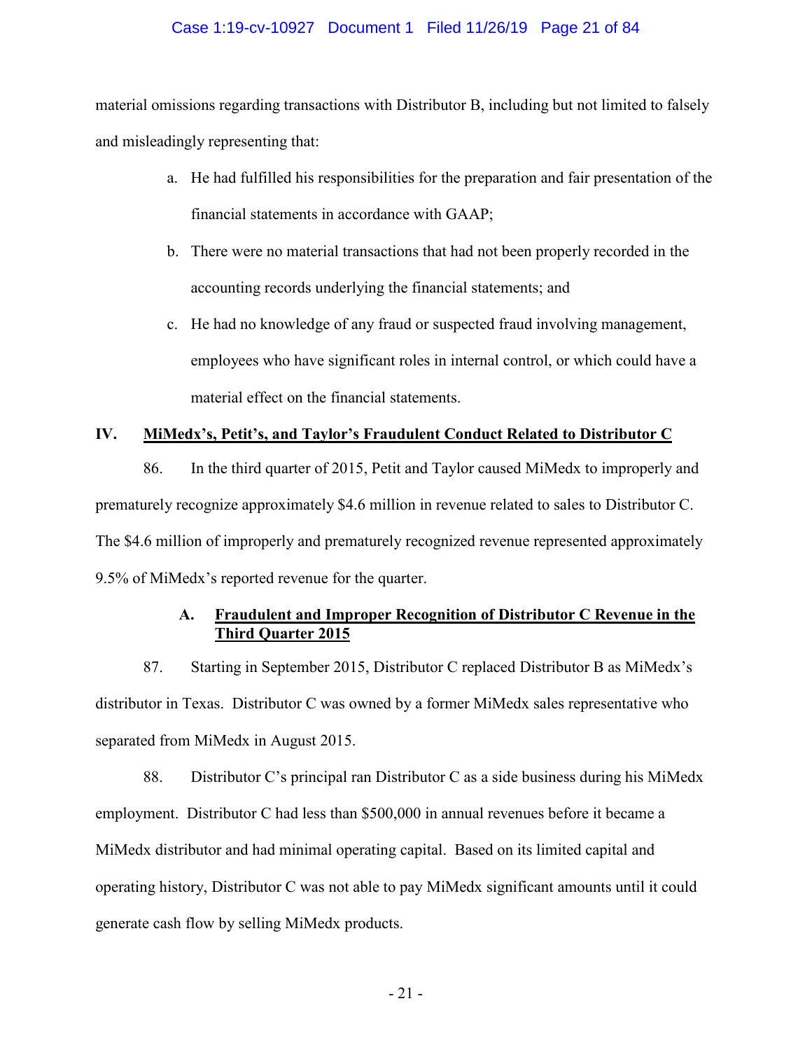material omissions regarding transactions with Distributor B, including but not limited to falsely and misleadingly representing that:

a. He had fulfilled his responsibilities for the preparation and fair presentation of the financial statements in accordance with GAAP;

b. There were no material transactions that had not been properly recorded in the accounting records underlying the financial statements; and

c. He had no knowledge of any fraud or suspected fraud involving management, employees who have significant roles in internal control, or which could have a material effect on the financial statements.

## IV. MiMedx's, Petit's, and Taylor's Fraudulent Conduct Related to Distributor C

86. In the third quarter of 2015, Petit and Taylor caused MiMedx to improperly and prematurely recognize approximately $4.6 million in revenue related to sales to Distributor C. The $4.6 million of improperly and prematurely recognized revenue represented approximately 9.5% of MiMedx's reported revenue for the quarter.

### A. Fraudulent and Improper Recognition of Distributor C Revenue in the Third Quarter 2015

87. Starting in September 2015, Distributor C replaced Distributor B as MiMedx's distributor in Texas. Distributor C was owned by a former MiMedx sales representative who separated from MiMedx in August 2015.

88. Distributor C's principal ran Distributor C as a side business during his MiMedx employment. Distributor C had less than $500,000 in annual revenues before it became a MiMedx distributor and had minimal operating capital. Based on its limited capital and operating history, Distributor C was not able to pay MiMedx significant amounts until it could generate cash flow by selling MiMedx products.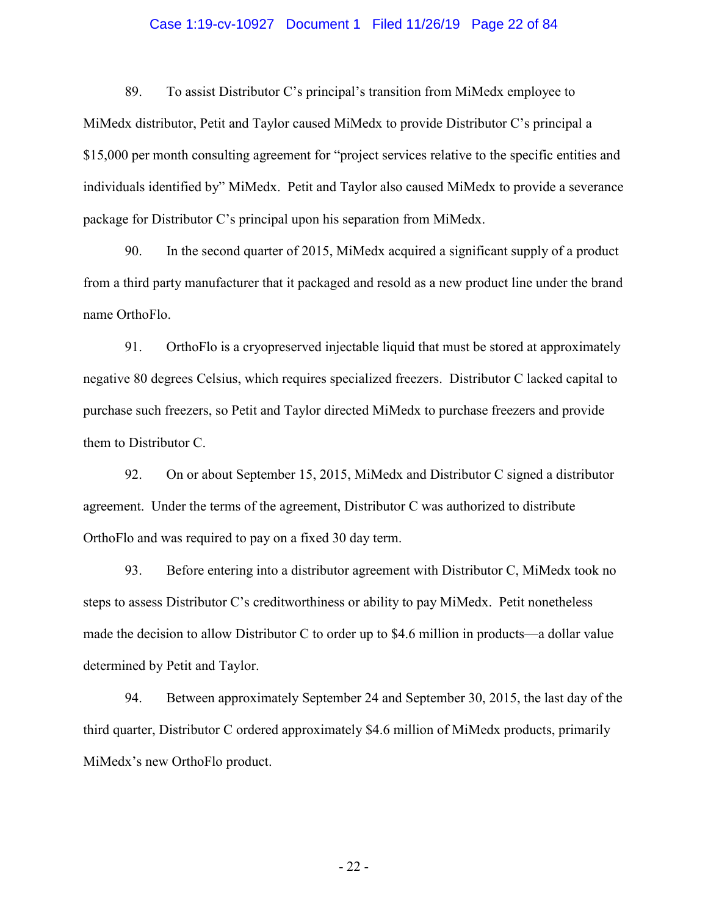89. To assist Distributor C's principal's transition from MiMedx employee to MiMedx distributor, Petit and Taylor caused MiMedx to provide Distributor C's principal a $15,000 per month consulting agreement for "project services relative to the specific entities and individuals identified by" MiMedx. Petit and Taylor also caused MiMedx to provide a severance package for Distributor C's principal upon his separation from MiMedx.

90. In the second quarter of 2015, MiMedx acquired a significant supply of a product from a third party manufacturer that it packaged and resold as a new product line under the brand name OrthoFlo.

91. OrthoFlo is a cryopreserved injectable liquid that must be stored at approximately negative 80 degrees Celsius, which requires specialized freezers. Distributor C lacked capital to purchase such freezers, so Petit and Taylor directed MiMedx to purchase freezers and provide them to Distributor C.

92. On or about September 15, 2015, MiMedx and Distributor C signed a distributor agreement. Under the terms of the agreement, Distributor C was authorized to distribute OrthoFlo and was required to pay on a fixed 30 day term.

93. Before entering into a distributor agreement with Distributor C, MiMedx took no steps to assess Distributor C's creditworthiness or ability to pay MiMedx. Petit nonetheless made the decision to allow Distributor C to order up to $4.6 million in products—a dollar value determined by Petit and Taylor.

94. Between approximately September 24 and September 30, 2015, the last day of the third quarter, Distributor C ordered approximately $4.6 million of MiMedx products, primarily MiMedx's new OrthoFlo product.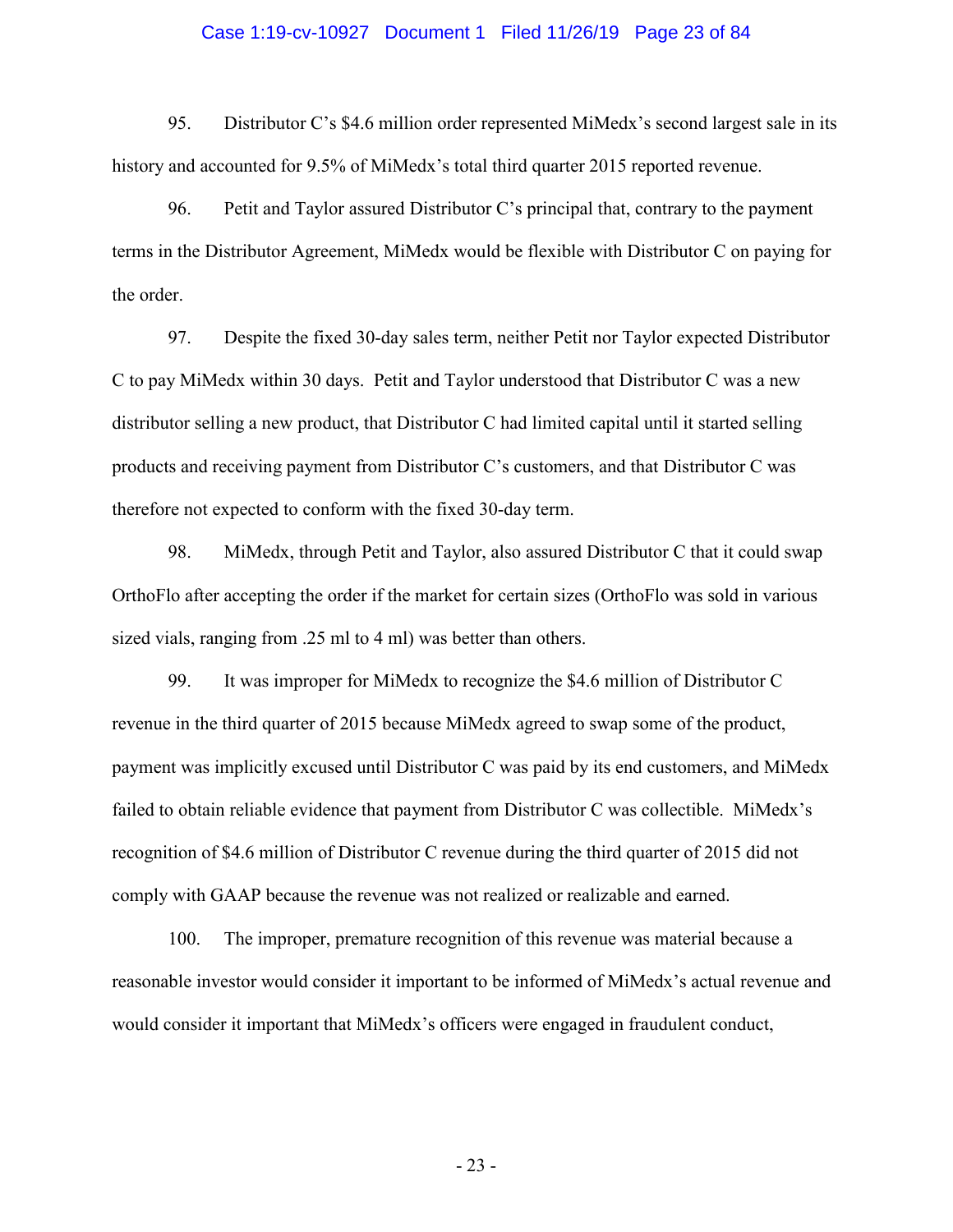95. Distributor C's $4.6 million order represented MiMedx's second largest sale in its history and accounted for 9.5% of MiMedx's total third quarter 2015 reported revenue.

96. Petit and Taylor assured Distributor C's principal that, contrary to the payment terms in the Distributor Agreement, MiMedx would be flexible with Distributor C on paying for the order.

97. Despite the fixed 30-day sales term, neither Petit nor Taylor expected Distributor C to pay MiMedx within 30 days. Petit and Taylor understood that Distributor C was a new distributor selling a new product, that Distributor C had limited capital until it started selling products and receiving payment from Distributor C's customers, and that Distributor C was therefore not expected to conform with the fixed 30-day term.

98. MiMedx, through Petit and Taylor, also assured Distributor C that it could swap OrthoFlo after accepting the order if the market for certain sizes (OrthoFlo was sold in various sized vials, ranging from .25 ml to 4 ml) was better than others.

99. It was improper for MiMedx to recognize the $4.6 million of Distributor C revenue in the third quarter of 2015 because MiMedx agreed to swap some of the product, payment was implicitly excused until Distributor C was paid by its end customers, and MiMedx failed to obtain reliable evidence that payment from Distributor C was collectible. MiMedx's recognition of $4.6 million of Distributor C revenue during the third quarter of 2015 did not comply with GAAP because the revenue was not realized or realizable and earned.

100. The improper, premature recognition of this revenue was material because a reasonable investor would consider it important to be informed of MiMedx's actual revenue and would consider it important that MiMedx's officers were engaged in fraudulent conduct,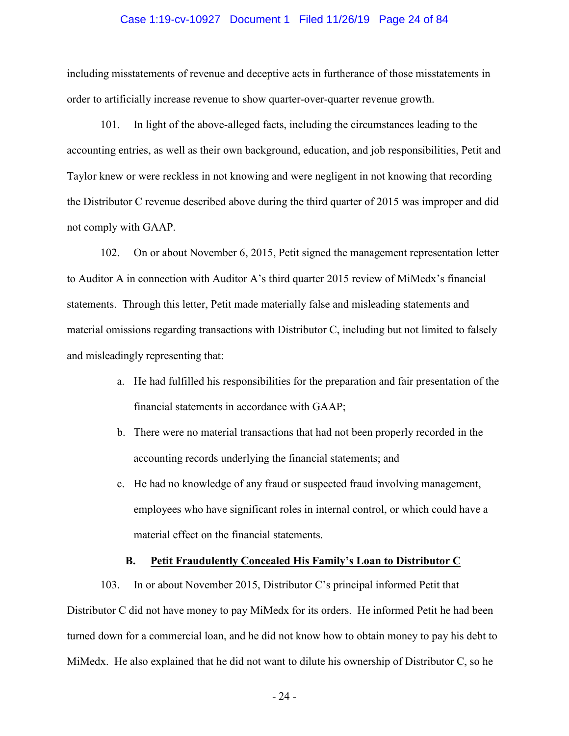including misstatements of revenue and deceptive acts in furtherance of those misstatements in order to artificially increase revenue to show quarter-over-quarter revenue growth.

101. In light of the above-alleged facts, including the circumstances leading to the accounting entries, as well as their own background, education, and job responsibilities, Petit and Taylor knew or were reckless in not knowing and were negligent in not knowing that recording the Distributor C revenue described above during the third quarter of 2015 was improper and did not comply with GAAP.

102. On or about November 6, 2015, Petit signed the management representation letter to Auditor A in connection with Auditor A's third quarter 2015 review of MiMedx's financial statements. Through this letter, Petit made materially false and misleading statements and material omissions regarding transactions with Distributor C, including but not limited to falsely and misleadingly representing that:

a. He had fulfilled his responsibilities for the preparation and fair presentation of the financial statements in accordance with GAAP;

b. There were no material transactions that had not been properly recorded in the accounting records underlying the financial statements; and

c. He had no knowledge of any fraud or suspected fraud involving management, employees who have significant roles in internal control, or which could have a material effect on the financial statements.

### B. <u>Petit Fraudulently Concealed His Family's Loan to Distributor C</u>

103. In or about November 2015, Distributor C's principal informed Petit that Distributor C did not have money to pay MiMedx for its orders. He informed Petit he had been turned down for a commercial loan, and he did not know how to obtain money to pay his debt to MiMedx. He also explained that he did not want to dilute his ownership of Distributor C, so he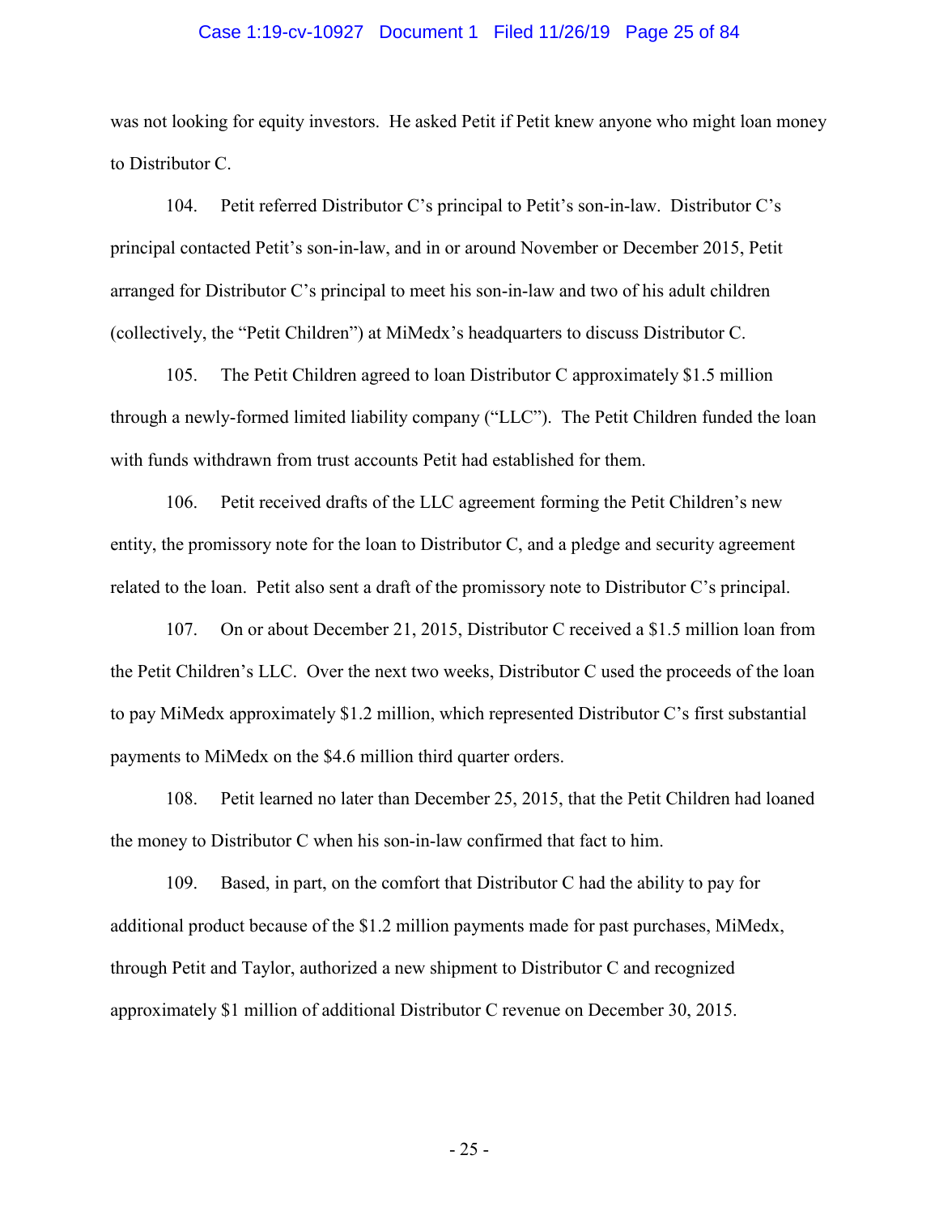was not looking for equity investors. He asked Petit if Petit knew anyone who might loan money to Distributor C.

104. Petit referred Distributor C's principal to Petit's son-in-law. Distributor C's principal contacted Petit's son-in-law, and in or around November or December 2015, Petit arranged for Distributor C's principal to meet his son-in-law and two of his adult children (collectively, the "Petit Children") at MiMedx's headquarters to discuss Distributor C.

105. The Petit Children agreed to loan Distributor C approximately $1.5 million through a newly-formed limited liability company ("LLC"). The Petit Children funded the loan with funds withdrawn from trust accounts Petit had established for them.

106. Petit received drafts of the LLC agreement forming the Petit Children's new entity, the promissory note for the loan to Distributor C, and a pledge and security agreement related to the loan. Petit also sent a draft of the promissory note to Distributor C's principal.

107. On or about December 21, 2015, Distributor C received a $1.5 million loan from the Petit Children's LLC. Over the next two weeks, Distributor C used the proceeds of the loan to pay MiMedx approximately $1.2 million, which represented Distributor C's first substantial payments to MiMedx on the $4.6 million third quarter orders.

108. Petit learned no later than December 25, 2015, that the Petit Children had loaned the money to Distributor C when his son-in-law confirmed that fact to him.

109. Based, in part, on the comfort that Distributor C had the ability to pay for additional product because of the $1.2 million payments made for past purchases, MiMedx, through Petit and Taylor, authorized a new shipment to Distributor C and recognized approximately $1 million of additional Distributor C revenue on December 30, 2015.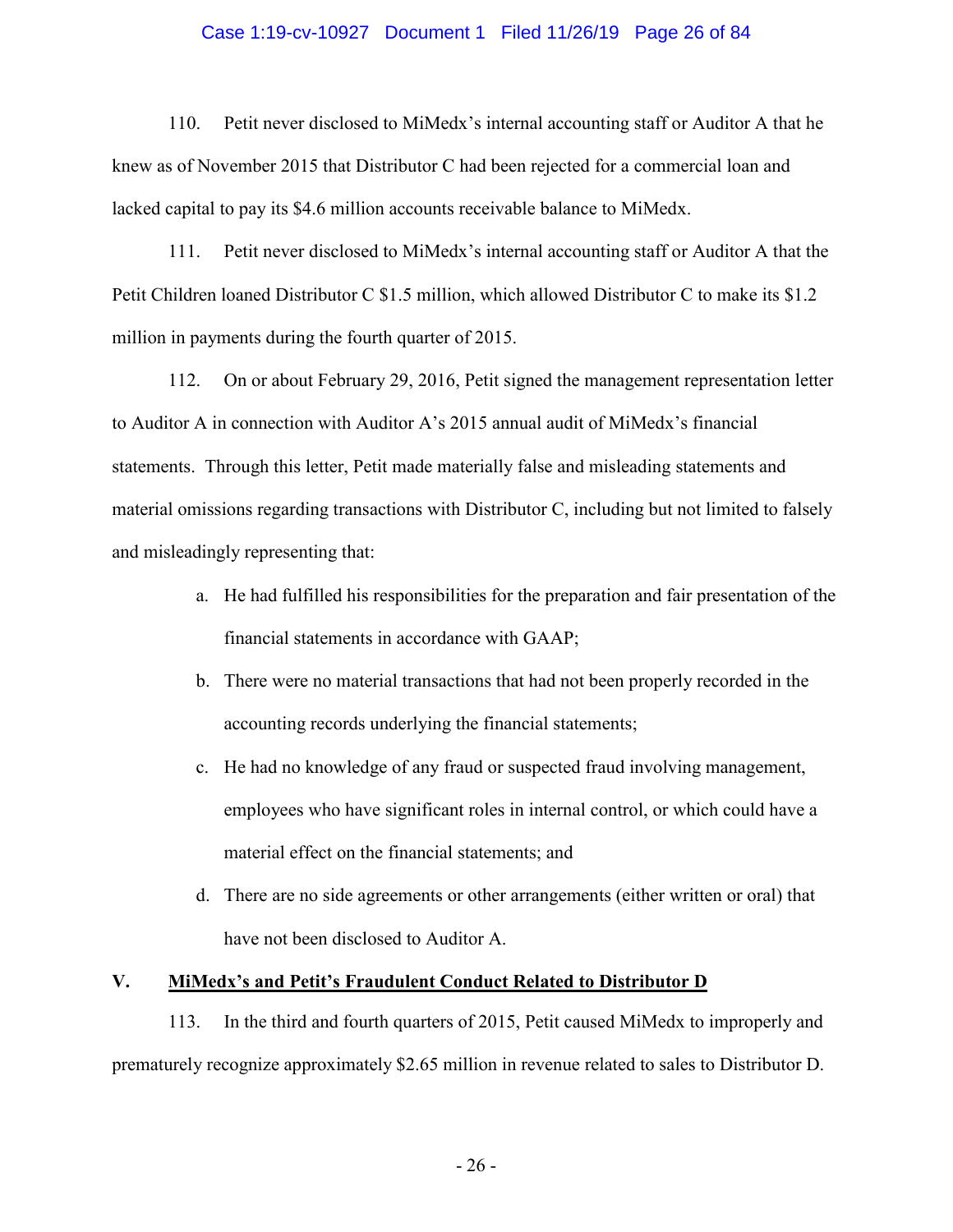110. Petit never disclosed to MiMedx's internal accounting staff or Auditor A that he knew as of November 2015 that Distributor C had been rejected for a commercial loan and lacked capital to pay its $4.6 million accounts receivable balance to MiMedx.

111. Petit never disclosed to MiMedx's internal accounting staff or Auditor A that the Petit Children loaned Distributor C $1.5 million, which allowed Distributor C to make its $1.2 million in payments during the fourth quarter of 2015.

112. On or about February 29, 2016, Petit signed the management representation letter to Auditor A in connection with Auditor A's 2015 annual audit of MiMedx's financial statements. Through this letter, Petit made materially false and misleading statements and material omissions regarding transactions with Distributor C, including but not limited to falsely and misleadingly representing that:

a. He had fulfilled his responsibilities for the preparation and fair presentation of the financial statements in accordance with GAAP;

b. There were no material transactions that had not been properly recorded in the accounting records underlying the financial statements;

c. He had no knowledge of any fraud or suspected fraud involving management, employees who have significant roles in internal control, or which could have a material effect on the financial statements; and

d. There are no side agreements or other arrangements (either written or oral) that have not been disclosed to Auditor A.

## V. <u>MiMedx's and Petit's Fraudulent Conduct Related to Distributor D</u>

113. In the third and fourth quarters of 2015, Petit caused MiMedx to improperly and prematurely recognize approximately $2.65 million in revenue related to sales to Distributor D.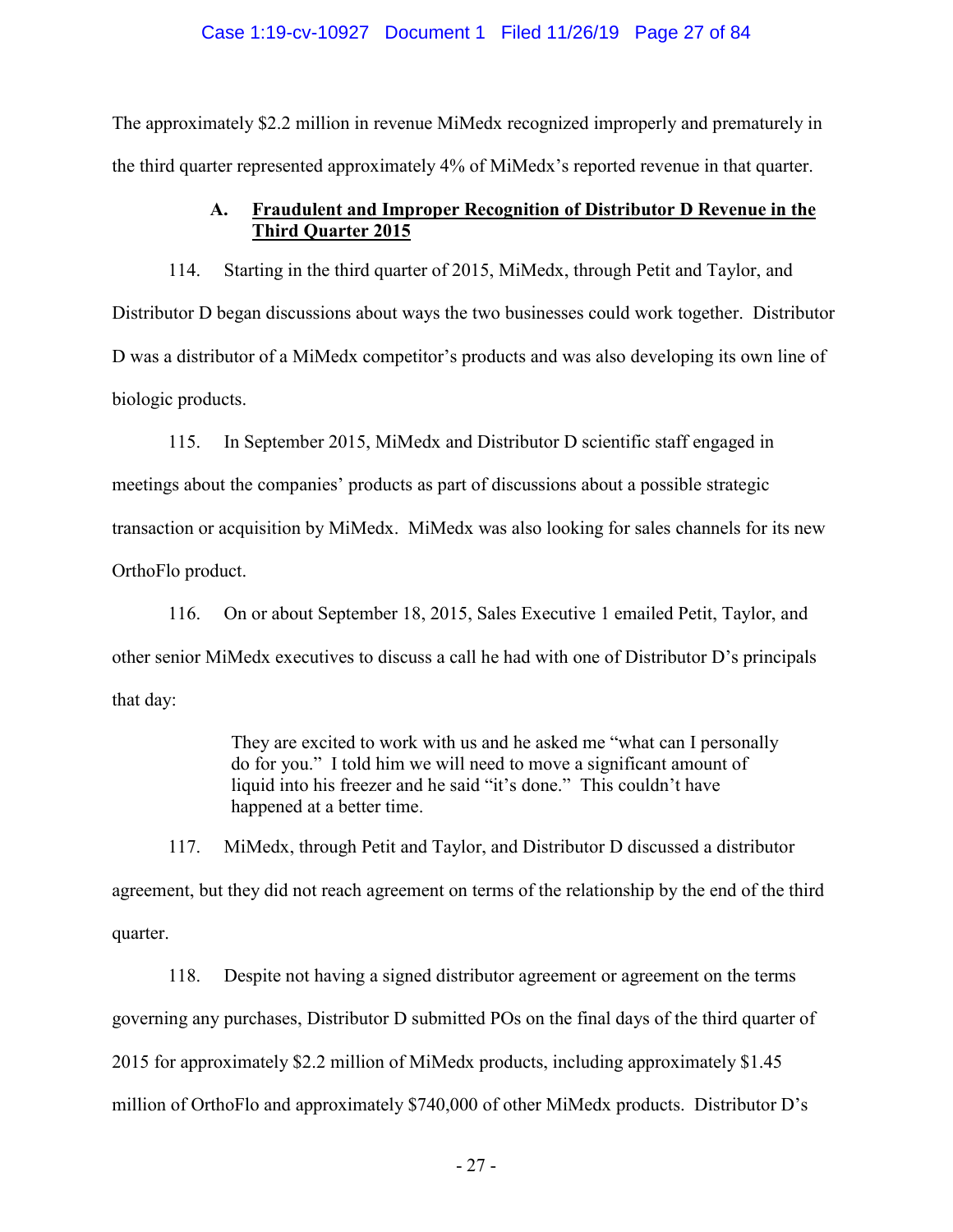The approximately $2.2 million in revenue MiMedx recognized improperly and prematurely in the third quarter represented approximately 4% of MiMedx's reported revenue in that quarter.

### A. Fraudulent and Improper Recognition of Distributor D Revenue in the Third Quarter 2015

114. Starting in the third quarter of 2015, MiMedx, through Petit and Taylor, and Distributor D began discussions about ways the two businesses could work together. Distributor D was a distributor of a MiMedx competitor's products and was also developing its own line of biologic products.

115. In September 2015, MiMedx and Distributor D scientific staff engaged in meetings about the companies' products as part of discussions about a possible strategic transaction or acquisition by MiMedx. MiMedx was also looking for sales channels for its new OrthoFlo product.

116. On or about September 18, 2015, Sales Executive 1 emailed Petit, Taylor, and other senior MiMedx executives to discuss a call he had with one of Distributor D's principals that day:

> They are excited to work with us and he asked me "what can I personally do for you." I told him we will need to move a significant amount of liquid into his freezer and he said "it's done." This couldn't have happened at a better time.

117. MiMedx, through Petit and Taylor, and Distributor D discussed a distributor agreement, but they did not reach agreement on terms of the relationship by the end of the third quarter.

118. Despite not having a signed distributor agreement or agreement on the terms governing any purchases, Distributor D submitted POs on the final days of the third quarter of 2015 for approximately $2.2 million of MiMedx products, including approximately $1.45 million of OrthoFlo and approximately $740,000 of other MiMedx products. Distributor D's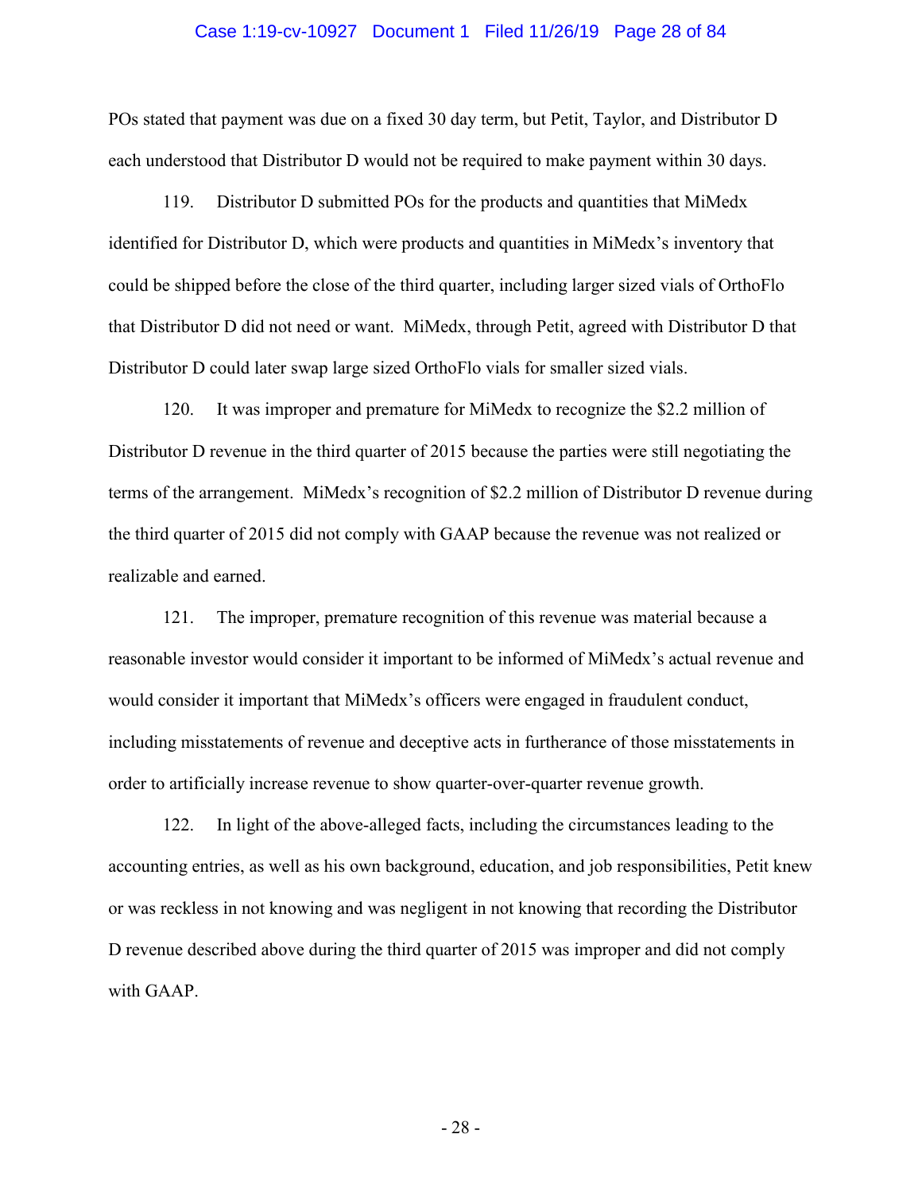POs stated that payment was due on a fixed 30 day term, but Petit, Taylor, and Distributor D each understood that Distributor D would not be required to make payment within 30 days.

119. Distributor D submitted POs for the products and quantities that MiMedx identified for Distributor D, which were products and quantities in MiMedx's inventory that could be shipped before the close of the third quarter, including larger sized vials of OrthoFlo that Distributor D did not need or want. MiMedx, through Petit, agreed with Distributor D that Distributor D could later swap large sized OrthoFlo vials for smaller sized vials.

120. It was improper and premature for MiMedx to recognize the $2.2 million of Distributor D revenue in the third quarter of 2015 because the parties were still negotiating the terms of the arrangement. MiMedx's recognition of $2.2 million of Distributor D revenue during the third quarter of 2015 did not comply with GAAP because the revenue was not realized or realizable and earned.

121. The improper, premature recognition of this revenue was material because a reasonable investor would consider it important to be informed of MiMedx's actual revenue and would consider it important that MiMedx's officers were engaged in fraudulent conduct, including misstatements of revenue and deceptive acts in furtherance of those misstatements in order to artificially increase revenue to show quarter-over-quarter revenue growth.

122. In light of the above-alleged facts, including the circumstances leading to the accounting entries, as well as his own background, education, and job responsibilities, Petit knew or was reckless in not knowing and was negligent in not knowing that recording the Distributor D revenue described above during the third quarter of 2015 was improper and did not comply with GAAP.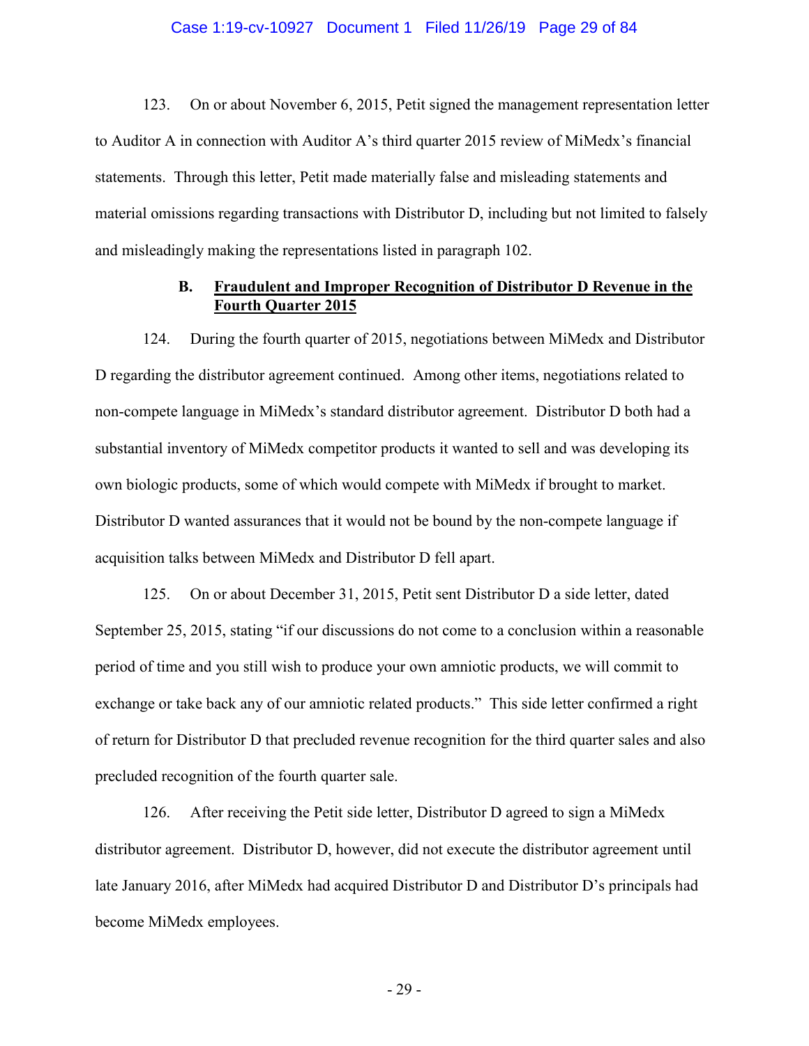123. On or about November 6, 2015, Petit signed the management representation letter to Auditor A in connection with Auditor A's third quarter 2015 review of MiMedx's financial statements. Through this letter, Petit made materially false and misleading statements and material omissions regarding transactions with Distributor D, including but not limited to falsely and misleadingly making the representations listed in paragraph 102.

### B. Fraudulent and Improper Recognition of Distributor D Revenue in the Fourth Quarter 2015

124. During the fourth quarter of 2015, negotiations between MiMedx and Distributor D regarding the distributor agreement continued. Among other items, negotiations related to non-compete language in MiMedx's standard distributor agreement. Distributor D both had a substantial inventory of MiMedx competitor products it wanted to sell and was developing its own biologic products, some of which would compete with MiMedx if brought to market. Distributor D wanted assurances that it would not be bound by the non-compete language if acquisition talks between MiMedx and Distributor D fell apart.

125. On or about December 31, 2015, Petit sent Distributor D a side letter, dated September 25, 2015, stating "if our discussions do not come to a conclusion within a reasonable period of time and you still wish to produce your own amniotic products, we will commit to exchange or take back any of our amniotic related products." This side letter confirmed a right of return for Distributor D that precluded revenue recognition for the third quarter sales and also precluded recognition of the fourth quarter sale.

126. After receiving the Petit side letter, Distributor D agreed to sign a MiMedx distributor agreement. Distributor D, however, did not execute the distributor agreement until late January 2016, after MiMedx had acquired Distributor D and Distributor D's principals had become MiMedx employees.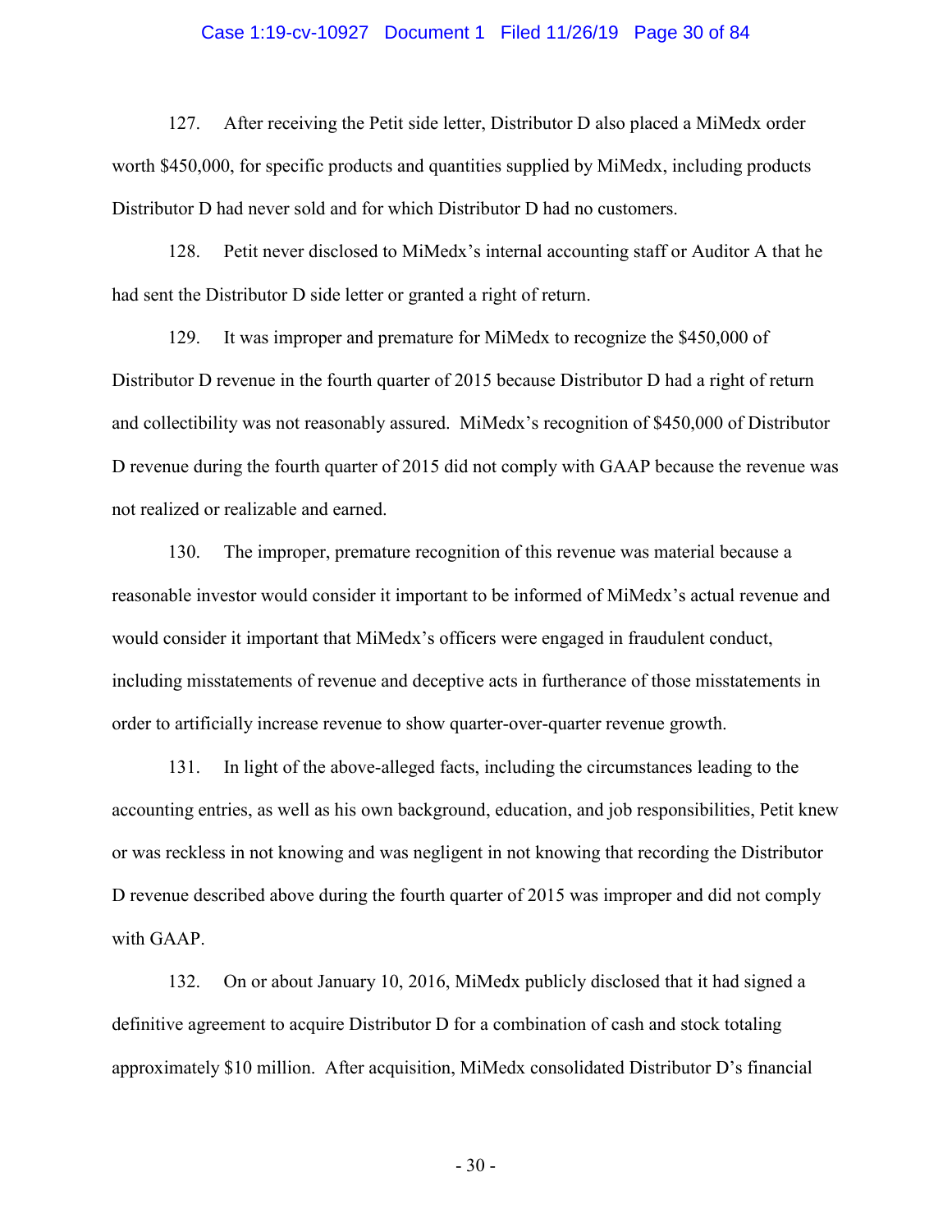127. After receiving the Petit side letter, Distributor D also placed a MiMedx order worth $450,000, for specific products and quantities supplied by MiMedx, including products Distributor D had never sold and for which Distributor D had no customers.

128. Petit never disclosed to MiMedx's internal accounting staff or Auditor A that he had sent the Distributor D side letter or granted a right of return.

129. It was improper and premature for MiMedx to recognize the $450,000 of Distributor D revenue in the fourth quarter of 2015 because Distributor D had a right of return and collectibility was not reasonably assured. MiMedx's recognition of $450,000 of Distributor D revenue during the fourth quarter of 2015 did not comply with GAAP because the revenue was not realized or realizable and earned.

130. The improper, premature recognition of this revenue was material because a reasonable investor would consider it important to be informed of MiMedx's actual revenue and would consider it important that MiMedx's officers were engaged in fraudulent conduct, including misstatements of revenue and deceptive acts in furtherance of those misstatements in order to artificially increase revenue to show quarter-over-quarter revenue growth.

131. In light of the above-alleged facts, including the circumstances leading to the accounting entries, as well as his own background, education, and job responsibilities, Petit knew or was reckless in not knowing and was negligent in not knowing that recording the Distributor D revenue described above during the fourth quarter of 2015 was improper and did not comply with GAAP.

132. On or about January 10, 2016, MiMedx publicly disclosed that it had signed a definitive agreement to acquire Distributor D for a combination of cash and stock totaling approximately $10 million. After acquisition, MiMedx consolidated Distributor D's financial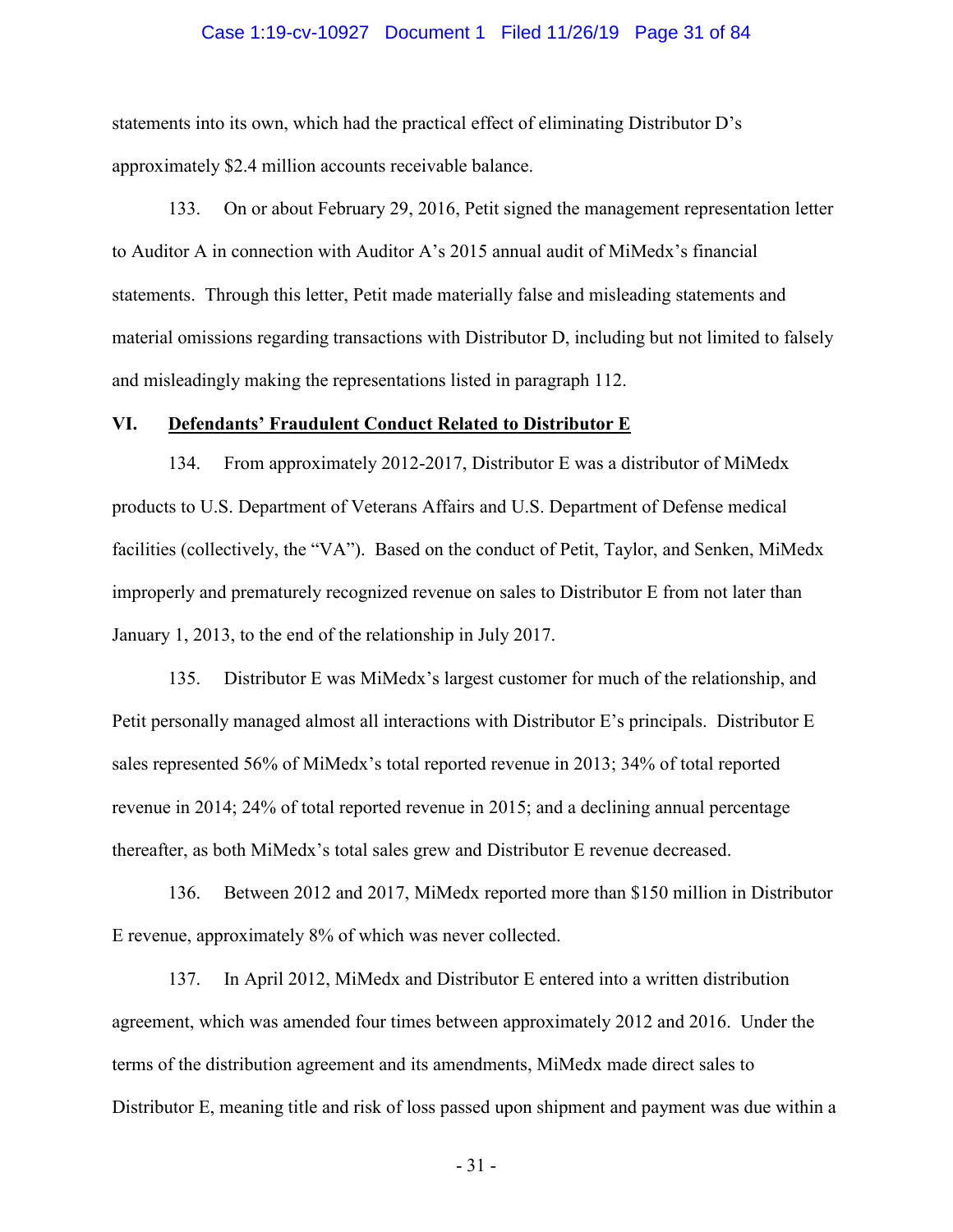statements into its own, which had the practical effect of eliminating Distributor D's approximately $2.4 million accounts receivable balance.

133. On or about February 29, 2016, Petit signed the management representation letter to Auditor A in connection with Auditor A's 2015 annual audit of MiMedx's financial statements. Through this letter, Petit made materially false and misleading statements and material omissions regarding transactions with Distributor D, including but not limited to falsely and misleadingly making the representations listed in paragraph 112.

## VI. <u>Defendants' Fraudulent Conduct Related to Distributor E</u>

134. From approximately 2012-2017, Distributor E was a distributor of MiMedx products to U.S. Department of Veterans Affairs and U.S. Department of Defense medical facilities (collectively, the "VA"). Based on the conduct of Petit, Taylor, and Senken, MiMedx improperly and prematurely recognized revenue on sales to Distributor E from not later than January 1, 2013, to the end of the relationship in July 2017.

135. Distributor E was MiMedx's largest customer for much of the relationship, and Petit personally managed almost all interactions with Distributor E's principals. Distributor E sales represented 56% of MiMedx's total reported revenue in 2013; 34% of total reported revenue in 2014; 24% of total reported revenue in 2015; and a declining annual percentage thereafter, as both MiMedx's total sales grew and Distributor E revenue decreased.

136. Between 2012 and 2017, MiMedx reported more than $150 million in Distributor E revenue, approximately 8% of which was never collected.

137. In April 2012, MiMedx and Distributor E entered into a written distribution agreement, which was amended four times between approximately 2012 and 2016. Under the terms of the distribution agreement and its amendments, MiMedx made direct sales to Distributor E, meaning title and risk of loss passed upon shipment and payment was due within a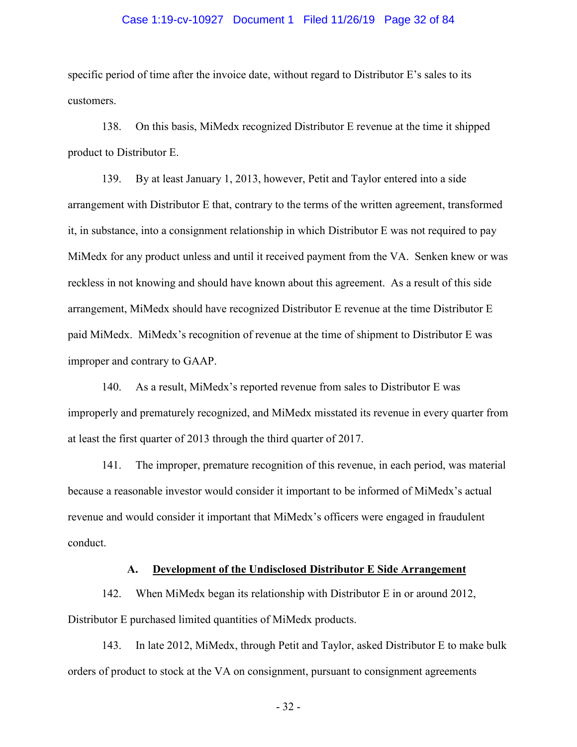specific period of time after the invoice date, without regard to Distributor E's sales to its customers.

138. On this basis, MiMedx recognized Distributor E revenue at the time it shipped product to Distributor E.

139. By at least January 1, 2013, however, Petit and Taylor entered into a side arrangement with Distributor E that, contrary to the terms of the written agreement, transformed it, in substance, into a consignment relationship in which Distributor E was not required to pay MiMedx for any product unless and until it received payment from the VA. Senken knew or was reckless in not knowing and should have known about this agreement. As a result of this side arrangement, MiMedx should have recognized Distributor E revenue at the time Distributor E paid MiMedx. MiMedx's recognition of revenue at the time of shipment to Distributor E was improper and contrary to GAAP.

140. As a result, MiMedx's reported revenue from sales to Distributor E was improperly and prematurely recognized, and MiMedx misstated its revenue in every quarter from at least the first quarter of 2013 through the third quarter of 2017.

141. The improper, premature recognition of this revenue, in each period, was material because a reasonable investor would consider it important to be informed of MiMedx's actual revenue and would consider it important that MiMedx's officers were engaged in fraudulent conduct.

### A. <u>Development of the Undisclosed Distributor E Side Arrangement</u>

142. When MiMedx began its relationship with Distributor E in or around 2012, Distributor E purchased limited quantities of MiMedx products.

143. In late 2012, MiMedx, through Petit and Taylor, asked Distributor E to make bulk orders of product to stock at the VA on consignment, pursuant to consignment agreements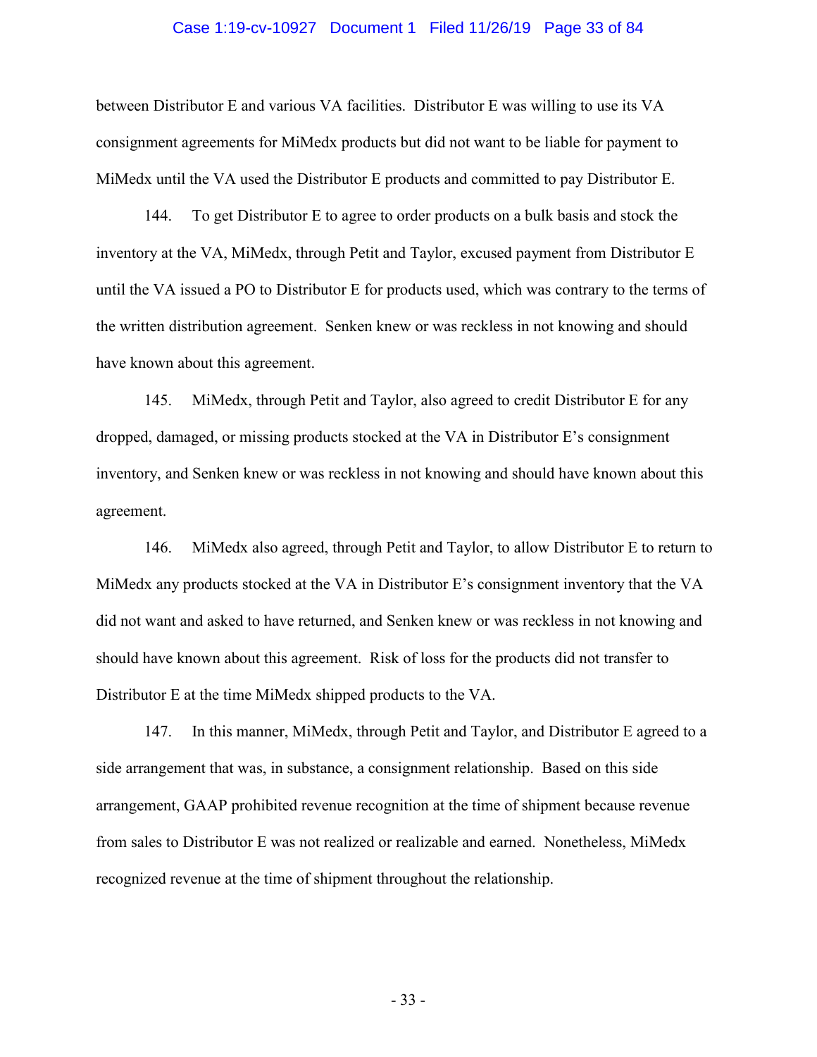between Distributor E and various VA facilities. Distributor E was willing to use its VA consignment agreements for MiMedx products but did not want to be liable for payment to MiMedx until the VA used the Distributor E products and committed to pay Distributor E.

144. To get Distributor E to agree to order products on a bulk basis and stock the inventory at the VA, MiMedx, through Petit and Taylor, excused payment from Distributor E until the VA issued a PO to Distributor E for products used, which was contrary to the terms of the written distribution agreement. Senken knew or was reckless in not knowing and should have known about this agreement.

145. MiMedx, through Petit and Taylor, also agreed to credit Distributor E for any dropped, damaged, or missing products stocked at the VA in Distributor E's consignment inventory, and Senken knew or was reckless in not knowing and should have known about this agreement.

146. MiMedx also agreed, through Petit and Taylor, to allow Distributor E to return to MiMedx any products stocked at the VA in Distributor E's consignment inventory that the VA did not want and asked to have returned, and Senken knew or was reckless in not knowing and should have known about this agreement. Risk of loss for the products did not transfer to Distributor E at the time MiMedx shipped products to the VA.

147. In this manner, MiMedx, through Petit and Taylor, and Distributor E agreed to a side arrangement that was, in substance, a consignment relationship. Based on this side arrangement, GAAP prohibited revenue recognition at the time of shipment because revenue from sales to Distributor E was not realized or realizable and earned. Nonetheless, MiMedx recognized revenue at the time of shipment throughout the relationship.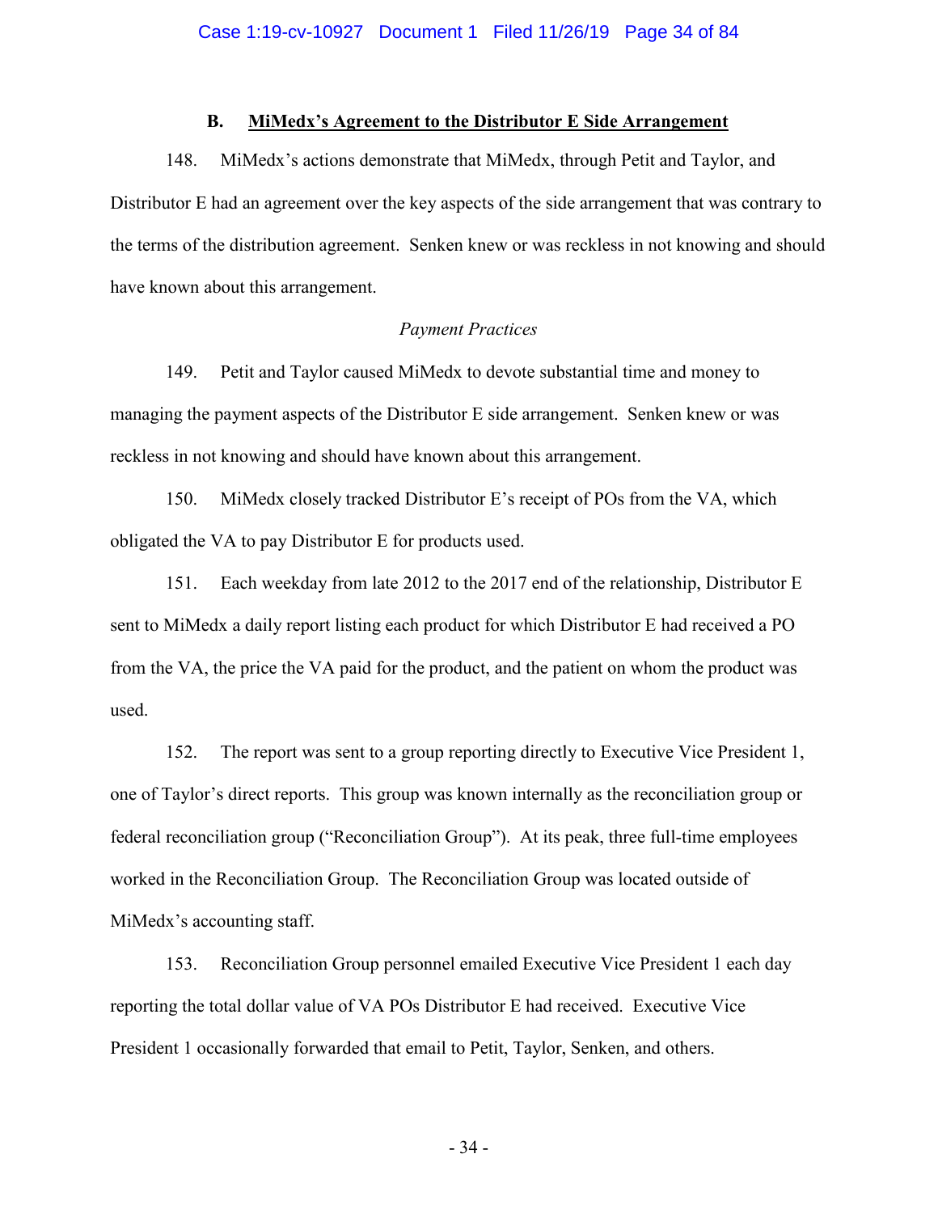### B. MiMedx's Agreement to the Distributor E Side Arrangement

148. MiMedx's actions demonstrate that MiMedx, through Petit and Taylor, and Distributor E had an agreement over the key aspects of the side arrangement that was contrary to the terms of the distribution agreement. Senken knew or was reckless in not knowing and should have known about this arrangement.

*Payment Practices*

149. Petit and Taylor caused MiMedx to devote substantial time and money to managing the payment aspects of the Distributor E side arrangement. Senken knew or was reckless in not knowing and should have known about this arrangement.

150. MiMedx closely tracked Distributor E's receipt of POs from the VA, which obligated the VA to pay Distributor E for products used.

151. Each weekday from late 2012 to the 2017 end of the relationship, Distributor E sent to MiMedx a daily report listing each product for which Distributor E had received a PO from the VA, the price the VA paid for the product, and the patient on whom the product was used.

152. The report was sent to a group reporting directly to Executive Vice President 1, one of Taylor's direct reports. This group was known internally as the reconciliation group or federal reconciliation group ("Reconciliation Group"). At its peak, three full-time employees worked in the Reconciliation Group. The Reconciliation Group was located outside of MiMedx's accounting staff.

153. Reconciliation Group personnel emailed Executive Vice President 1 each day reporting the total dollar value of VA POs Distributor E had received. Executive Vice President 1 occasionally forwarded that email to Petit, Taylor, Senken, and others.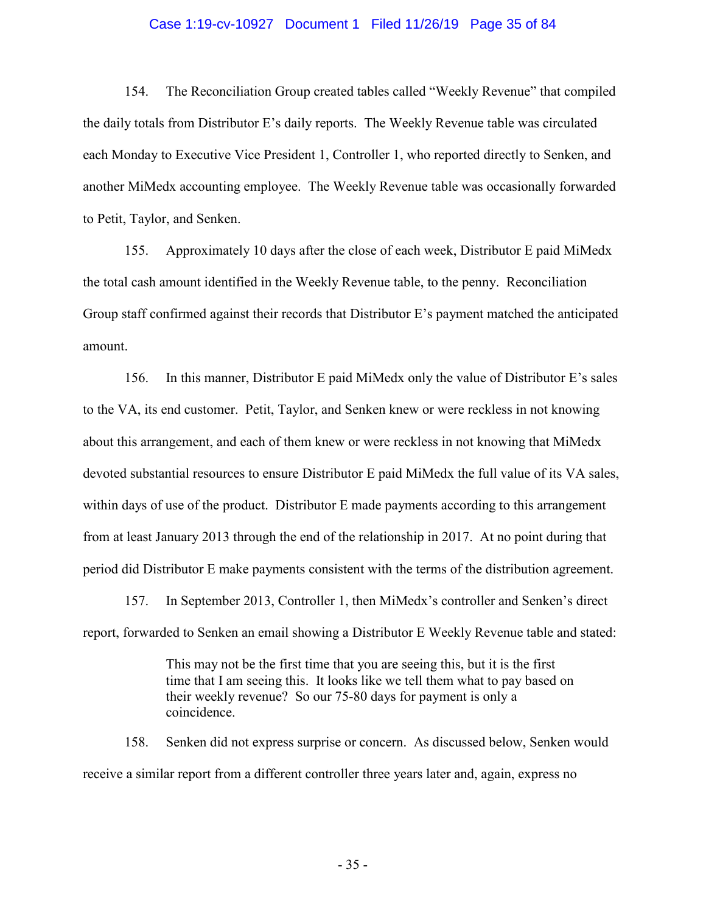154. The Reconciliation Group created tables called "Weekly Revenue" that compiled the daily totals from Distributor E's daily reports. The Weekly Revenue table was circulated each Monday to Executive Vice President 1, Controller 1, who reported directly to Senken, and another MiMedx accounting employee. The Weekly Revenue table was occasionally forwarded to Petit, Taylor, and Senken.

155. Approximately 10 days after the close of each week, Distributor E paid MiMedx the total cash amount identified in the Weekly Revenue table, to the penny. Reconciliation Group staff confirmed against their records that Distributor E's payment matched the anticipated amount.

156. In this manner, Distributor E paid MiMedx only the value of Distributor E's sales to the VA, its end customer. Petit, Taylor, and Senken knew or were reckless in not knowing about this arrangement, and each of them knew or were reckless in not knowing that MiMedx devoted substantial resources to ensure Distributor E paid MiMedx the full value of its VA sales, within days of use of the product. Distributor E made payments according to this arrangement from at least January 2013 through the end of the relationship in 2017. At no point during that period did Distributor E make payments consistent with the terms of the distribution agreement.

157. In September 2013, Controller 1, then MiMedx's controller and Senken's direct report, forwarded to Senken an email showing a Distributor E Weekly Revenue table and stated:

> This may not be the first time that you are seeing this, but it is the first time that I am seeing this. It looks like we tell them what to pay based on their weekly revenue? So our 75-80 days for payment is only a coincidence.

158. Senken did not express surprise or concern. As discussed below, Senken would receive a similar report from a different controller three years later and, again, express no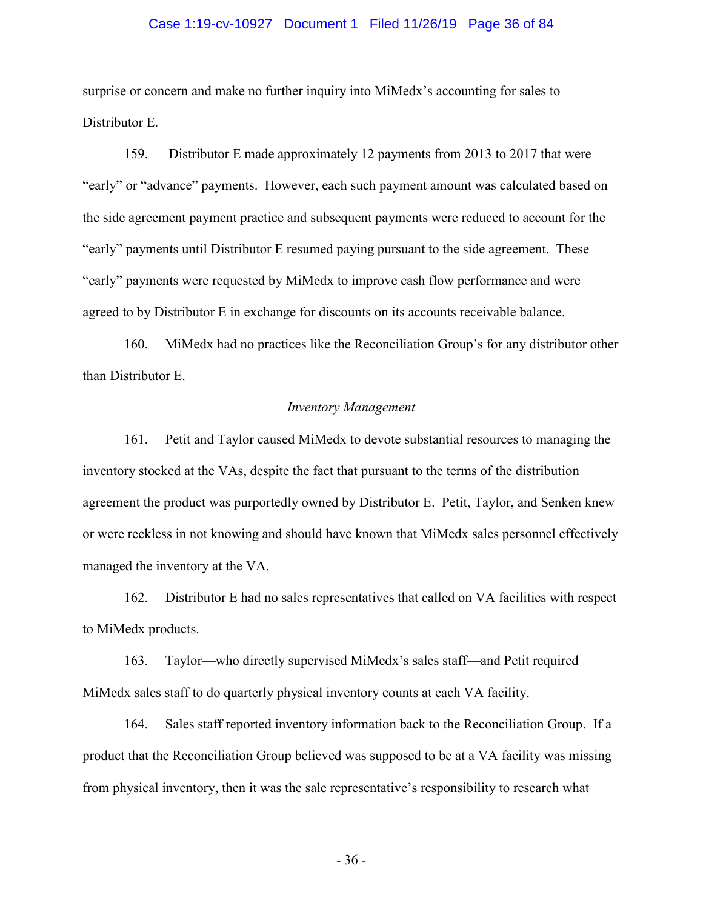surprise or concern and make no further inquiry into MiMedx's accounting for sales to Distributor E.

159. Distributor E made approximately 12 payments from 2013 to 2017 that were "early" or "advance" payments. However, each such payment amount was calculated based on the side agreement payment practice and subsequent payments were reduced to account for the "early" payments until Distributor E resumed paying pursuant to the side agreement. These "early" payments were requested by MiMedx to improve cash flow performance and were agreed to by Distributor E in exchange for discounts on its accounts receivable balance.

160. MiMedx had no practices like the Reconciliation Group's for any distributor other than Distributor E.

*Inventory Management*

161. Petit and Taylor caused MiMedx to devote substantial resources to managing the inventory stocked at the VAs, despite the fact that pursuant to the terms of the distribution agreement the product was purportedly owned by Distributor E. Petit, Taylor, and Senken knew or were reckless in not knowing and should have known that MiMedx sales personnel effectively managed the inventory at the VA.

162. Distributor E had no sales representatives that called on VA facilities with respect to MiMedx products.

163. Taylor—who directly supervised MiMedx's sales staff—and Petit required MiMedx sales staff to do quarterly physical inventory counts at each VA facility.

164. Sales staff reported inventory information back to the Reconciliation Group. If a product that the Reconciliation Group believed was supposed to be at a VA facility was missing from physical inventory, then it was the sale representative's responsibility to research what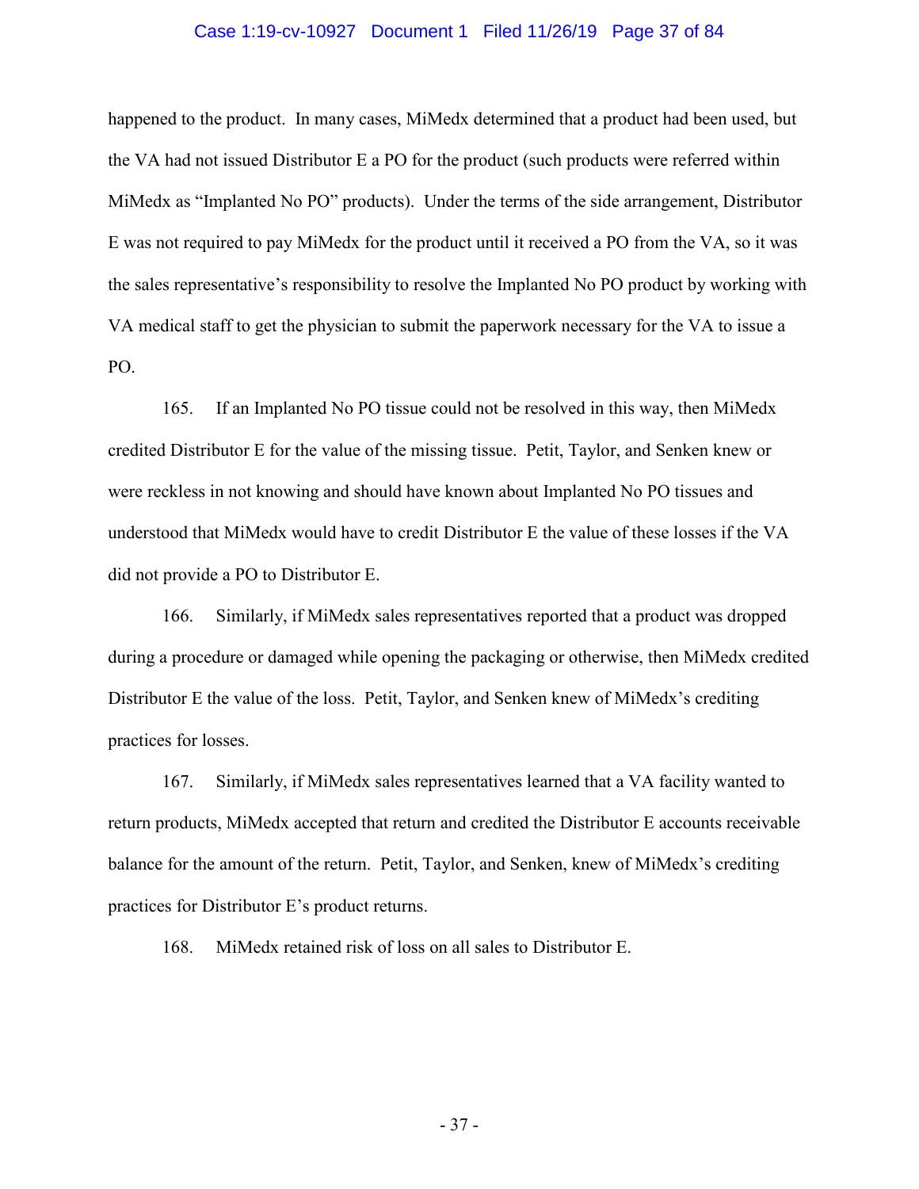happened to the product. In many cases, MiMedx determined that a product had been used, but the VA had not issued Distributor E a PO for the product (such products were referred within MiMedx as "Implanted No PO" products). Under the terms of the side arrangement, Distributor E was not required to pay MiMedx for the product until it received a PO from the VA, so it was the sales representative's responsibility to resolve the Implanted No PO product by working with VA medical staff to get the physician to submit the paperwork necessary for the VA to issue a PO.

165. If an Implanted No PO tissue could not be resolved in this way, then MiMedx credited Distributor E for the value of the missing tissue. Petit, Taylor, and Senken knew or were reckless in not knowing and should have known about Implanted No PO tissues and understood that MiMedx would have to credit Distributor E the value of these losses if the VA did not provide a PO to Distributor E.

166. Similarly, if MiMedx sales representatives reported that a product was dropped during a procedure or damaged while opening the packaging or otherwise, then MiMedx credited Distributor E the value of the loss. Petit, Taylor, and Senken knew of MiMedx's crediting practices for losses.

167. Similarly, if MiMedx sales representatives learned that a VA facility wanted to return products, MiMedx accepted that return and credited the Distributor E accounts receivable balance for the amount of the return. Petit, Taylor, and Senken, knew of MiMedx's crediting practices for Distributor E's product returns.

168. MiMedx retained risk of loss on all sales to Distributor E.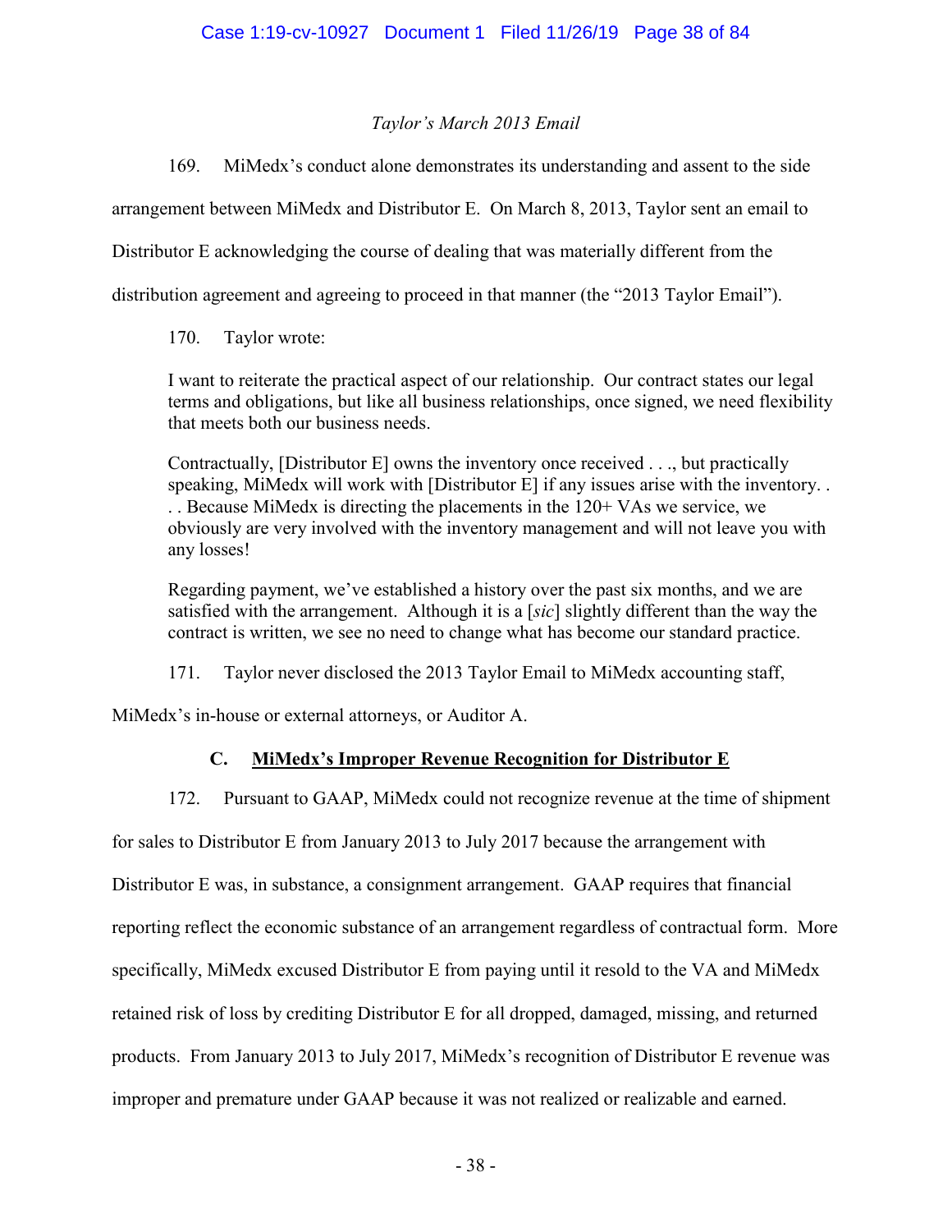*Taylor's March 2013 Email*

169. MiMedx's conduct alone demonstrates its understanding and assent to the side arrangement between MiMedx and Distributor E. On March 8, 2013, Taylor sent an email to Distributor E acknowledging the course of dealing that was materially different from the distribution agreement and agreeing to proceed in that manner (the "2013 Taylor Email").

170. Taylor wrote:

> I want to reiterate the practical aspect of our relationship. Our contract states our legal terms and obligations, but like all business relationships, once signed, we need flexibility that meets both our business needs.
>
> Contractually, [Distributor E] owns the inventory once received . . ., but practically speaking, MiMedx will work with [Distributor E] if any issues arise with the inventory. . . . Because MiMedx is directing the placements in the 120+ VAs we service, we obviously are very involved with the inventory management and will not leave you with any losses!
>
> Regarding payment, we've established a history over the past six months, and we are satisfied with the arrangement. Although it is a [*sic*] slightly different than the way the contract is written, we see no need to change what has become our standard practice.

171. Taylor never disclosed the 2013 Taylor Email to MiMedx accounting staff, MiMedx's in-house or external attorneys, or Auditor A.

### C. MiMedx's Improper Revenue Recognition for Distributor E

172. Pursuant to GAAP, MiMedx could not recognize revenue at the time of shipment for sales to Distributor E from January 2013 to July 2017 because the arrangement with Distributor E was, in substance, a consignment arrangement. GAAP requires that financial reporting reflect the economic substance of an arrangement regardless of contractual form. More specifically, MiMedx excused Distributor E from paying until it resold to the VA and MiMedx retained risk of loss by crediting Distributor E for all dropped, damaged, missing, and returned products. From January 2013 to July 2017, MiMedx's recognition of Distributor E revenue was improper and premature under GAAP because it was not realized or realizable and earned.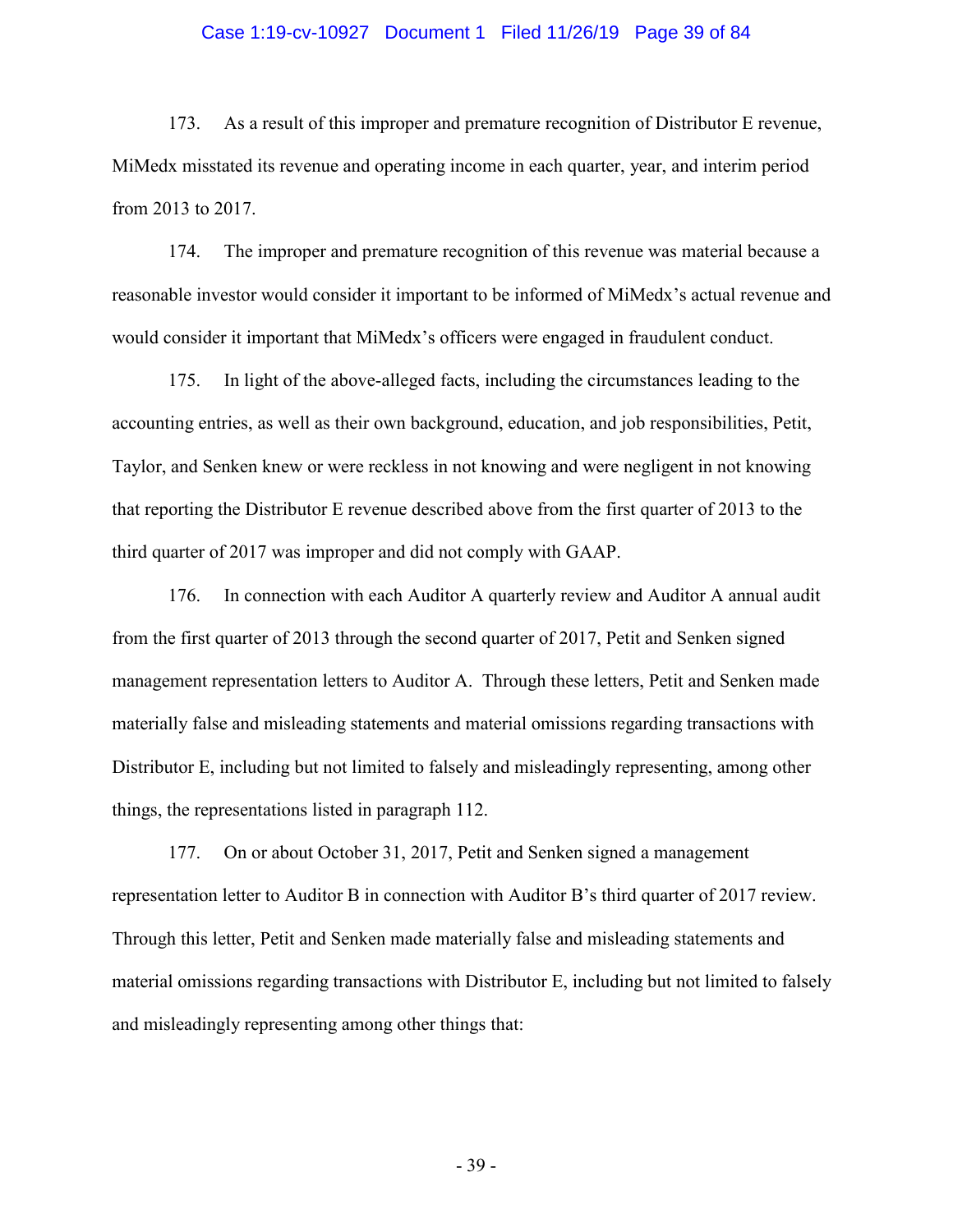173. As a result of this improper and premature recognition of Distributor E revenue, MiMedx misstated its revenue and operating income in each quarter, year, and interim period from 2013 to 2017.

174. The improper and premature recognition of this revenue was material because a reasonable investor would consider it important to be informed of MiMedx's actual revenue and would consider it important that MiMedx's officers were engaged in fraudulent conduct.

175. In light of the above-alleged facts, including the circumstances leading to the accounting entries, as well as their own background, education, and job responsibilities, Petit, Taylor, and Senken knew or were reckless in not knowing and were negligent in not knowing that reporting the Distributor E revenue described above from the first quarter of 2013 to the third quarter of 2017 was improper and did not comply with GAAP.

176. In connection with each Auditor A quarterly review and Auditor A annual audit from the first quarter of 2013 through the second quarter of 2017, Petit and Senken signed management representation letters to Auditor A. Through these letters, Petit and Senken made materially false and misleading statements and material omissions regarding transactions with Distributor E, including but not limited to falsely and misleadingly representing, among other things, the representations listed in paragraph 112.

177. On or about October 31, 2017, Petit and Senken signed a management representation letter to Auditor B in connection with Auditor B's third quarter of 2017 review. Through this letter, Petit and Senken made materially false and misleading statements and material omissions regarding transactions with Distributor E, including but not limited to falsely and misleadingly representing among other things that: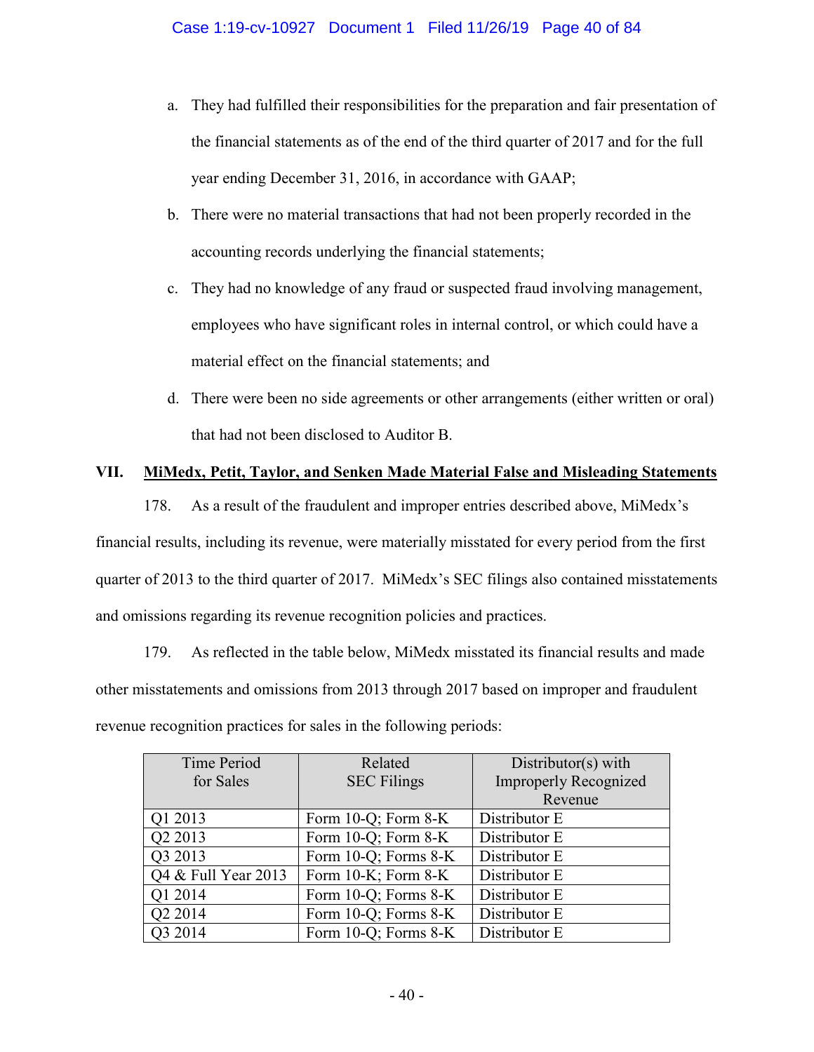a. They had fulfilled their responsibilities for the preparation and fair presentation of the financial statements as of the end of the third quarter of 2017 and for the full year ending December 31, 2016, in accordance with GAAP;

b. There were no material transactions that had not been properly recorded in the accounting records underlying the financial statements;

c. They had no knowledge of any fraud or suspected fraud involving management, employees who have significant roles in internal control, or which could have a material effect on the financial statements; and

d. There were been no side agreements or other arrangements (either written or oral) that had not been disclosed to Auditor B.

## VII. MiMedx, Petit, Taylor, and Senken Made Material False and Misleading Statements

178. As a result of the fraudulent and improper entries described above, MiMedx's financial results, including its revenue, were materially misstated for every period from the first quarter of 2013 to the third quarter of 2017. MiMedx's SEC filings also contained misstatements and omissions regarding its revenue recognition policies and practices.

179. As reflected in the table below, MiMedx misstated its financial results and made other misstatements and omissions from 2013 through 2017 based on improper and fraudulent revenue recognition practices for sales in the following periods:

| Time Period for Sales | Related SEC Filings | Distributor(s) with Improperly Recognized Revenue |
|---|---|---|
| Q1 2013 | Form 10-Q; Form 8-K | Distributor E |
| Q2 2013 | Form 10-Q; Form 8-K | Distributor E |
| Q3 2013 | Form 10-Q; Forms 8-K | Distributor E |
| Q4 & Full Year 2013 | Form 10-K; Form 8-K | Distributor E |
| Q1 2014 | Form 10-Q; Forms 8-K | Distributor E |
| Q2 2014 | Form 10-Q; Forms 8-K | Distributor E |
| Q3 2014 | Form 10-Q; Forms 8-K | Distributor E |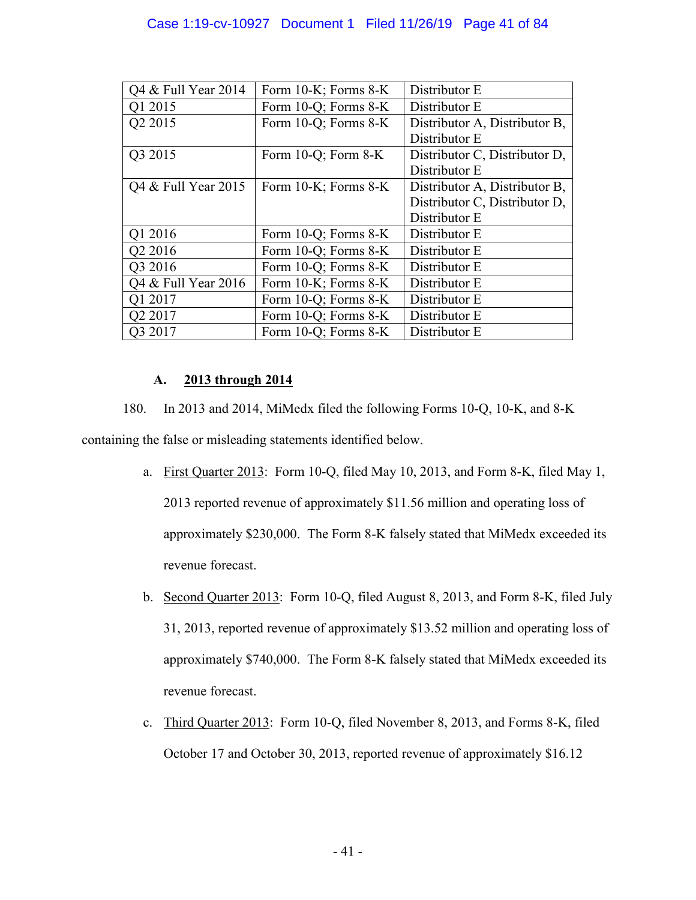| Q4 & Full Year 2014 | Form 10-K; Forms 8-K | Distributor E |
|---|---|---|
| Q1 2015 | Form 10-Q; Forms 8-K | Distributor E |
| Q2 2015 | Form 10-Q; Forms 8-K | Distributor A, Distributor B, Distributor E |
| Q3 2015 | Form 10-Q; Form 8-K | Distributor C, Distributor D, Distributor E |
| Q4 & Full Year 2015 | Form 10-K; Forms 8-K | Distributor A, Distributor B, Distributor C, Distributor D, Distributor E |
| Q1 2016 | Form 10-Q; Forms 8-K | Distributor E |
| Q2 2016 | Form 10-Q; Forms 8-K | Distributor E |
| Q3 2016 | Form 10-Q; Forms 8-K | Distributor E |
| Q4 & Full Year 2016 | Form 10-K; Forms 8-K | Distributor E |
| Q1 2017 | Form 10-Q; Forms 8-K | Distributor E |
| Q2 2017 | Form 10-Q; Forms 8-K | Distributor E |
| Q3 2017 | Form 10-Q; Forms 8-K | Distributor E |

### A. 2013 through 2014

180. In 2013 and 2014, MiMedx filed the following Forms 10-Q, 10-K, and 8-K containing the false or misleading statements identified below.

a. First Quarter 2013: Form 10-Q, filed May 10, 2013, and Form 8-K, filed May 1, 2013 reported revenue of approximately $11.56 million and operating loss of approximately $230,000. The Form 8-K falsely stated that MiMedx exceeded its revenue forecast.

b. Second Quarter 2013: Form 10-Q, filed August 8, 2013, and Form 8-K, filed July 31, 2013, reported revenue of approximately $13.52 million and operating loss of approximately $740,000. The Form 8-K falsely stated that MiMedx exceeded its revenue forecast.

c. Third Quarter 2013: Form 10-Q, filed November 8, 2013, and Forms 8-K, filed October 17 and October 30, 2013, reported revenue of approximately $16.12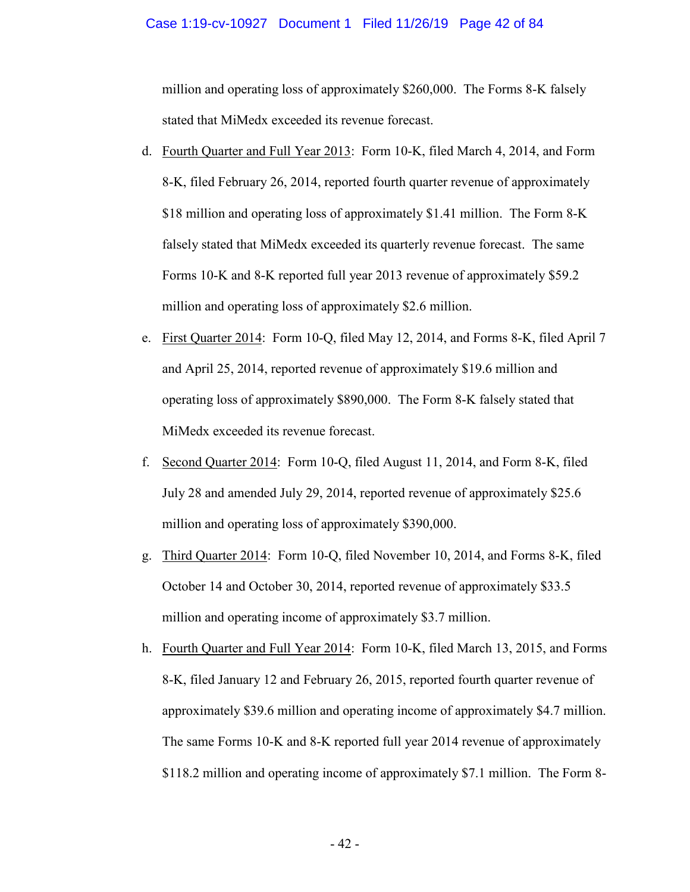million and operating loss of approximately $260,000. The Forms 8-K falsely stated that MiMedx exceeded its revenue forecast.

d. <u>Fourth Quarter and Full Year 2013</u>: Form 10-K, filed March 4, 2014, and Form 8-K, filed February 26, 2014, reported fourth quarter revenue of approximately $18 million and operating loss of approximately $1.41 million. The Form 8-K falsely stated that MiMedx exceeded its quarterly revenue forecast. The same Forms 10-K and 8-K reported full year 2013 revenue of approximately $59.2 million and operating loss of approximately $2.6 million.

e. <u>First Quarter 2014</u>: Form 10-Q, filed May 12, 2014, and Forms 8-K, filed April 7 and April 25, 2014, reported revenue of approximately $19.6 million and operating loss of approximately $890,000. The Form 8-K falsely stated that MiMedx exceeded its revenue forecast.

f. <u>Second Quarter 2014</u>: Form 10-Q, filed August 11, 2014, and Form 8-K, filed July 28 and amended July 29, 2014, reported revenue of approximately $25.6 million and operating loss of approximately $390,000.

g. <u>Third Quarter 2014</u>: Form 10-Q, filed November 10, 2014, and Forms 8-K, filed October 14 and October 30, 2014, reported revenue of approximately $33.5 million and operating income of approximately $3.7 million.

h. <u>Fourth Quarter and Full Year 2014</u>: Form 10-K, filed March 13, 2015, and Forms 8-K, filed January 12 and February 26, 2015, reported fourth quarter revenue of approximately $39.6 million and operating income of approximately $4.7 million. The same Forms 10-K and 8-K reported full year 2014 revenue of approximately $118.2 million and operating income of approximately $7.1 million. The Form 8-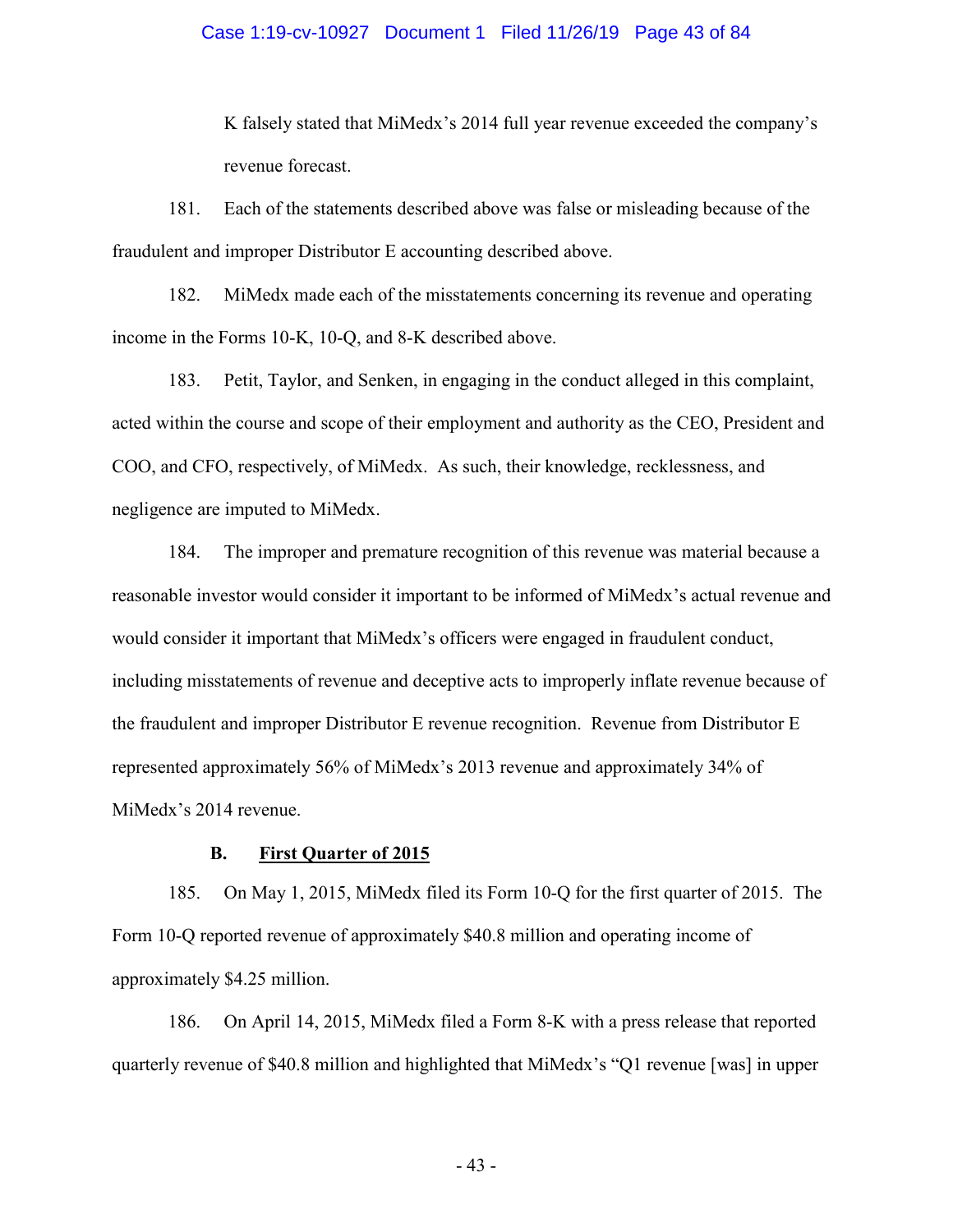K falsely stated that MiMedx's 2014 full year revenue exceeded the company's revenue forecast.

181. Each of the statements described above was false or misleading because of the fraudulent and improper Distributor E accounting described above.

182. MiMedx made each of the misstatements concerning its revenue and operating income in the Forms 10-K, 10-Q, and 8-K described above.

183. Petit, Taylor, and Senken, in engaging in the conduct alleged in this complaint, acted within the course and scope of their employment and authority as the CEO, President and COO, and CFO, respectively, of MiMedx. As such, their knowledge, recklessness, and negligence are imputed to MiMedx.

184. The improper and premature recognition of this revenue was material because a reasonable investor would consider it important to be informed of MiMedx's actual revenue and would consider it important that MiMedx's officers were engaged in fraudulent conduct, including misstatements of revenue and deceptive acts to improperly inflate revenue because of the fraudulent and improper Distributor E revenue recognition. Revenue from Distributor E represented approximately 56% of MiMedx's 2013 revenue and approximately 34% of MiMedx's 2014 revenue.

### B. First Quarter of 2015

185. On May 1, 2015, MiMedx filed its Form 10-Q for the first quarter of 2015. The Form 10-Q reported revenue of approximately $40.8 million and operating income of approximately $4.25 million.

186. On April 14, 2015, MiMedx filed a Form 8-K with a press release that reported quarterly revenue of $40.8 million and highlighted that MiMedx's "Q1 revenue [was] in upper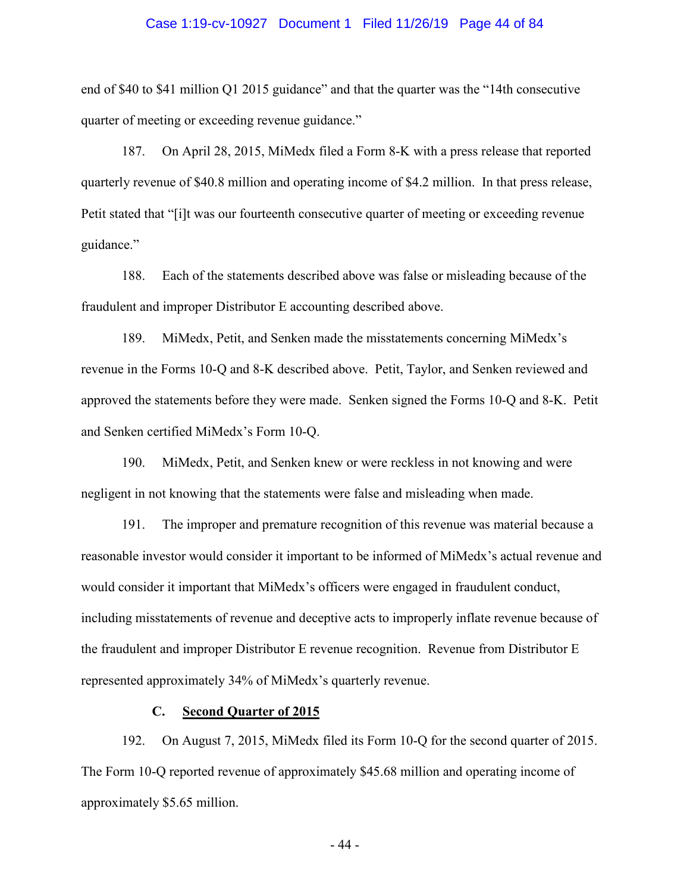end of $40 to $41 million Q1 2015 guidance" and that the quarter was the "14th consecutive quarter of meeting or exceeding revenue guidance."

187. On April 28, 2015, MiMedx filed a Form 8-K with a press release that reported quarterly revenue of $40.8 million and operating income of $4.2 million. In that press release, Petit stated that "[i]t was our fourteenth consecutive quarter of meeting or exceeding revenue guidance."

188. Each of the statements described above was false or misleading because of the fraudulent and improper Distributor E accounting described above.

189. MiMedx, Petit, and Senken made the misstatements concerning MiMedx's revenue in the Forms 10-Q and 8-K described above. Petit, Taylor, and Senken reviewed and approved the statements before they were made. Senken signed the Forms 10-Q and 8-K. Petit and Senken certified MiMedx's Form 10-Q.

190. MiMedx, Petit, and Senken knew or were reckless in not knowing and were negligent in not knowing that the statements were false and misleading when made.

191. The improper and premature recognition of this revenue was material because a reasonable investor would consider it important to be informed of MiMedx's actual revenue and would consider it important that MiMedx's officers were engaged in fraudulent conduct, including misstatements of revenue and deceptive acts to improperly inflate revenue because of the fraudulent and improper Distributor E revenue recognition. Revenue from Distributor E represented approximately 34% of MiMedx's quarterly revenue.

### C. <u>Second Quarter of 2015</u>

192. On August 7, 2015, MiMedx filed its Form 10-Q for the second quarter of 2015. The Form 10-Q reported revenue of approximately $45.68 million and operating income of approximately $5.65 million.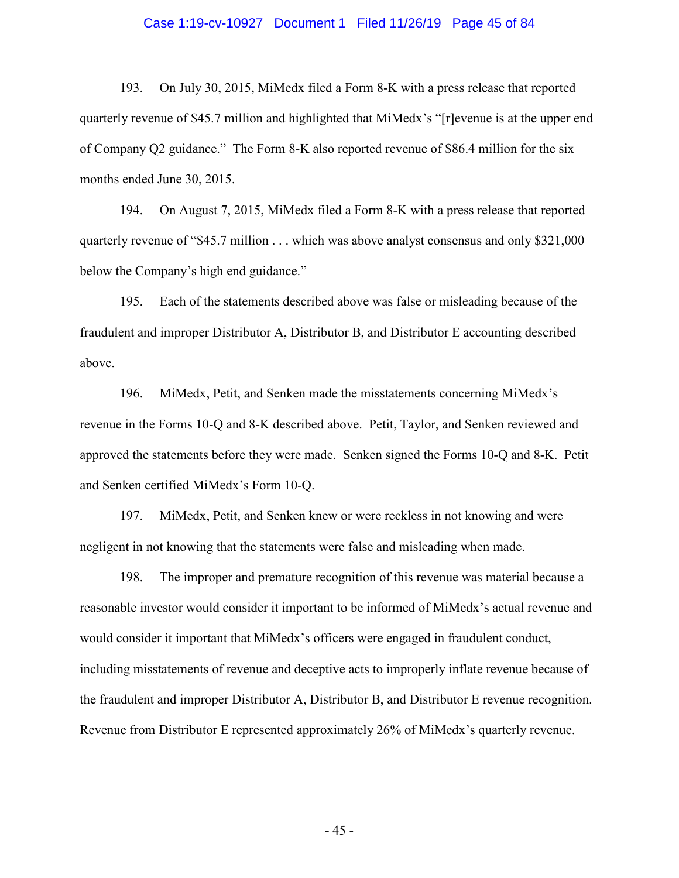193. On July 30, 2015, MiMedx filed a Form 8-K with a press release that reported quarterly revenue of $45.7 million and highlighted that MiMedx's "[r]evenue is at the upper end of Company Q2 guidance." The Form 8-K also reported revenue of $86.4 million for the six months ended June 30, 2015.

194. On August 7, 2015, MiMedx filed a Form 8-K with a press release that reported quarterly revenue of "$45.7 million . . . which was above analyst consensus and only $321,000 below the Company's high end guidance."

195. Each of the statements described above was false or misleading because of the fraudulent and improper Distributor A, Distributor B, and Distributor E accounting described above.

196. MiMedx, Petit, and Senken made the misstatements concerning MiMedx's revenue in the Forms 10-Q and 8-K described above. Petit, Taylor, and Senken reviewed and approved the statements before they were made. Senken signed the Forms 10-Q and 8-K. Petit and Senken certified MiMedx's Form 10-Q.

197. MiMedx, Petit, and Senken knew or were reckless in not knowing and were negligent in not knowing that the statements were false and misleading when made.

198. The improper and premature recognition of this revenue was material because a reasonable investor would consider it important to be informed of MiMedx's actual revenue and would consider it important that MiMedx's officers were engaged in fraudulent conduct, including misstatements of revenue and deceptive acts to improperly inflate revenue because of the fraudulent and improper Distributor A, Distributor B, and Distributor E revenue recognition. Revenue from Distributor E represented approximately 26% of MiMedx's quarterly revenue.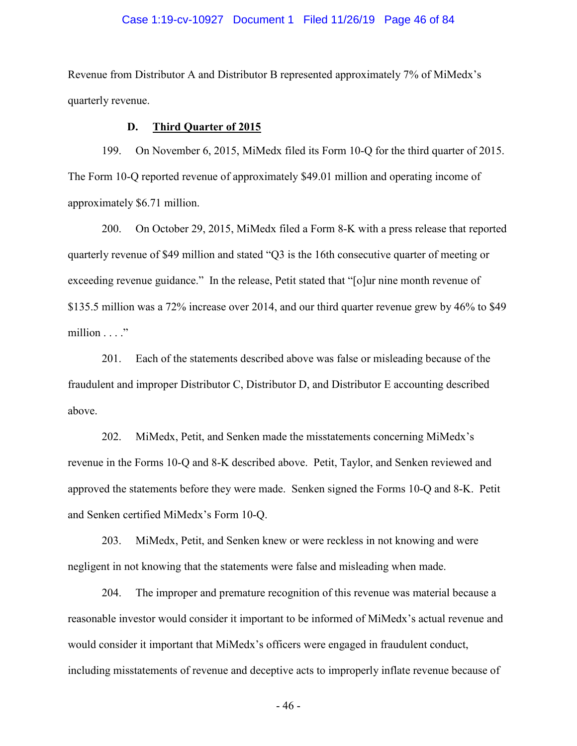Revenue from Distributor A and Distributor B represented approximately 7% of MiMedx's quarterly revenue.

### D. Third Quarter of 2015

199. On November 6, 2015, MiMedx filed its Form 10-Q for the third quarter of 2015. The Form 10-Q reported revenue of approximately $49.01 million and operating income of approximately $6.71 million.

200. On October 29, 2015, MiMedx filed a Form 8-K with a press release that reported quarterly revenue of $49 million and stated "Q3 is the 16th consecutive quarter of meeting or exceeding revenue guidance." In the release, Petit stated that "[o]ur nine month revenue of $135.5 million was a 72% increase over 2014, and our third quarter revenue grew by 46% to $49 million . . . ."

201. Each of the statements described above was false or misleading because of the fraudulent and improper Distributor C, Distributor D, and Distributor E accounting described above.

202. MiMedx, Petit, and Senken made the misstatements concerning MiMedx's revenue in the Forms 10-Q and 8-K described above. Petit, Taylor, and Senken reviewed and approved the statements before they were made. Senken signed the Forms 10-Q and 8-K. Petit and Senken certified MiMedx's Form 10-Q.

203. MiMedx, Petit, and Senken knew or were reckless in not knowing and were negligent in not knowing that the statements were false and misleading when made.

204. The improper and premature recognition of this revenue was material because a reasonable investor would consider it important to be informed of MiMedx's actual revenue and would consider it important that MiMedx's officers were engaged in fraudulent conduct, including misstatements of revenue and deceptive acts to improperly inflate revenue because of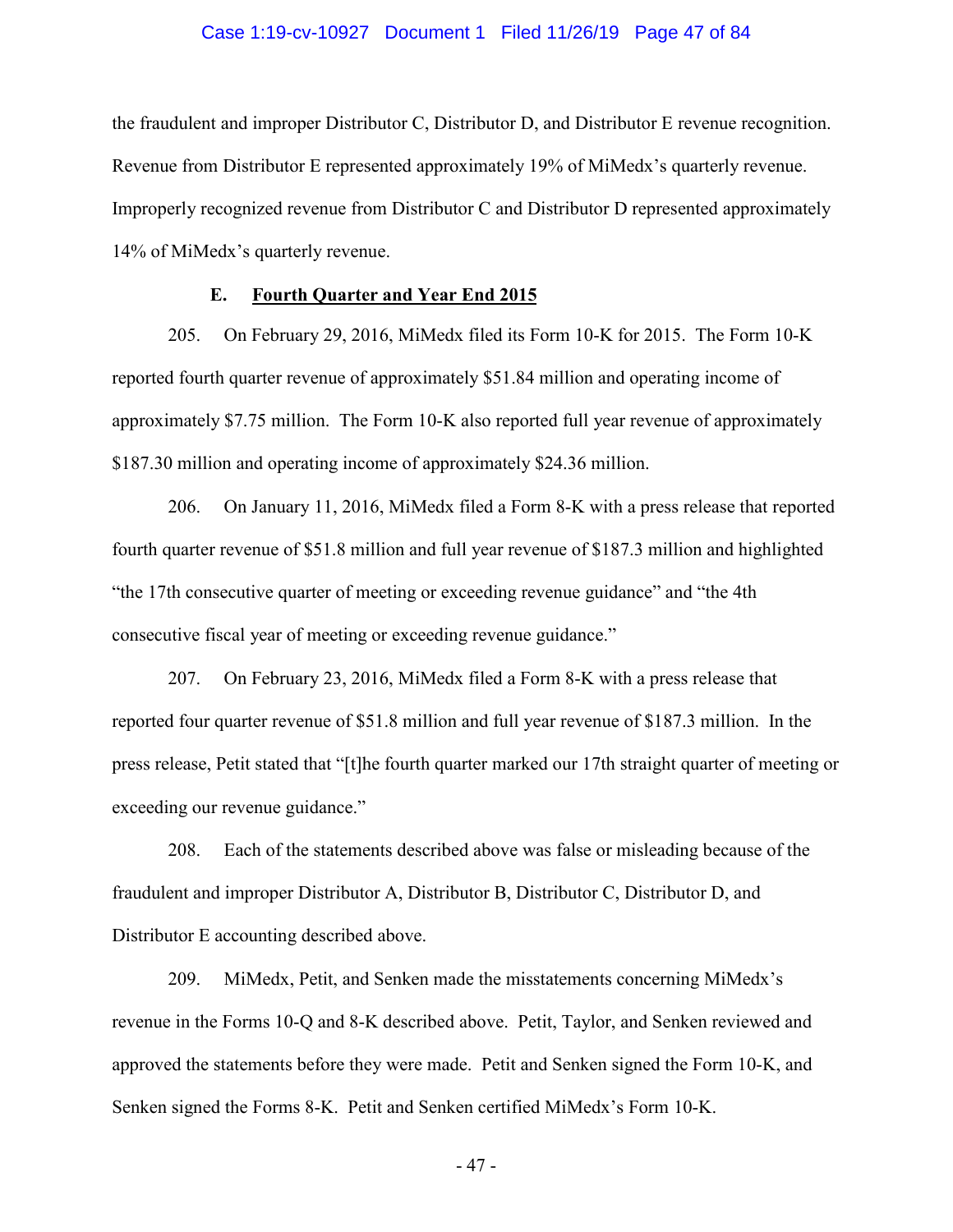the fraudulent and improper Distributor C, Distributor D, and Distributor E revenue recognition. Revenue from Distributor E represented approximately 19% of MiMedx's quarterly revenue. Improperly recognized revenue from Distributor C and Distributor D represented approximately 14% of MiMedx's quarterly revenue.

### E. **Fourth Quarter and Year End 2015**

205. On February 29, 2016, MiMedx filed its Form 10-K for 2015. The Form 10-K reported fourth quarter revenue of approximately $51.84 million and operating income of approximately $7.75 million. The Form 10-K also reported full year revenue of approximately $187.30 million and operating income of approximately $24.36 million.

206. On January 11, 2016, MiMedx filed a Form 8-K with a press release that reported fourth quarter revenue of $51.8 million and full year revenue of $187.3 million and highlighted "the 17th consecutive quarter of meeting or exceeding revenue guidance" and "the 4th consecutive fiscal year of meeting or exceeding revenue guidance."

207. On February 23, 2016, MiMedx filed a Form 8-K with a press release that reported four quarter revenue of $51.8 million and full year revenue of $187.3 million. In the press release, Petit stated that "[t]he fourth quarter marked our 17th straight quarter of meeting or exceeding our revenue guidance."

208. Each of the statements described above was false or misleading because of the fraudulent and improper Distributor A, Distributor B, Distributor C, Distributor D, and Distributor E accounting described above.

209. MiMedx, Petit, and Senken made the misstatements concerning MiMedx's revenue in the Forms 10-Q and 8-K described above. Petit, Taylor, and Senken reviewed and approved the statements before they were made. Petit and Senken signed the Form 10-K, and Senken signed the Forms 8-K. Petit and Senken certified MiMedx's Form 10-K.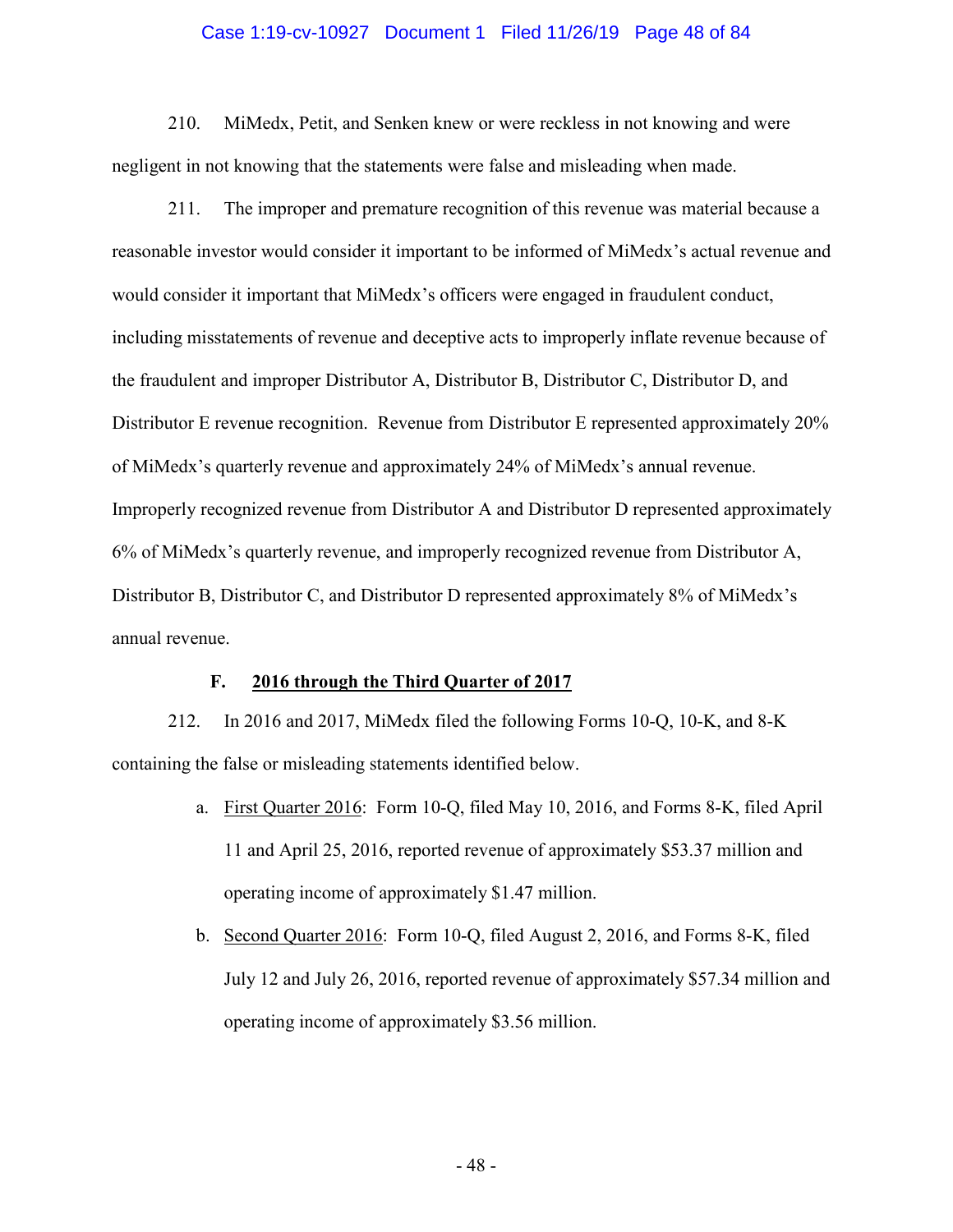210. MiMedx, Petit, and Senken knew or were reckless in not knowing and were negligent in not knowing that the statements were false and misleading when made.

211. The improper and premature recognition of this revenue was material because a reasonable investor would consider it important to be informed of MiMedx's actual revenue and would consider it important that MiMedx's officers were engaged in fraudulent conduct, including misstatements of revenue and deceptive acts to improperly inflate revenue because of the fraudulent and improper Distributor A, Distributor B, Distributor C, Distributor D, and Distributor E revenue recognition. Revenue from Distributor E represented approximately 20% of MiMedx's quarterly revenue and approximately 24% of MiMedx's annual revenue. Improperly recognized revenue from Distributor A and Distributor D represented approximately 6% of MiMedx's quarterly revenue, and improperly recognized revenue from Distributor A, Distributor B, Distributor C, and Distributor D represented approximately 8% of MiMedx's annual revenue.

### F. <u>2016 through the Third Quarter of 2017</u>

212. In 2016 and 2017, MiMedx filed the following Forms 10-Q, 10-K, and 8-K containing the false or misleading statements identified below.

a. <u>First Quarter 2016</u>: Form 10-Q, filed May 10, 2016, and Forms 8-K, filed April 11 and April 25, 2016, reported revenue of approximately $53.37 million and operating income of approximately $1.47 million.

b. <u>Second Quarter 2016</u>: Form 10-Q, filed August 2, 2016, and Forms 8-K, filed July 12 and July 26, 2016, reported revenue of approximately $57.34 million and operating income of approximately $3.56 million.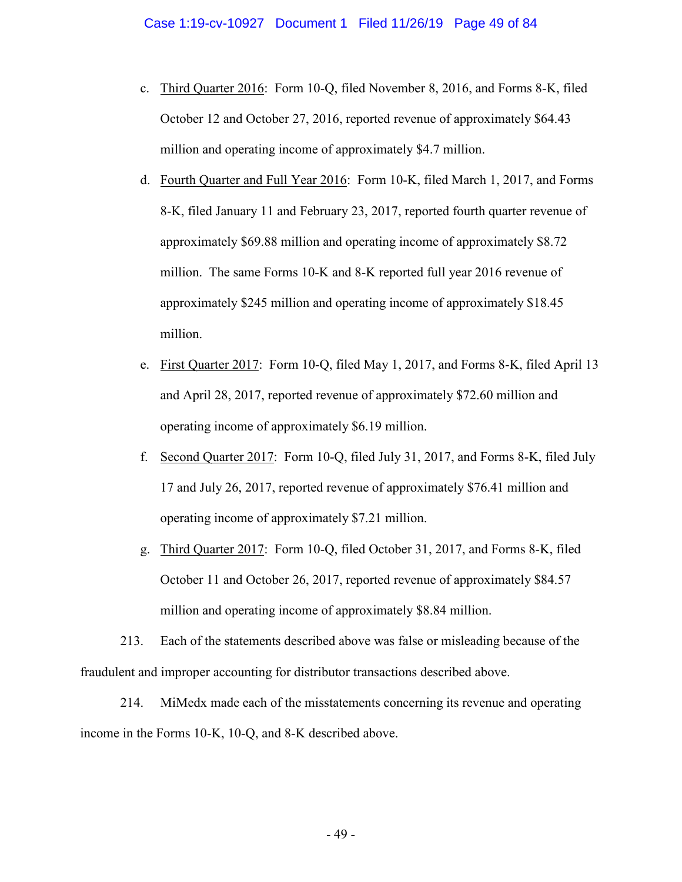c. Third Quarter 2016: Form 10-Q, filed November 8, 2016, and Forms 8-K, filed October 12 and October 27, 2016, reported revenue of approximately $64.43 million and operating income of approximately $4.7 million.

d. Fourth Quarter and Full Year 2016: Form 10-K, filed March 1, 2017, and Forms 8-K, filed January 11 and February 23, 2017, reported fourth quarter revenue of approximately $69.88 million and operating income of approximately $8.72 million. The same Forms 10-K and 8-K reported full year 2016 revenue of approximately $245 million and operating income of approximately $18.45 million.

e. First Quarter 2017: Form 10-Q, filed May 1, 2017, and Forms 8-K, filed April 13 and April 28, 2017, reported revenue of approximately $72.60 million and operating income of approximately $6.19 million.

f. Second Quarter 2017: Form 10-Q, filed July 31, 2017, and Forms 8-K, filed July 17 and July 26, 2017, reported revenue of approximately $76.41 million and operating income of approximately $7.21 million.

g. Third Quarter 2017: Form 10-Q, filed October 31, 2017, and Forms 8-K, filed October 11 and October 26, 2017, reported revenue of approximately $84.57 million and operating income of approximately $8.84 million.

213. Each of the statements described above was false or misleading because of the fraudulent and improper accounting for distributor transactions described above.

214. MiMedx made each of the misstatements concerning its revenue and operating income in the Forms 10-K, 10-Q, and 8-K described above.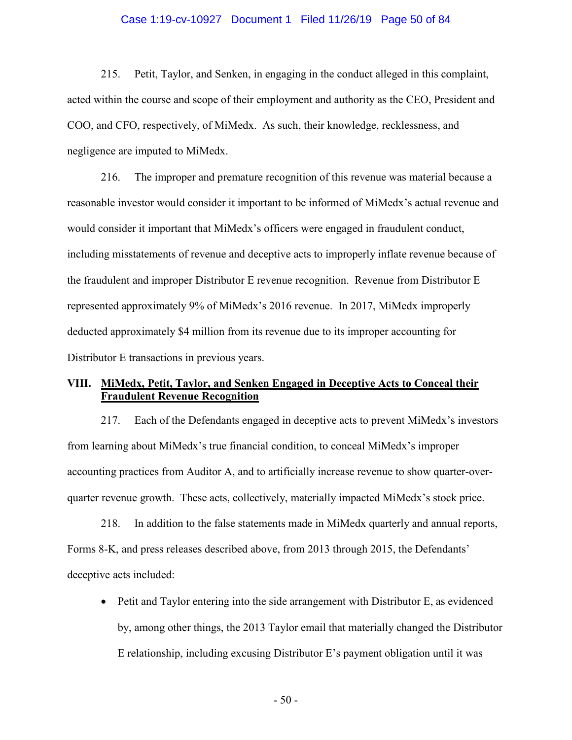215. Petit, Taylor, and Senken, in engaging in the conduct alleged in this complaint, acted within the course and scope of their employment and authority as the CEO, President and COO, and CFO, respectively, of MiMedx. As such, their knowledge, recklessness, and negligence are imputed to MiMedx.

216. The improper and premature recognition of this revenue was material because a reasonable investor would consider it important to be informed of MiMedx's actual revenue and would consider it important that MiMedx's officers were engaged in fraudulent conduct, including misstatements of revenue and deceptive acts to improperly inflate revenue because of the fraudulent and improper Distributor E revenue recognition. Revenue from Distributor E represented approximately 9% of MiMedx's 2016 revenue. In 2017, MiMedx improperly deducted approximately $4 million from its revenue due to its improper accounting for Distributor E transactions in previous years.

## VIII. MiMedx, Petit, Taylor, and Senken Engaged in Deceptive Acts to Conceal their Fraudulent Revenue Recognition

217. Each of the Defendants engaged in deceptive acts to prevent MiMedx's investors from learning about MiMedx's true financial condition, to conceal MiMedx's improper accounting practices from Auditor A, and to artificially increase revenue to show quarter-over-quarter revenue growth. These acts, collectively, materially impacted MiMedx's stock price.

218. In addition to the false statements made in MiMedx quarterly and annual reports, Forms 8-K, and press releases described above, from 2013 through 2015, the Defendants' deceptive acts included:

- Petit and Taylor entering into the side arrangement with Distributor E, as evidenced by, among other things, the 2013 Taylor email that materially changed the Distributor E relationship, including excusing Distributor E's payment obligation until it was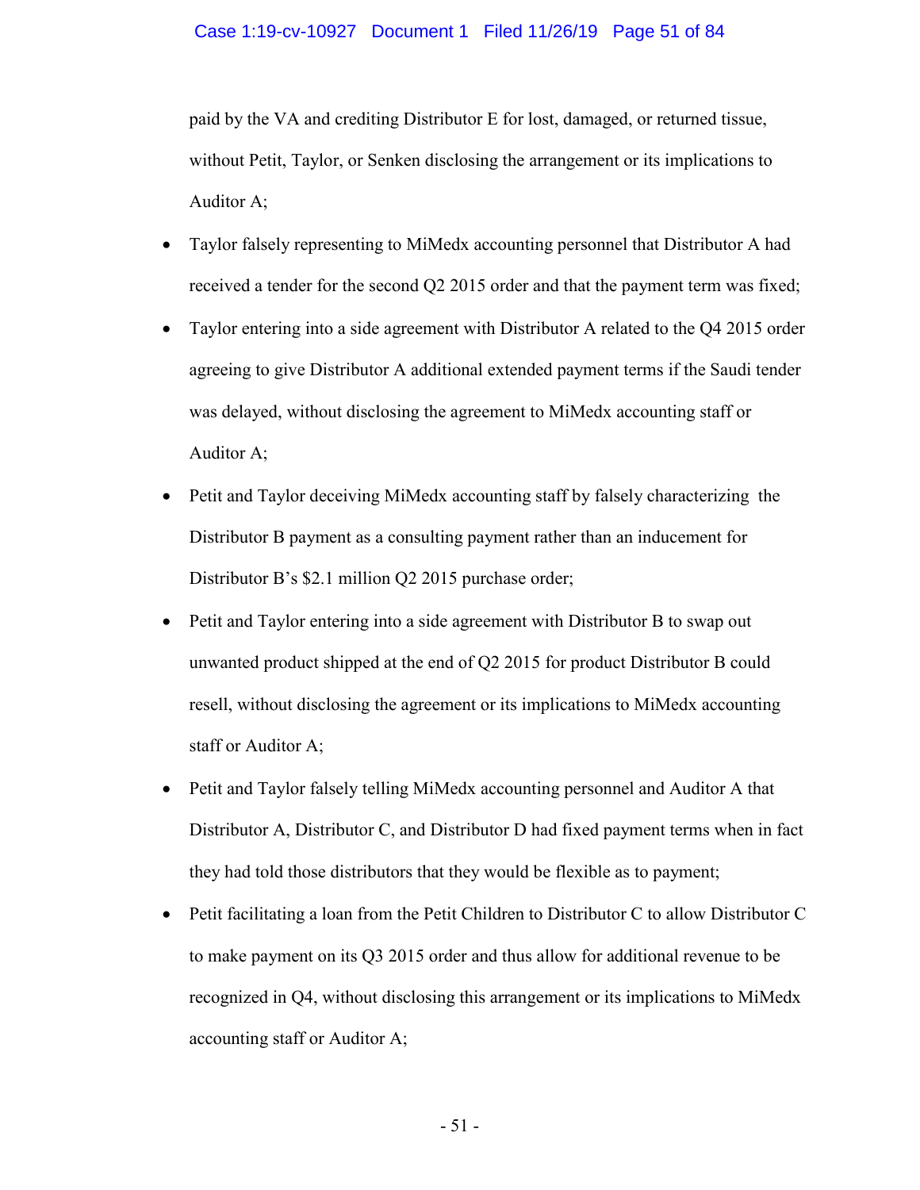paid by the VA and crediting Distributor E for lost, damaged, or returned tissue, without Petit, Taylor, or Senken disclosing the arrangement or its implications to Auditor A;

- Taylor falsely representing to MiMedx accounting personnel that Distributor A had received a tender for the second Q2 2015 order and that the payment term was fixed;
- Taylor entering into a side agreement with Distributor A related to the Q4 2015 order agreeing to give Distributor A additional extended payment terms if the Saudi tender was delayed, without disclosing the agreement to MiMedx accounting staff or Auditor A;
- Petit and Taylor deceiving MiMedx accounting staff by falsely characterizing the Distributor B payment as a consulting payment rather than an inducement for Distributor B's $2.1 million Q2 2015 purchase order;
- Petit and Taylor entering into a side agreement with Distributor B to swap out unwanted product shipped at the end of Q2 2015 for product Distributor B could resell, without disclosing the agreement or its implications to MiMedx accounting staff or Auditor A;
- Petit and Taylor falsely telling MiMedx accounting personnel and Auditor A that Distributor A, Distributor C, and Distributor D had fixed payment terms when in fact they had told those distributors that they would be flexible as to payment;
- Petit facilitating a loan from the Petit Children to Distributor C to allow Distributor C to make payment on its Q3 2015 order and thus allow for additional revenue to be recognized in Q4, without disclosing this arrangement or its implications to MiMedx accounting staff or Auditor A;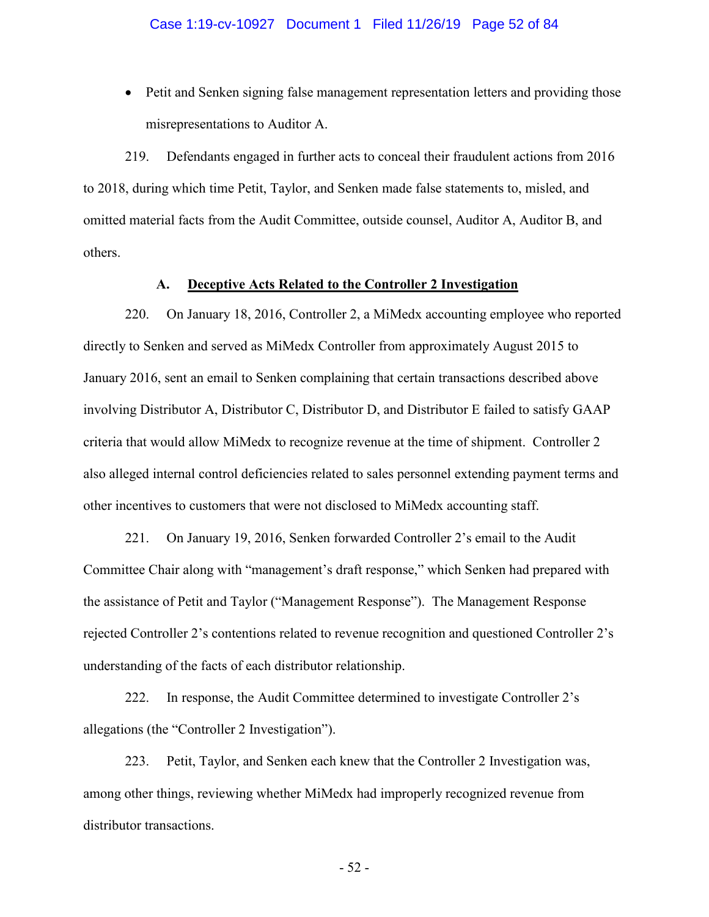- Petit and Senken signing false management representation letters and providing those misrepresentations to Auditor A.

219. Defendants engaged in further acts to conceal their fraudulent actions from 2016 to 2018, during which time Petit, Taylor, and Senken made false statements to, misled, and omitted material facts from the Audit Committee, outside counsel, Auditor A, Auditor B, and others.

### A. Deceptive Acts Related to the Controller 2 Investigation

220. On January 18, 2016, Controller 2, a MiMedx accounting employee who reported directly to Senken and served as MiMedx Controller from approximately August 2015 to January 2016, sent an email to Senken complaining that certain transactions described above involving Distributor A, Distributor C, Distributor D, and Distributor E failed to satisfy GAAP criteria that would allow MiMedx to recognize revenue at the time of shipment. Controller 2 also alleged internal control deficiencies related to sales personnel extending payment terms and other incentives to customers that were not disclosed to MiMedx accounting staff.

221. On January 19, 2016, Senken forwarded Controller 2's email to the Audit Committee Chair along with "management's draft response," which Senken had prepared with the assistance of Petit and Taylor ("Management Response"). The Management Response rejected Controller 2's contentions related to revenue recognition and questioned Controller 2's understanding of the facts of each distributor relationship.

222. In response, the Audit Committee determined to investigate Controller 2's allegations (the "Controller 2 Investigation").

223. Petit, Taylor, and Senken each knew that the Controller 2 Investigation was, among other things, reviewing whether MiMedx had improperly recognized revenue from distributor transactions.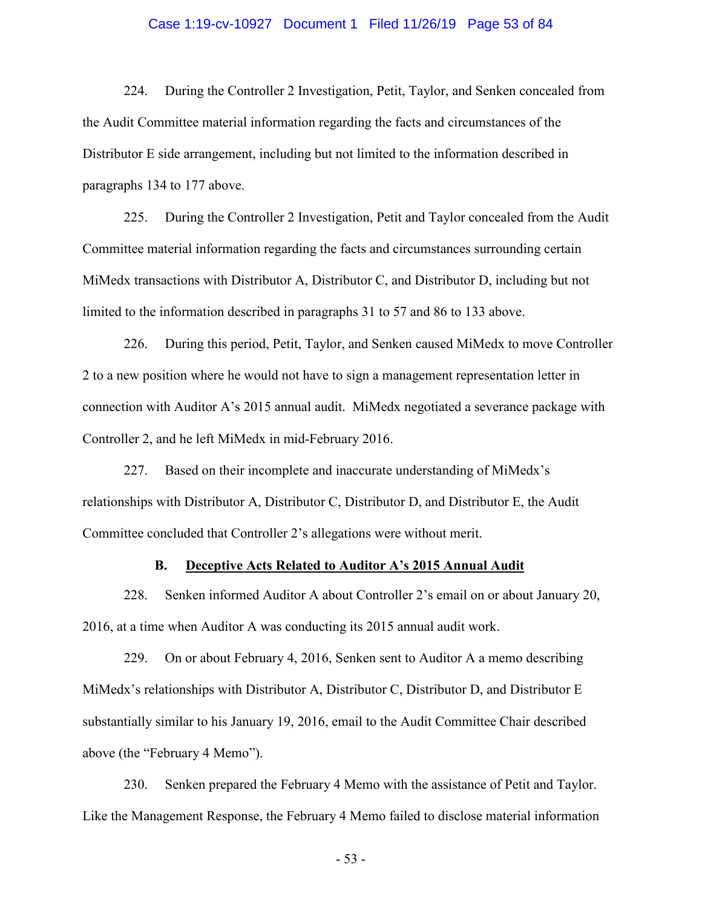224. During the Controller 2 Investigation, Petit, Taylor, and Senken concealed from the Audit Committee material information regarding the facts and circumstances of the Distributor E side arrangement, including but not limited to the information described in paragraphs 134 to 177 above.

225. During the Controller 2 Investigation, Petit and Taylor concealed from the Audit Committee material information regarding the facts and circumstances surrounding certain MiMedx transactions with Distributor A, Distributor C, and Distributor D, including but not limited to the information described in paragraphs 31 to 57 and 86 to 133 above.

226. During this period, Petit, Taylor, and Senken caused MiMedx to move Controller 2 to a new position where he would not have to sign a management representation letter in connection with Auditor A's 2015 annual audit. MiMedx negotiated a severance package with Controller 2, and he left MiMedx in mid-February 2016.

227. Based on their incomplete and inaccurate understanding of MiMedx's relationships with Distributor A, Distributor C, Distributor D, and Distributor E, the Audit Committee concluded that Controller 2's allegations were without merit.

### B. Deceptive Acts Related to Auditor A's 2015 Annual Audit

228. Senken informed Auditor A about Controller 2's email on or about January 20, 2016, at a time when Auditor A was conducting its 2015 annual audit work.

229. On or about February 4, 2016, Senken sent to Auditor A a memo describing MiMedx's relationships with Distributor A, Distributor C, Distributor D, and Distributor E substantially similar to his January 19, 2016, email to the Audit Committee Chair described above (the "February 4 Memo").

230. Senken prepared the February 4 Memo with the assistance of Petit and Taylor. Like the Management Response, the February 4 Memo failed to disclose material information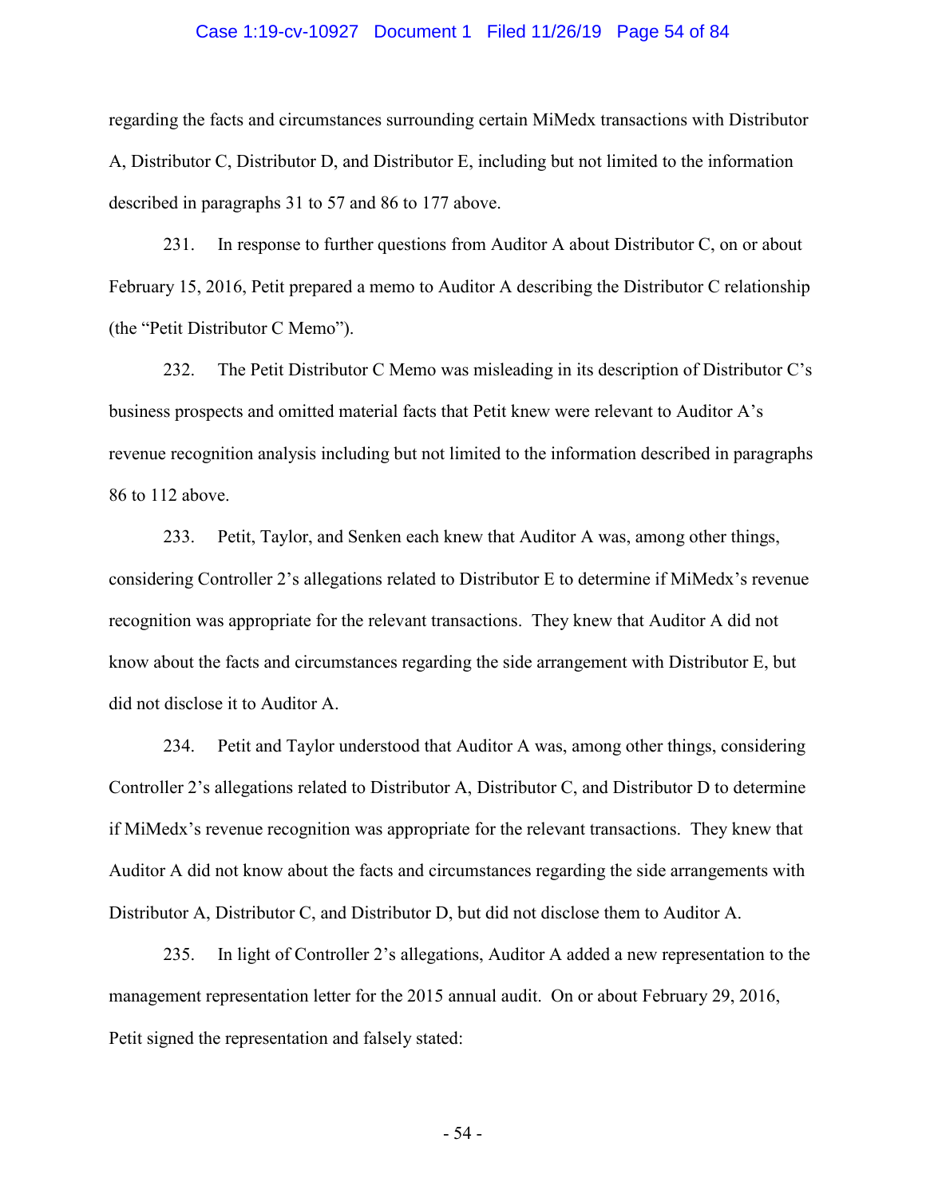regarding the facts and circumstances surrounding certain MiMedx transactions with Distributor A, Distributor C, Distributor D, and Distributor E, including but not limited to the information described in paragraphs 31 to 57 and 86 to 177 above.

231. In response to further questions from Auditor A about Distributor C, on or about February 15, 2016, Petit prepared a memo to Auditor A describing the Distributor C relationship (the "Petit Distributor C Memo").

232. The Petit Distributor C Memo was misleading in its description of Distributor C's business prospects and omitted material facts that Petit knew were relevant to Auditor A's revenue recognition analysis including but not limited to the information described in paragraphs 86 to 112 above.

233. Petit, Taylor, and Senken each knew that Auditor A was, among other things, considering Controller 2's allegations related to Distributor E to determine if MiMedx's revenue recognition was appropriate for the relevant transactions. They knew that Auditor A did not know about the facts and circumstances regarding the side arrangement with Distributor E, but did not disclose it to Auditor A.

234. Petit and Taylor understood that Auditor A was, among other things, considering Controller 2's allegations related to Distributor A, Distributor C, and Distributor D to determine if MiMedx's revenue recognition was appropriate for the relevant transactions. They knew that Auditor A did not know about the facts and circumstances regarding the side arrangements with Distributor A, Distributor C, and Distributor D, but did not disclose them to Auditor A.

235. In light of Controller 2's allegations, Auditor A added a new representation to the management representation letter for the 2015 annual audit. On or about February 29, 2016, Petit signed the representation and falsely stated: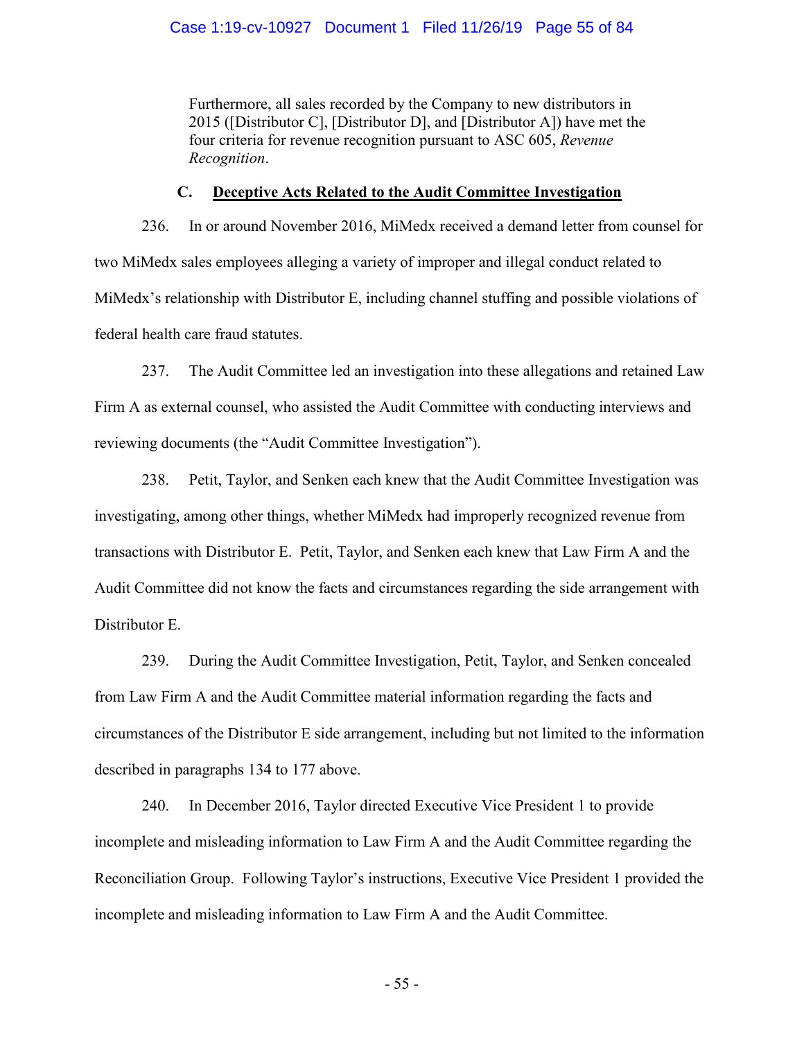> Furthermore, all sales recorded by the Company to new distributors in 2015 ([Distributor C], [Distributor D], and [Distributor A]) have met the four criteria for revenue recognition pursuant to ASC 605, *Revenue Recognition*.

### C. Deceptive Acts Related to the Audit Committee Investigation

236. In or around November 2016, MiMedx received a demand letter from counsel for two MiMedx sales employees alleging a variety of improper and illegal conduct related to MiMedx's relationship with Distributor E, including channel stuffing and possible violations of federal health care fraud statutes.

237. The Audit Committee led an investigation into these allegations and retained Law Firm A as external counsel, who assisted the Audit Committee with conducting interviews and reviewing documents (the "Audit Committee Investigation").

238. Petit, Taylor, and Senken each knew that the Audit Committee Investigation was investigating, among other things, whether MiMedx had improperly recognized revenue from transactions with Distributor E. Petit, Taylor, and Senken each knew that Law Firm A and the Audit Committee did not know the facts and circumstances regarding the side arrangement with Distributor E.

239. During the Audit Committee Investigation, Petit, Taylor, and Senken concealed from Law Firm A and the Audit Committee material information regarding the facts and circumstances of the Distributor E side arrangement, including but not limited to the information described in paragraphs 134 to 177 above.

240. In December 2016, Taylor directed Executive Vice President 1 to provide incomplete and misleading information to Law Firm A and the Audit Committee regarding the Reconciliation Group. Following Taylor's instructions, Executive Vice President 1 provided the incomplete and misleading information to Law Firm A and the Audit Committee.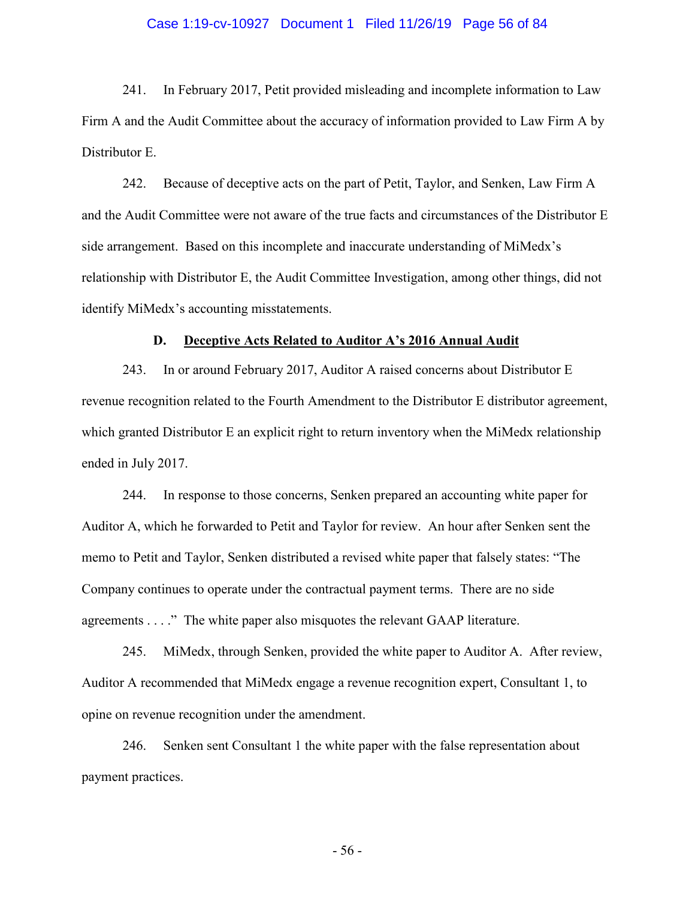241. In February 2017, Petit provided misleading and incomplete information to Law Firm A and the Audit Committee about the accuracy of information provided to Law Firm A by Distributor E.

242. Because of deceptive acts on the part of Petit, Taylor, and Senken, Law Firm A and the Audit Committee were not aware of the true facts and circumstances of the Distributor E side arrangement. Based on this incomplete and inaccurate understanding of MiMedx's relationship with Distributor E, the Audit Committee Investigation, among other things, did not identify MiMedx's accounting misstatements.

### D. <u>Deceptive Acts Related to Auditor A's 2016 Annual Audit</u>

243. In or around February 2017, Auditor A raised concerns about Distributor E revenue recognition related to the Fourth Amendment to the Distributor E distributor agreement, which granted Distributor E an explicit right to return inventory when the MiMedx relationship ended in July 2017.

244. In response to those concerns, Senken prepared an accounting white paper for Auditor A, which he forwarded to Petit and Taylor for review. An hour after Senken sent the memo to Petit and Taylor, Senken distributed a revised white paper that falsely states: "The Company continues to operate under the contractual payment terms. There are no side agreements . . . ." The white paper also misquotes the relevant GAAP literature.

245. MiMedx, through Senken, provided the white paper to Auditor A. After review, Auditor A recommended that MiMedx engage a revenue recognition expert, Consultant 1, to opine on revenue recognition under the amendment.

246. Senken sent Consultant 1 the white paper with the false representation about payment practices.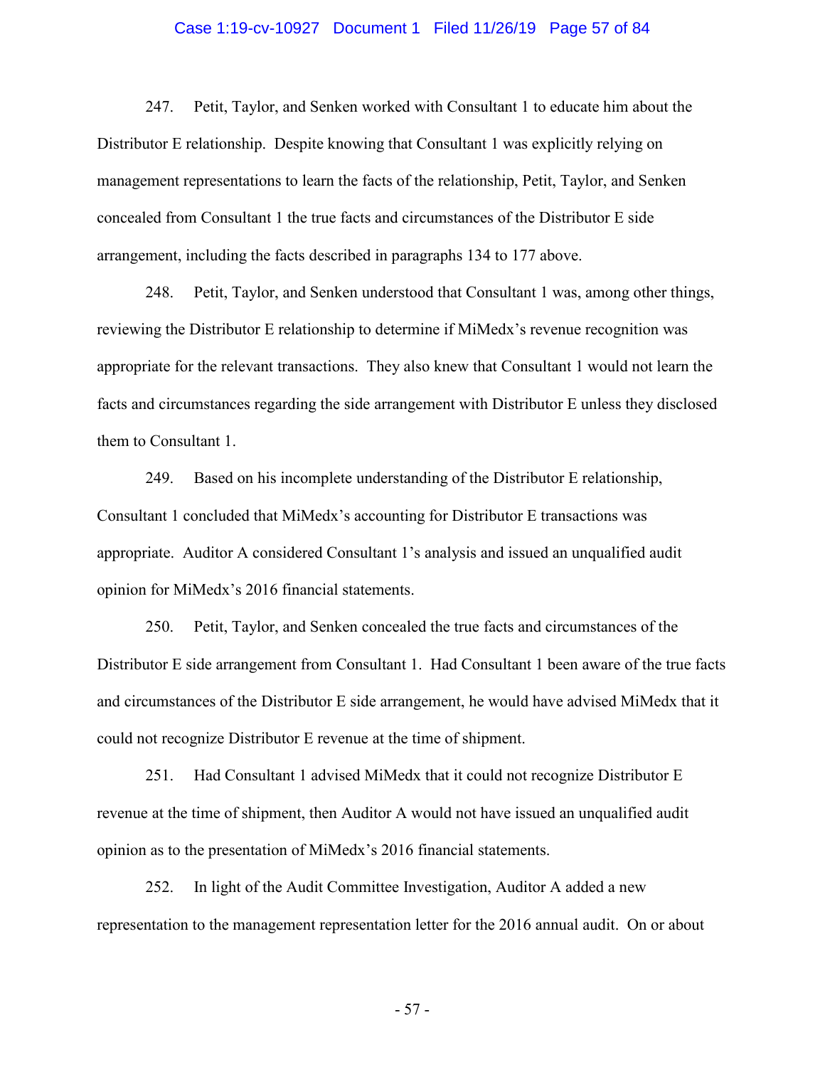247. Petit, Taylor, and Senken worked with Consultant 1 to educate him about the Distributor E relationship. Despite knowing that Consultant 1 was explicitly relying on management representations to learn the facts of the relationship, Petit, Taylor, and Senken concealed from Consultant 1 the true facts and circumstances of the Distributor E side arrangement, including the facts described in paragraphs 134 to 177 above.

248. Petit, Taylor, and Senken understood that Consultant 1 was, among other things, reviewing the Distributor E relationship to determine if MiMedx's revenue recognition was appropriate for the relevant transactions. They also knew that Consultant 1 would not learn the facts and circumstances regarding the side arrangement with Distributor E unless they disclosed them to Consultant 1.

249. Based on his incomplete understanding of the Distributor E relationship, Consultant 1 concluded that MiMedx's accounting for Distributor E transactions was appropriate. Auditor A considered Consultant 1's analysis and issued an unqualified audit opinion for MiMedx's 2016 financial statements.

250. Petit, Taylor, and Senken concealed the true facts and circumstances of the Distributor E side arrangement from Consultant 1. Had Consultant 1 been aware of the true facts and circumstances of the Distributor E side arrangement, he would have advised MiMedx that it could not recognize Distributor E revenue at the time of shipment.

251. Had Consultant 1 advised MiMedx that it could not recognize Distributor E revenue at the time of shipment, then Auditor A would not have issued an unqualified audit opinion as to the presentation of MiMedx's 2016 financial statements.

252. In light of the Audit Committee Investigation, Auditor A added a new representation to the management representation letter for the 2016 annual audit. On or about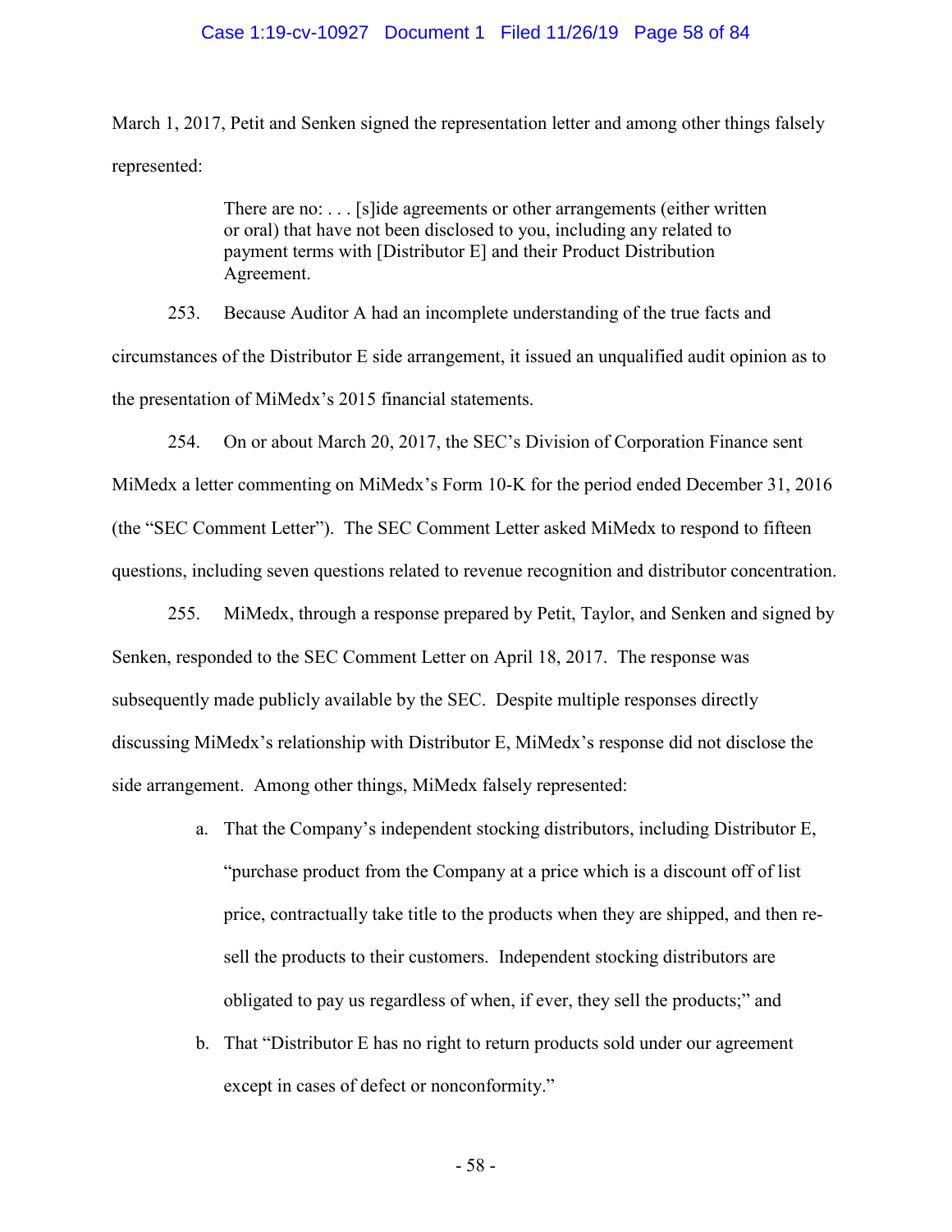March 1, 2017, Petit and Senken signed the representation letter and among other things falsely represented:

> There are no: . . . [s]ide agreements or other arrangements (either written or oral) that have not been disclosed to you, including any related to payment terms with [Distributor E] and their Product Distribution Agreement.

253. Because Auditor A had an incomplete understanding of the true facts and circumstances of the Distributor E side arrangement, it issued an unqualified audit opinion as to the presentation of MiMedx's 2015 financial statements.

254. On or about March 20, 2017, the SEC's Division of Corporation Finance sent MiMedx a letter commenting on MiMedx's Form 10-K for the period ended December 31, 2016 (the "SEC Comment Letter"). The SEC Comment Letter asked MiMedx to respond to fifteen questions, including seven questions related to revenue recognition and distributor concentration.

255. MiMedx, through a response prepared by Petit, Taylor, and Senken and signed by Senken, responded to the SEC Comment Letter on April 18, 2017. The response was subsequently made publicly available by the SEC. Despite multiple responses directly discussing MiMedx's relationship with Distributor E, MiMedx's response did not disclose the side arrangement. Among other things, MiMedx falsely represented:

a. That the Company's independent stocking distributors, including Distributor E, "purchase product from the Company at a price which is a discount off of list price, contractually take title to the products when they are shipped, and then re-sell the products to their customers. Independent stocking distributors are obligated to pay us regardless of when, if ever, they sell the products;" and

b. That "Distributor E has no right to return products sold under our agreement except in cases of defect or nonconformity."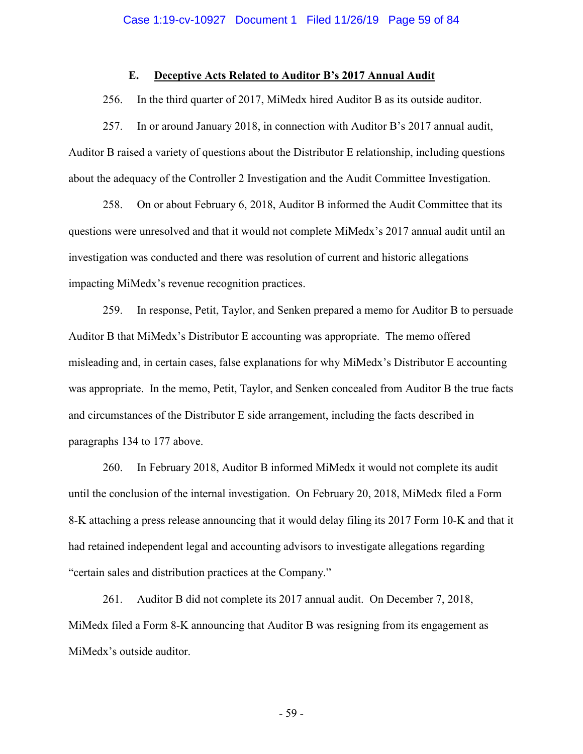### E. <u>Deceptive Acts Related to Auditor B's 2017 Annual Audit</u>

256. In the third quarter of 2017, MiMedx hired Auditor B as its outside auditor.

257. In or around January 2018, in connection with Auditor B's 2017 annual audit, Auditor B raised a variety of questions about the Distributor E relationship, including questions about the adequacy of the Controller 2 Investigation and the Audit Committee Investigation.

258. On or about February 6, 2018, Auditor B informed the Audit Committee that its questions were unresolved and that it would not complete MiMedx's 2017 annual audit until an investigation was conducted and there was resolution of current and historic allegations impacting MiMedx's revenue recognition practices.

259. In response, Petit, Taylor, and Senken prepared a memo for Auditor B to persuade Auditor B that MiMedx's Distributor E accounting was appropriate. The memo offered misleading and, in certain cases, false explanations for why MiMedx's Distributor E accounting was appropriate. In the memo, Petit, Taylor, and Senken concealed from Auditor B the true facts and circumstances of the Distributor E side arrangement, including the facts described in paragraphs 134 to 177 above.

260. In February 2018, Auditor B informed MiMedx it would not complete its audit until the conclusion of the internal investigation. On February 20, 2018, MiMedx filed a Form 8-K attaching a press release announcing that it would delay filing its 2017 Form 10-K and that it had retained independent legal and accounting advisors to investigate allegations regarding "certain sales and distribution practices at the Company."

261. Auditor B did not complete its 2017 annual audit. On December 7, 2018, MiMedx filed a Form 8-K announcing that Auditor B was resigning from its engagement as MiMedx's outside auditor.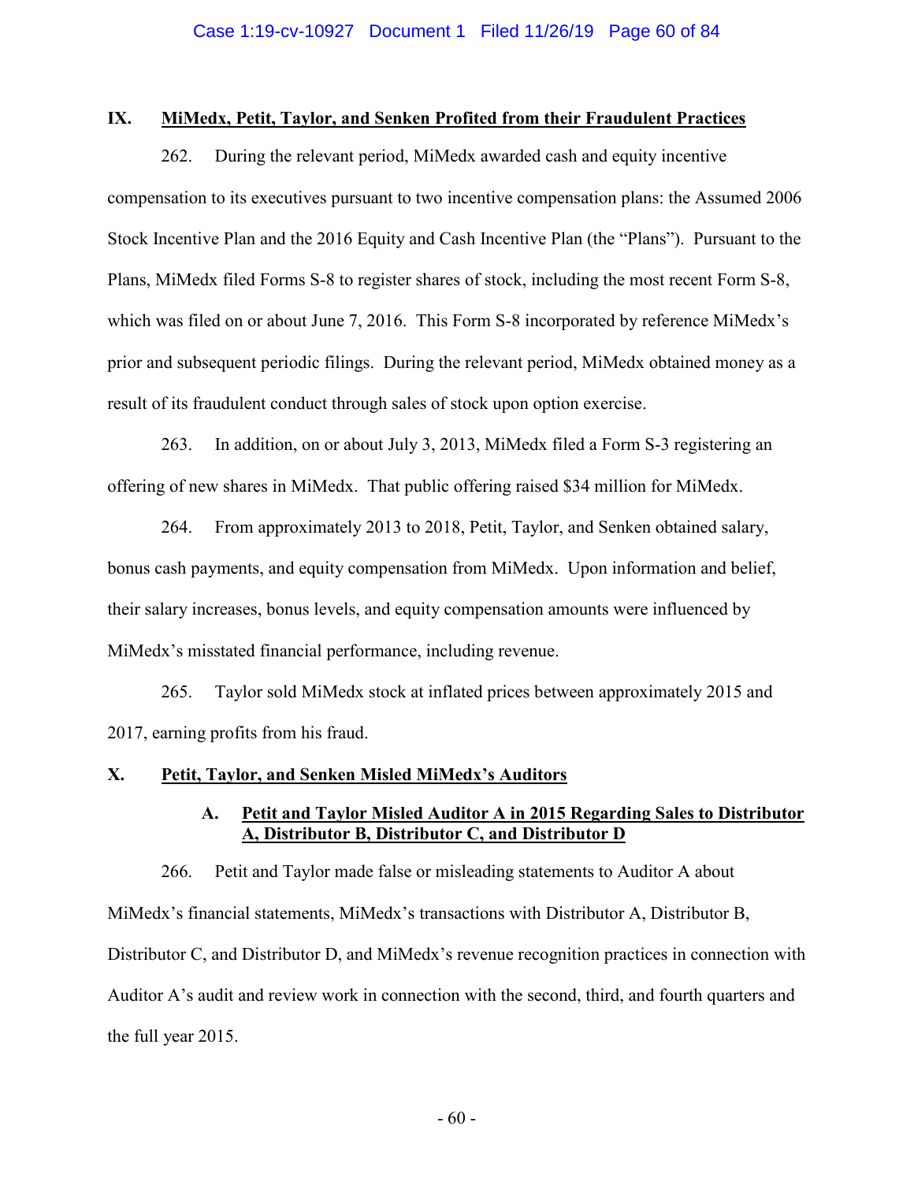## IX. MiMedx, Petit, Taylor, and Senken Profited from their Fraudulent Practices

262. During the relevant period, MiMedx awarded cash and equity incentive compensation to its executives pursuant to two incentive compensation plans: the Assumed 2006 Stock Incentive Plan and the 2016 Equity and Cash Incentive Plan (the "Plans"). Pursuant to the Plans, MiMedx filed Forms S-8 to register shares of stock, including the most recent Form S-8, which was filed on or about June 7, 2016. This Form S-8 incorporated by reference MiMedx's prior and subsequent periodic filings. During the relevant period, MiMedx obtained money as a result of its fraudulent conduct through sales of stock upon option exercise.

263. In addition, on or about July 3, 2013, MiMedx filed a Form S-3 registering an offering of new shares in MiMedx. That public offering raised $34 million for MiMedx.

264. From approximately 2013 to 2018, Petit, Taylor, and Senken obtained salary, bonus cash payments, and equity compensation from MiMedx. Upon information and belief, their salary increases, bonus levels, and equity compensation amounts were influenced by MiMedx's misstated financial performance, including revenue.

265. Taylor sold MiMedx stock at inflated prices between approximately 2015 and 2017, earning profits from his fraud.

## X. Petit, Taylor, and Senken Misled MiMedx's Auditors

### A. Petit and Taylor Misled Auditor A in 2015 Regarding Sales to Distributor A, Distributor B, Distributor C, and Distributor D

266. Petit and Taylor made false or misleading statements to Auditor A about MiMedx's financial statements, MiMedx's transactions with Distributor A, Distributor B, Distributor C, and Distributor D, and MiMedx's revenue recognition practices in connection with Auditor A's audit and review work in connection with the second, third, and fourth quarters and the full year 2015.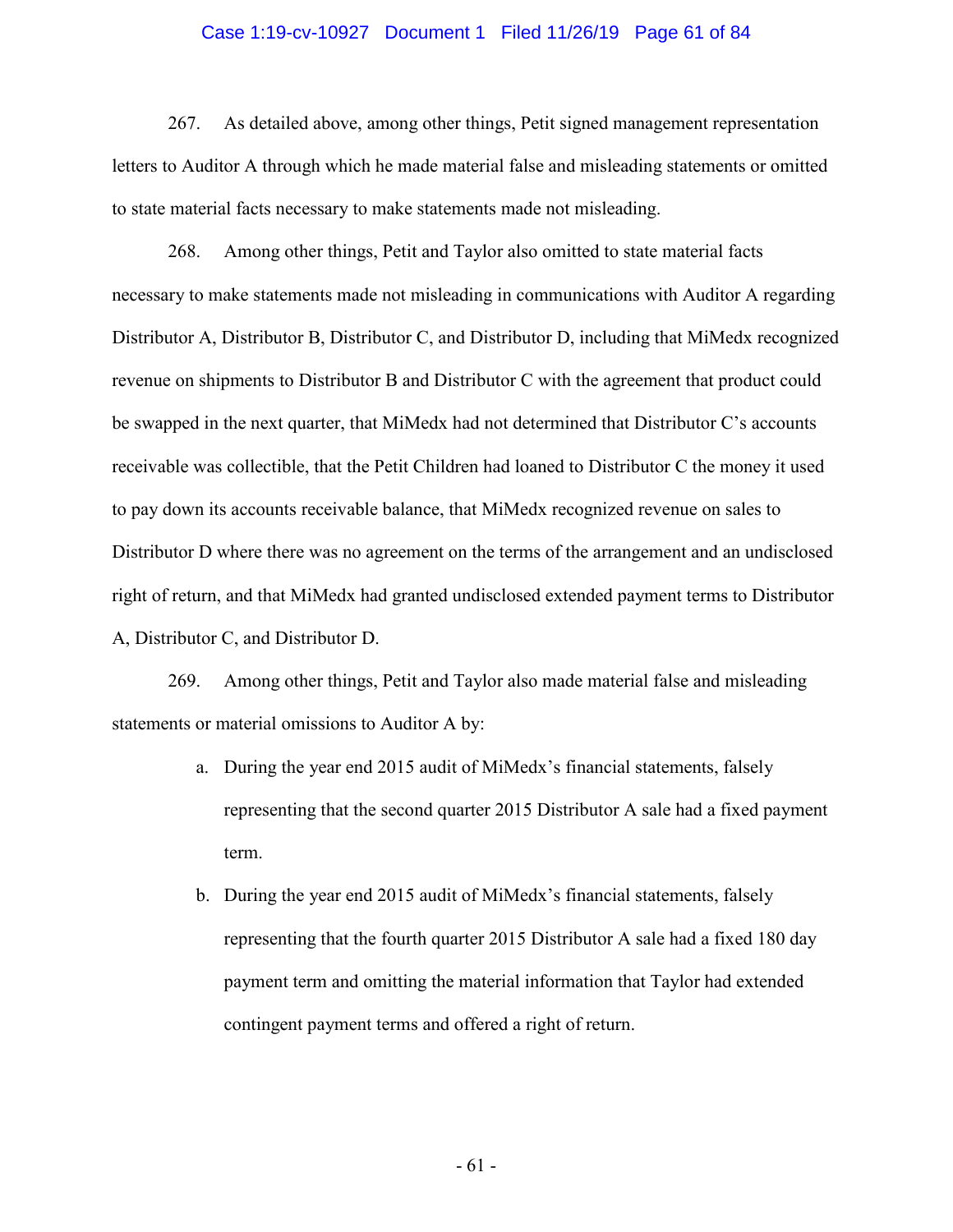267. As detailed above, among other things, Petit signed management representation letters to Auditor A through which he made material false and misleading statements or omitted to state material facts necessary to make statements made not misleading.

268. Among other things, Petit and Taylor also omitted to state material facts necessary to make statements made not misleading in communications with Auditor A regarding Distributor A, Distributor B, Distributor C, and Distributor D, including that MiMedx recognized revenue on shipments to Distributor B and Distributor C with the agreement that product could be swapped in the next quarter, that MiMedx had not determined that Distributor C's accounts receivable was collectible, that the Petit Children had loaned to Distributor C the money it used to pay down its accounts receivable balance, that MiMedx recognized revenue on sales to Distributor D where there was no agreement on the terms of the arrangement and an undisclosed right of return, and that MiMedx had granted undisclosed extended payment terms to Distributor A, Distributor C, and Distributor D.

269. Among other things, Petit and Taylor also made material false and misleading statements or material omissions to Auditor A by:

a. During the year end 2015 audit of MiMedx's financial statements, falsely representing that the second quarter 2015 Distributor A sale had a fixed payment term.

b. During the year end 2015 audit of MiMedx's financial statements, falsely representing that the fourth quarter 2015 Distributor A sale had a fixed 180 day payment term and omitting the material information that Taylor had extended contingent payment terms and offered a right of return.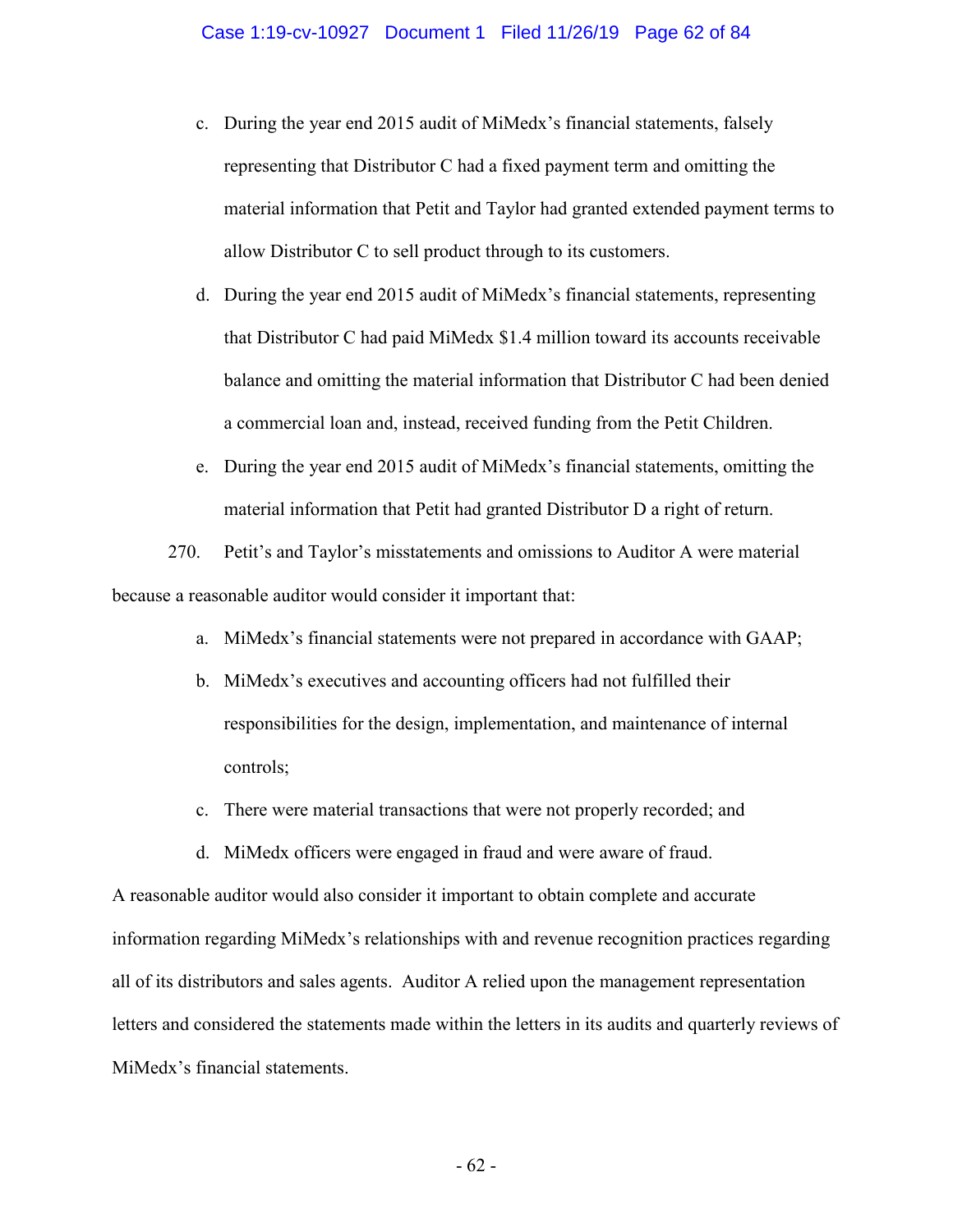c. During the year end 2015 audit of MiMedx's financial statements, falsely representing that Distributor C had a fixed payment term and omitting the material information that Petit and Taylor had granted extended payment terms to allow Distributor C to sell product through to its customers.

d. During the year end 2015 audit of MiMedx's financial statements, representing that Distributor C had paid MiMedx $1.4 million toward its accounts receivable balance and omitting the material information that Distributor C had been denied a commercial loan and, instead, received funding from the Petit Children.

e. During the year end 2015 audit of MiMedx's financial statements, omitting the material information that Petit had granted Distributor D a right of return.

270. Petit's and Taylor's misstatements and omissions to Auditor A were material because a reasonable auditor would consider it important that:

a. MiMedx's financial statements were not prepared in accordance with GAAP;

b. MiMedx's executives and accounting officers had not fulfilled their responsibilities for the design, implementation, and maintenance of internal controls;

c. There were material transactions that were not properly recorded; and

d. MiMedx officers were engaged in fraud and were aware of fraud.

A reasonable auditor would also consider it important to obtain complete and accurate information regarding MiMedx's relationships with and revenue recognition practices regarding all of its distributors and sales agents. Auditor A relied upon the management representation letters and considered the statements made within the letters in its audits and quarterly reviews of MiMedx's financial statements.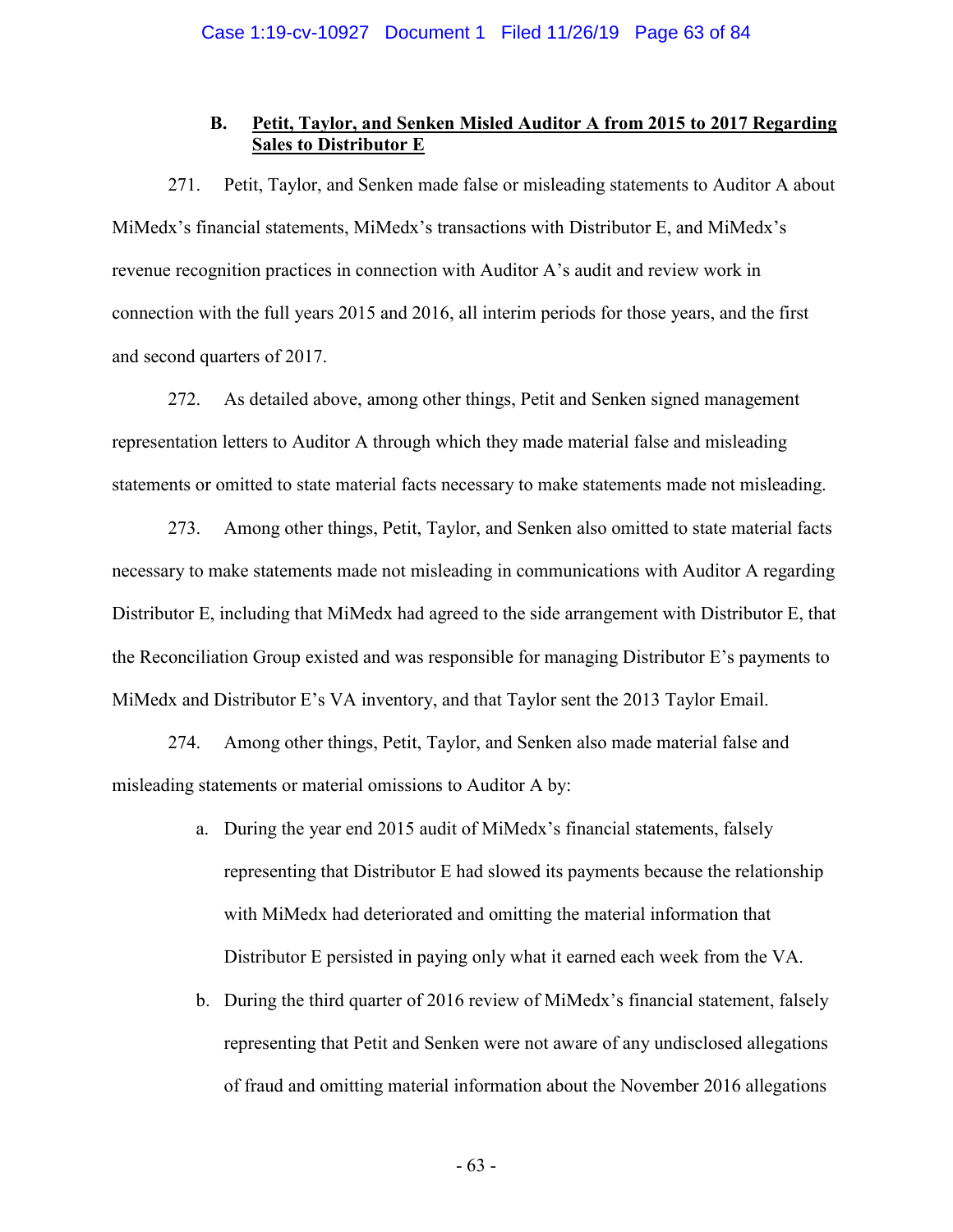### B. Petit, Taylor, and Senken Misled Auditor A from 2015 to 2017 Regarding Sales to Distributor E

271. Petit, Taylor, and Senken made false or misleading statements to Auditor A about MiMedx's financial statements, MiMedx's transactions with Distributor E, and MiMedx's revenue recognition practices in connection with Auditor A's audit and review work in connection with the full years 2015 and 2016, all interim periods for those years, and the first and second quarters of 2017.

272. As detailed above, among other things, Petit and Senken signed management representation letters to Auditor A through which they made material false and misleading statements or omitted to state material facts necessary to make statements made not misleading.

273. Among other things, Petit, Taylor, and Senken also omitted to state material facts necessary to make statements made not misleading in communications with Auditor A regarding Distributor E, including that MiMedx had agreed to the side arrangement with Distributor E, that the Reconciliation Group existed and was responsible for managing Distributor E's payments to MiMedx and Distributor E's VA inventory, and that Taylor sent the 2013 Taylor Email.

274. Among other things, Petit, Taylor, and Senken also made material false and misleading statements or material omissions to Auditor A by:

a. During the year end 2015 audit of MiMedx's financial statements, falsely representing that Distributor E had slowed its payments because the relationship with MiMedx had deteriorated and omitting the material information that Distributor E persisted in paying only what it earned each week from the VA.

b. During the third quarter of 2016 review of MiMedx's financial statement, falsely representing that Petit and Senken were not aware of any undisclosed allegations of fraud and omitting material information about the November 2016 allegations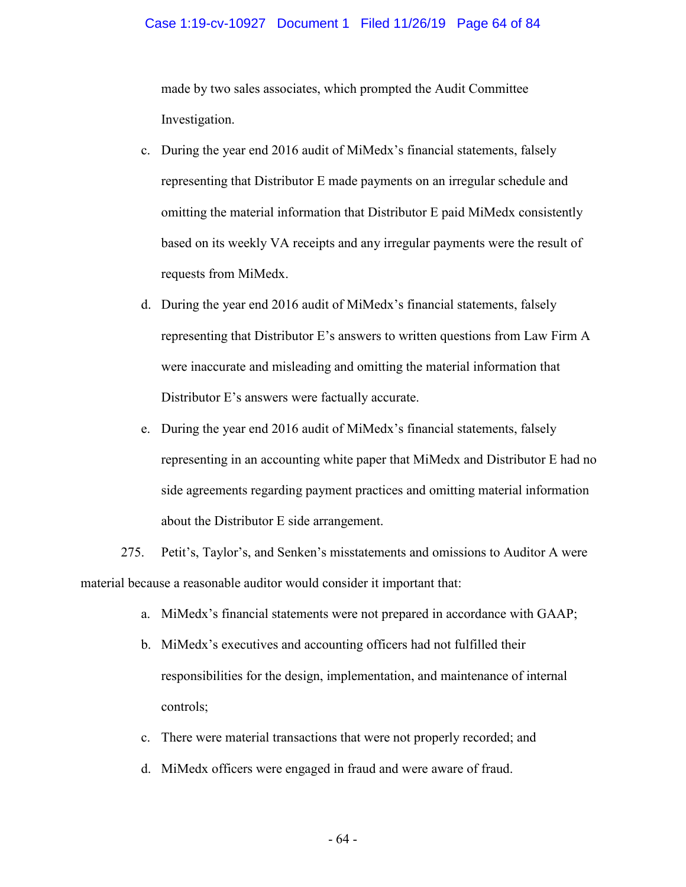made by two sales associates, which prompted the Audit Committee Investigation.

c. During the year end 2016 audit of MiMedx's financial statements, falsely representing that Distributor E made payments on an irregular schedule and omitting the material information that Distributor E paid MiMedx consistently based on its weekly VA receipts and any irregular payments were the result of requests from MiMedx.

d. During the year end 2016 audit of MiMedx's financial statements, falsely representing that Distributor E's answers to written questions from Law Firm A were inaccurate and misleading and omitting the material information that Distributor E's answers were factually accurate.

e. During the year end 2016 audit of MiMedx's financial statements, falsely representing in an accounting white paper that MiMedx and Distributor E had no side agreements regarding payment practices and omitting material information about the Distributor E side arrangement.

275. Petit's, Taylor's, and Senken's misstatements and omissions to Auditor A were material because a reasonable auditor would consider it important that:

a. MiMedx's financial statements were not prepared in accordance with GAAP;

b. MiMedx's executives and accounting officers had not fulfilled their responsibilities for the design, implementation, and maintenance of internal controls;

c. There were material transactions that were not properly recorded; and

d. MiMedx officers were engaged in fraud and were aware of fraud.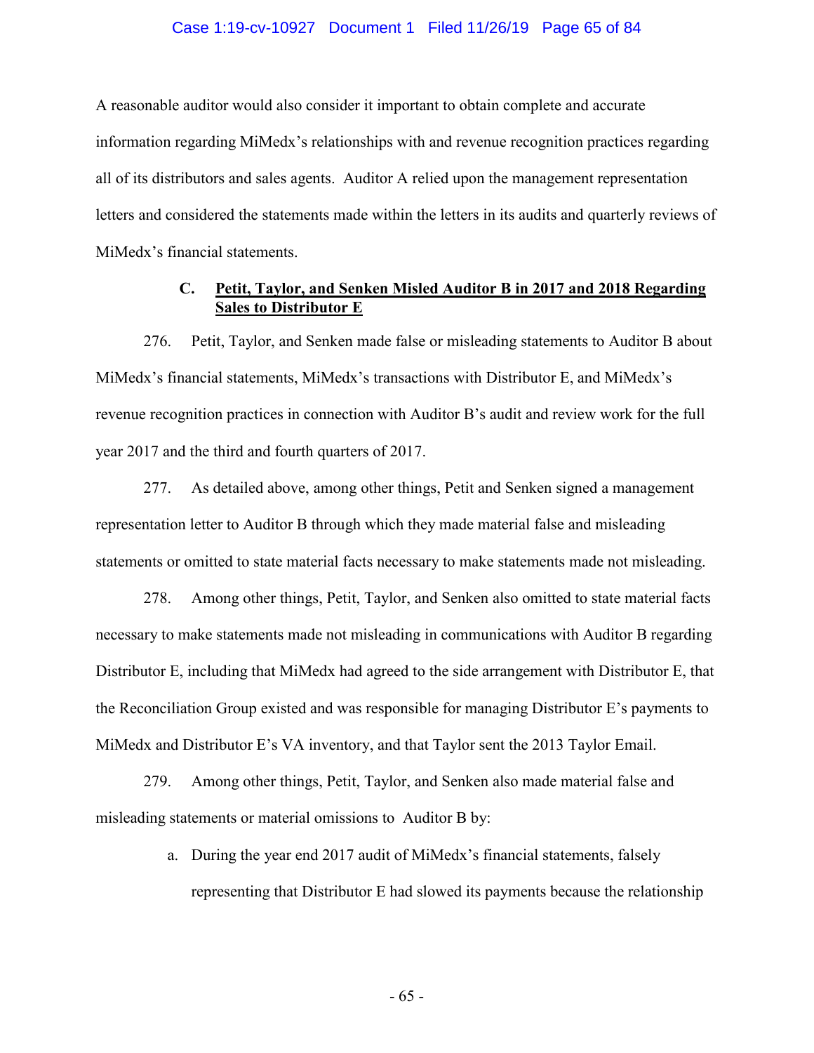A reasonable auditor would also consider it important to obtain complete and accurate information regarding MiMedx's relationships with and revenue recognition practices regarding all of its distributors and sales agents. Auditor A relied upon the management representation letters and considered the statements made within the letters in its audits and quarterly reviews of MiMedx's financial statements.

### C. Petit, Taylor, and Senken Misled Auditor B in 2017 and 2018 Regarding Sales to Distributor E

276. Petit, Taylor, and Senken made false or misleading statements to Auditor B about MiMedx's financial statements, MiMedx's transactions with Distributor E, and MiMedx's revenue recognition practices in connection with Auditor B's audit and review work for the full year 2017 and the third and fourth quarters of 2017.

277. As detailed above, among other things, Petit and Senken signed a management representation letter to Auditor B through which they made material false and misleading statements or omitted to state material facts necessary to make statements made not misleading.

278. Among other things, Petit, Taylor, and Senken also omitted to state material facts necessary to make statements made not misleading in communications with Auditor B regarding Distributor E, including that MiMedx had agreed to the side arrangement with Distributor E, that the Reconciliation Group existed and was responsible for managing Distributor E's payments to MiMedx and Distributor E's VA inventory, and that Taylor sent the 2013 Taylor Email.

279. Among other things, Petit, Taylor, and Senken also made material false and misleading statements or material omissions to Auditor B by:

a. During the year end 2017 audit of MiMedx's financial statements, falsely representing that Distributor E had slowed its payments because the relationship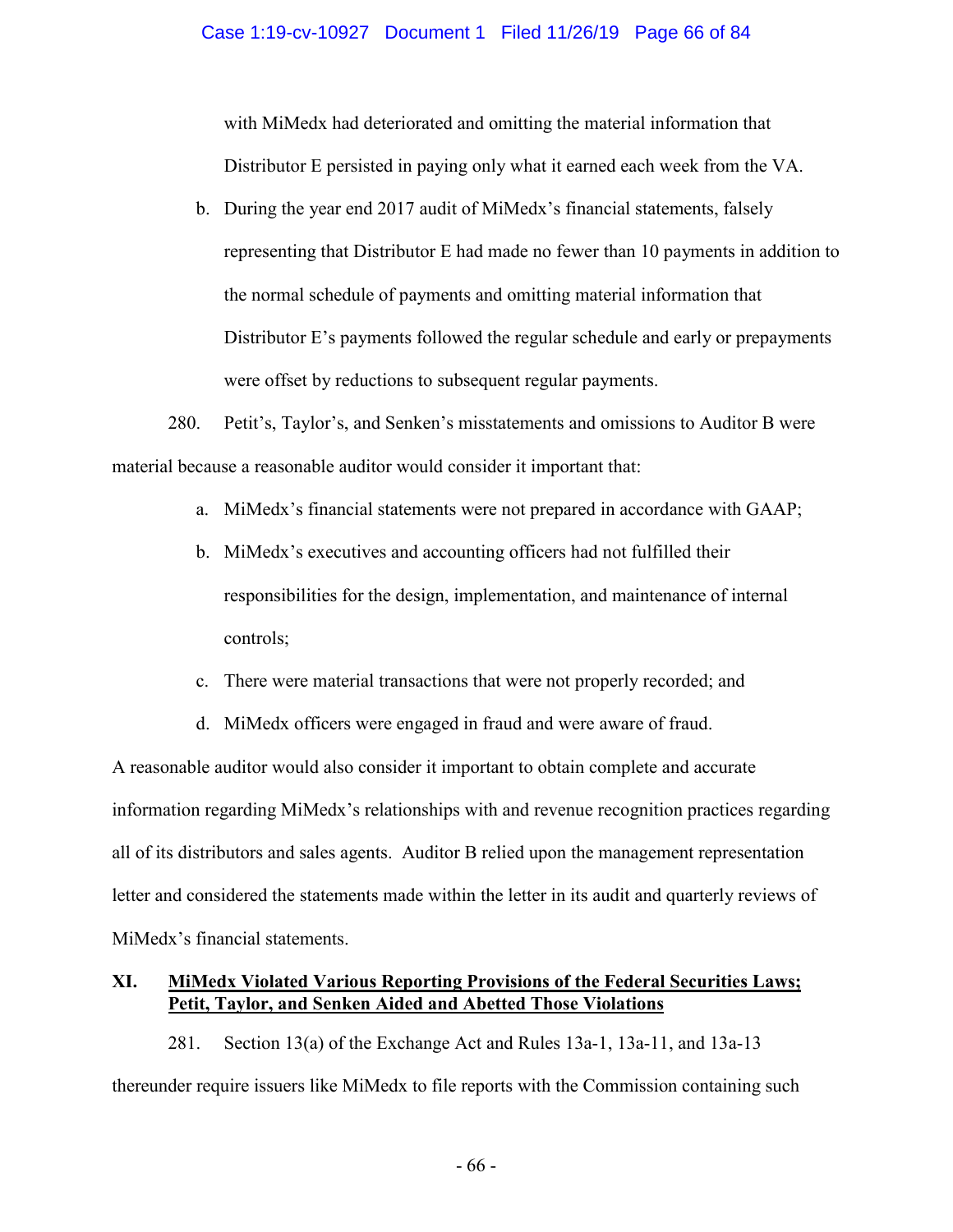with MiMedx had deteriorated and omitting the material information that Distributor E persisted in paying only what it earned each week from the VA.

b. During the year end 2017 audit of MiMedx's financial statements, falsely representing that Distributor E had made no fewer than 10 payments in addition to the normal schedule of payments and omitting material information that Distributor E's payments followed the regular schedule and early or prepayments were offset by reductions to subsequent regular payments.

280. Petit's, Taylor's, and Senken's misstatements and omissions to Auditor B were material because a reasonable auditor would consider it important that:

a. MiMedx's financial statements were not prepared in accordance with GAAP;

b. MiMedx's executives and accounting officers had not fulfilled their responsibilities for the design, implementation, and maintenance of internal controls;

c. There were material transactions that were not properly recorded; and

d. MiMedx officers were engaged in fraud and were aware of fraud.

A reasonable auditor would also consider it important to obtain complete and accurate information regarding MiMedx's relationships with and revenue recognition practices regarding all of its distributors and sales agents. Auditor B relied upon the management representation letter and considered the statements made within the letter in its audit and quarterly reviews of MiMedx's financial statements.

## XI. MiMedx Violated Various Reporting Provisions of the Federal Securities Laws; Petit, Taylor, and Senken Aided and Abetted Those Violations

281. Section 13(a) of the Exchange Act and Rules 13a-1, 13a-11, and 13a-13 thereunder require issuers like MiMedx to file reports with the Commission containing such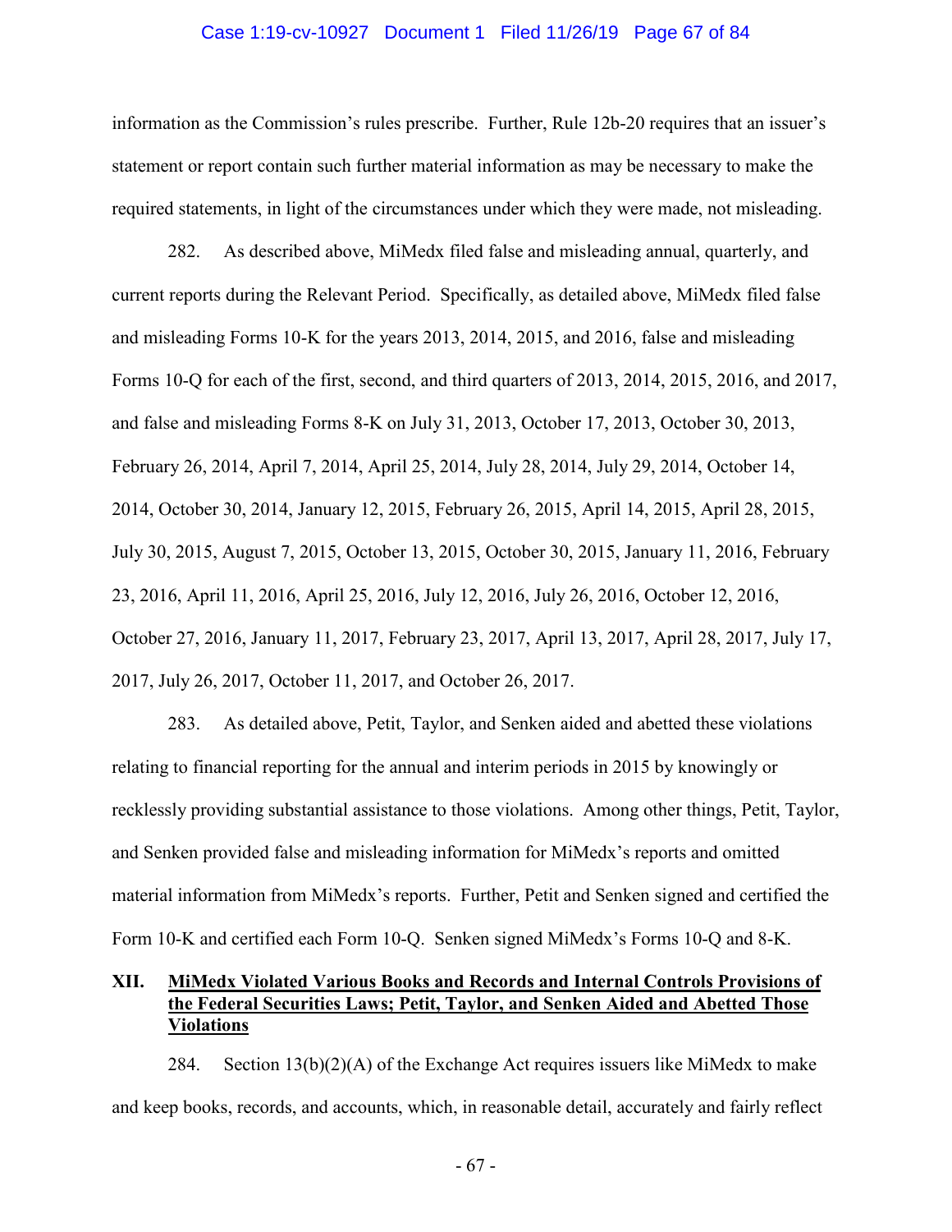information as the Commission's rules prescribe. Further, Rule 12b-20 requires that an issuer's statement or report contain such further material information as may be necessary to make the required statements, in light of the circumstances under which they were made, not misleading.

282. As described above, MiMedx filed false and misleading annual, quarterly, and current reports during the Relevant Period. Specifically, as detailed above, MiMedx filed false and misleading Forms 10-K for the years 2013, 2014, 2015, and 2016, false and misleading Forms 10-Q for each of the first, second, and third quarters of 2013, 2014, 2015, 2016, and 2017, and false and misleading Forms 8-K on July 31, 2013, October 17, 2013, October 30, 2013, February 26, 2014, April 7, 2014, April 25, 2014, July 28, 2014, July 29, 2014, October 14, 2014, October 30, 2014, January 12, 2015, February 26, 2015, April 14, 2015, April 28, 2015, July 30, 2015, August 7, 2015, October 13, 2015, October 30, 2015, January 11, 2016, February 23, 2016, April 11, 2016, April 25, 2016, July 12, 2016, July 26, 2016, October 12, 2016, October 27, 2016, January 11, 2017, February 23, 2017, April 13, 2017, April 28, 2017, July 17, 2017, July 26, 2017, October 11, 2017, and October 26, 2017.

283. As detailed above, Petit, Taylor, and Senken aided and abetted these violations relating to financial reporting for the annual and interim periods in 2015 by knowingly or recklessly providing substantial assistance to those violations. Among other things, Petit, Taylor, and Senken provided false and misleading information for MiMedx's reports and omitted material information from MiMedx's reports. Further, Petit and Senken signed and certified the Form 10-K and certified each Form 10-Q. Senken signed MiMedx's Forms 10-Q and 8-K.

## XII. MiMedx Violated Various Books and Records and Internal Controls Provisions of the Federal Securities Laws; Petit, Taylor, and Senken Aided and Abetted Those Violations

284. Section 13(b)(2)(A) of the Exchange Act requires issuers like MiMedx to make and keep books, records, and accounts, which, in reasonable detail, accurately and fairly reflect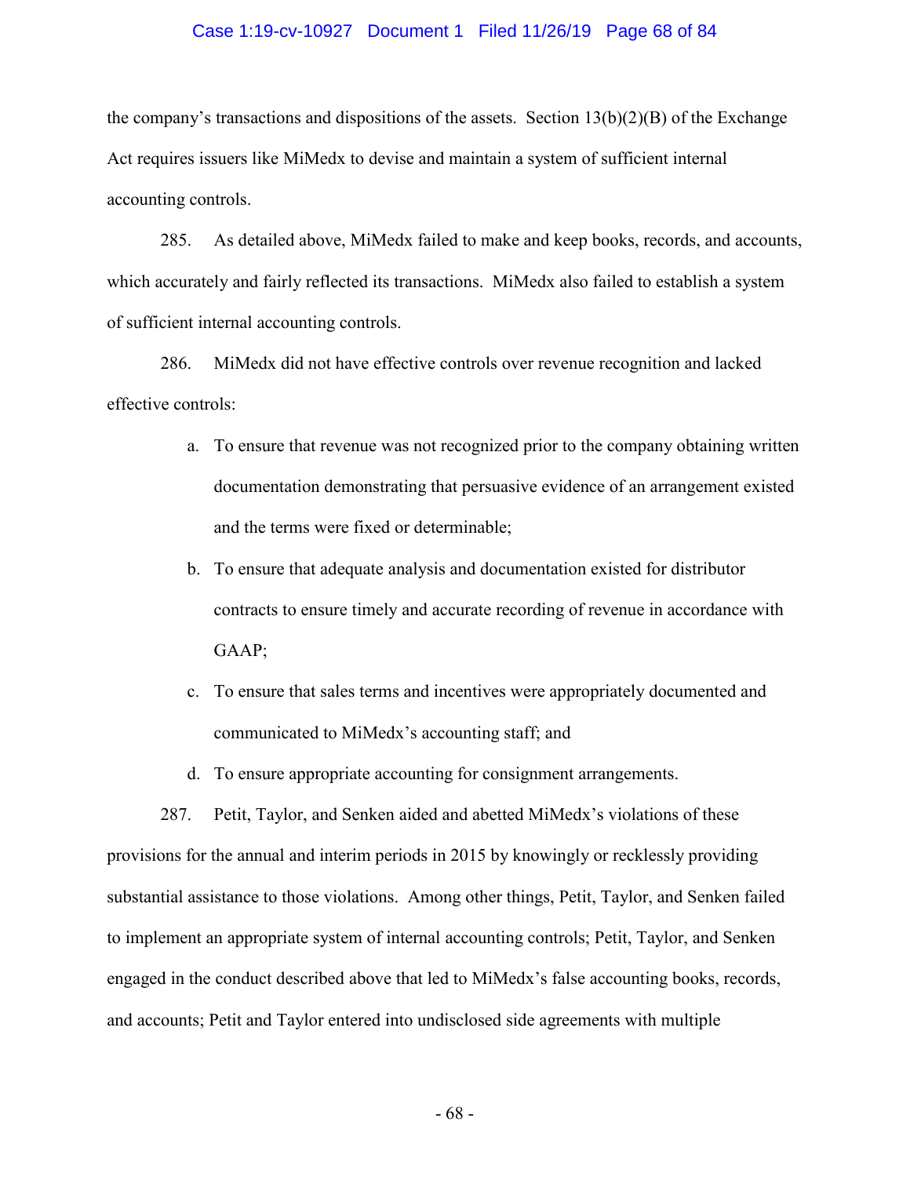the company's transactions and dispositions of the assets. Section 13(b)(2)(B) of the Exchange Act requires issuers like MiMedx to devise and maintain a system of sufficient internal accounting controls.

285. As detailed above, MiMedx failed to make and keep books, records, and accounts, which accurately and fairly reflected its transactions. MiMedx also failed to establish a system of sufficient internal accounting controls.

286. MiMedx did not have effective controls over revenue recognition and lacked effective controls:

a. To ensure that revenue was not recognized prior to the company obtaining written documentation demonstrating that persuasive evidence of an arrangement existed and the terms were fixed or determinable;

b. To ensure that adequate analysis and documentation existed for distributor contracts to ensure timely and accurate recording of revenue in accordance with GAAP;

c. To ensure that sales terms and incentives were appropriately documented and communicated to MiMedx's accounting staff; and

d. To ensure appropriate accounting for consignment arrangements.

287. Petit, Taylor, and Senken aided and abetted MiMedx's violations of these provisions for the annual and interim periods in 2015 by knowingly or recklessly providing substantial assistance to those violations. Among other things, Petit, Taylor, and Senken failed to implement an appropriate system of internal accounting controls; Petit, Taylor, and Senken engaged in the conduct described above that led to MiMedx's false accounting books, records, and accounts; Petit and Taylor entered into undisclosed side agreements with multiple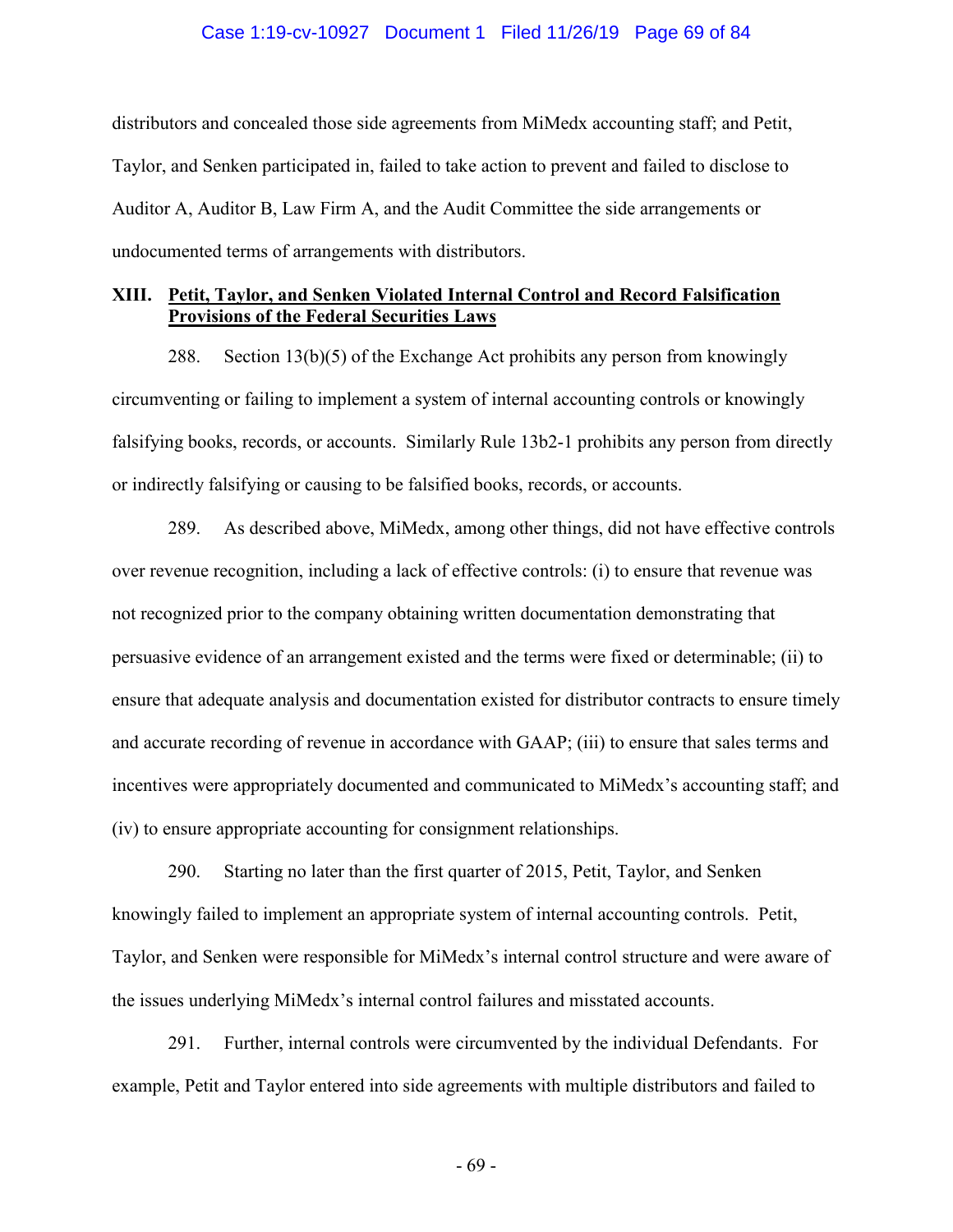distributors and concealed those side agreements from MiMedx accounting staff; and Petit, Taylor, and Senken participated in, failed to take action to prevent and failed to disclose to Auditor A, Auditor B, Law Firm A, and the Audit Committee the side arrangements or undocumented terms of arrangements with distributors.

## XIII. Petit, Taylor, and Senken Violated Internal Control and Record Falsification Provisions of the Federal Securities Laws

288. Section 13(b)(5) of the Exchange Act prohibits any person from knowingly circumventing or failing to implement a system of internal accounting controls or knowingly falsifying books, records, or accounts. Similarly Rule 13b2-1 prohibits any person from directly or indirectly falsifying or causing to be falsified books, records, or accounts.

289. As described above, MiMedx, among other things, did not have effective controls over revenue recognition, including a lack of effective controls: (i) to ensure that revenue was not recognized prior to the company obtaining written documentation demonstrating that persuasive evidence of an arrangement existed and the terms were fixed or determinable; (ii) to ensure that adequate analysis and documentation existed for distributor contracts to ensure timely and accurate recording of revenue in accordance with GAAP; (iii) to ensure that sales terms and incentives were appropriately documented and communicated to MiMedx's accounting staff; and (iv) to ensure appropriate accounting for consignment relationships.

290. Starting no later than the first quarter of 2015, Petit, Taylor, and Senken knowingly failed to implement an appropriate system of internal accounting controls. Petit, Taylor, and Senken were responsible for MiMedx's internal control structure and were aware of the issues underlying MiMedx's internal control failures and misstated accounts.

291. Further, internal controls were circumvented by the individual Defendants. For example, Petit and Taylor entered into side agreements with multiple distributors and failed to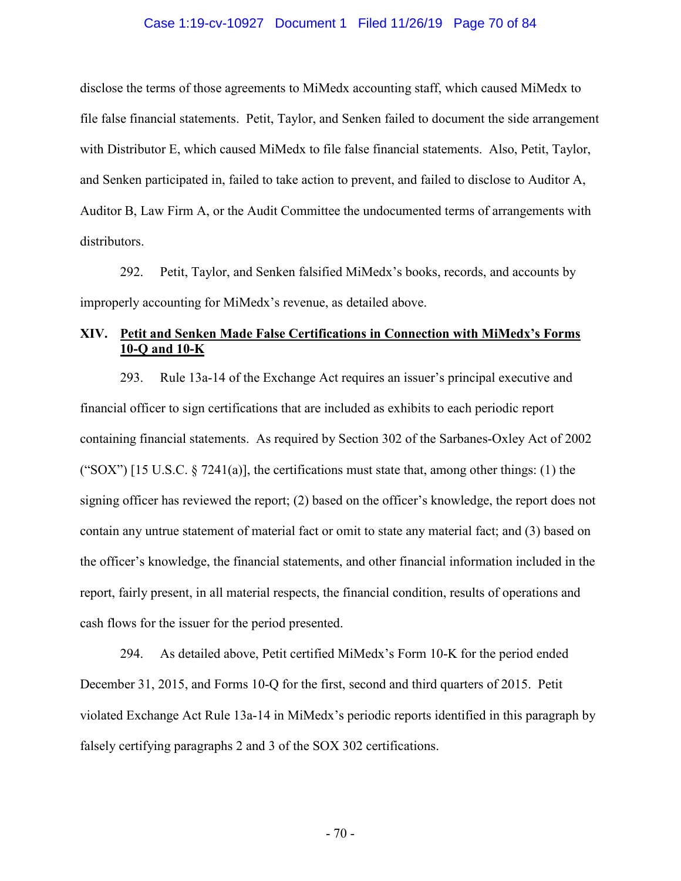disclose the terms of those agreements to MiMedx accounting staff, which caused MiMedx to file false financial statements. Petit, Taylor, and Senken failed to document the side arrangement with Distributor E, which caused MiMedx to file false financial statements. Also, Petit, Taylor, and Senken participated in, failed to take action to prevent, and failed to disclose to Auditor A, Auditor B, Law Firm A, or the Audit Committee the undocumented terms of arrangements with distributors.

292. Petit, Taylor, and Senken falsified MiMedx's books, records, and accounts by improperly accounting for MiMedx's revenue, as detailed above.

## XIV. Petit and Senken Made False Certifications in Connection with MiMedx's Forms 10-Q and 10-K

293. Rule 13a-14 of the Exchange Act requires an issuer's principal executive and financial officer to sign certifications that are included as exhibits to each periodic report containing financial statements. As required by Section 302 of the Sarbanes-Oxley Act of 2002 ("SOX") [15 U.S.C. § 7241(a)], the certifications must state that, among other things: (1) the signing officer has reviewed the report; (2) based on the officer's knowledge, the report does not contain any untrue statement of material fact or omit to state any material fact; and (3) based on the officer's knowledge, the financial statements, and other financial information included in the report, fairly present, in all material respects, the financial condition, results of operations and cash flows for the issuer for the period presented.

294. As detailed above, Petit certified MiMedx's Form 10-K for the period ended December 31, 2015, and Forms 10-Q for the first, second and third quarters of 2015. Petit violated Exchange Act Rule 13a-14 in MiMedx's periodic reports identified in this paragraph by falsely certifying paragraphs 2 and 3 of the SOX 302 certifications.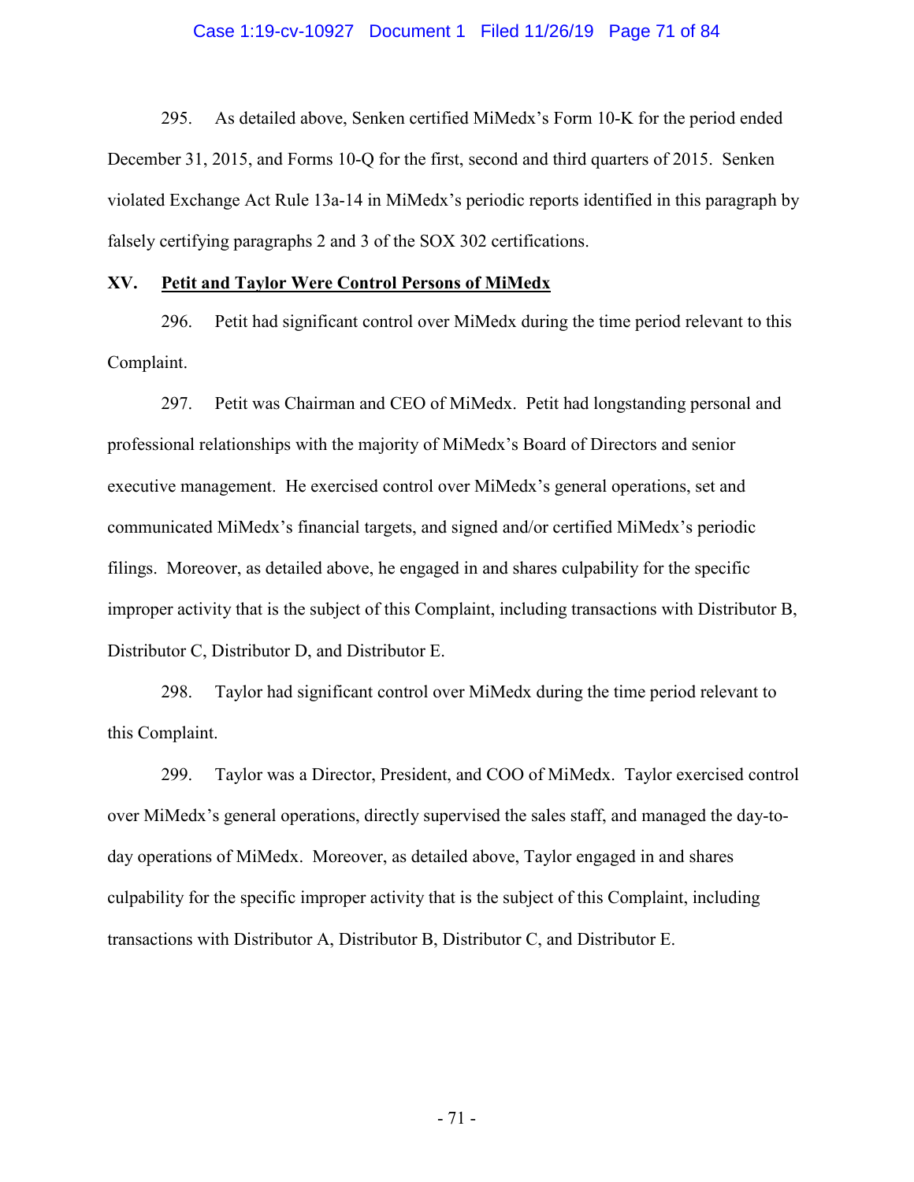295. As detailed above, Senken certified MiMedx's Form 10-K for the period ended December 31, 2015, and Forms 10-Q for the first, second and third quarters of 2015. Senken violated Exchange Act Rule 13a-14 in MiMedx's periodic reports identified in this paragraph by falsely certifying paragraphs 2 and 3 of the SOX 302 certifications.

## XV. <u>Petit and Taylor Were Control Persons of MiMedx</u>

296. Petit had significant control over MiMedx during the time period relevant to this Complaint.

297. Petit was Chairman and CEO of MiMedx. Petit had longstanding personal and professional relationships with the majority of MiMedx's Board of Directors and senior executive management. He exercised control over MiMedx's general operations, set and communicated MiMedx's financial targets, and signed and/or certified MiMedx's periodic filings. Moreover, as detailed above, he engaged in and shares culpability for the specific improper activity that is the subject of this Complaint, including transactions with Distributor B, Distributor C, Distributor D, and Distributor E.

298. Taylor had significant control over MiMedx during the time period relevant to this Complaint.

299. Taylor was a Director, President, and COO of MiMedx. Taylor exercised control over MiMedx's general operations, directly supervised the sales staff, and managed the day-to-day operations of MiMedx. Moreover, as detailed above, Taylor engaged in and shares culpability for the specific improper activity that is the subject of this Complaint, including transactions with Distributor A, Distributor B, Distributor C, and Distributor E.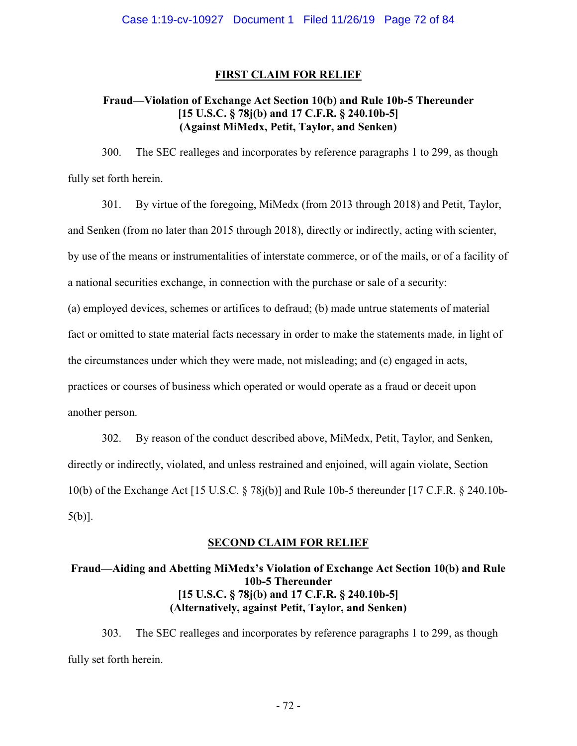## FIRST CLAIM FOR RELIEF

### Fraud—Violation of Exchange Act Section 10(b) and Rule 10b-5 Thereunder
### [15 U.S.C. § 78j(b) and 17 C.F.R. § 240.10b-5]
### (Against MiMedx, Petit, Taylor, and Senken)

300. The SEC realleges and incorporates by reference paragraphs 1 to 299, as though fully set forth herein.

301. By virtue of the foregoing, MiMedx (from 2013 through 2018) and Petit, Taylor, and Senken (from no later than 2015 through 2018), directly or indirectly, acting with scienter, by use of the means or instrumentalities of interstate commerce, or of the mails, or of a facility of a national securities exchange, in connection with the purchase or sale of a security: (a) employed devices, schemes or artifices to defraud; (b) made untrue statements of material fact or omitted to state material facts necessary in order to make the statements made, in light of the circumstances under which they were made, not misleading; and (c) engaged in acts, practices or courses of business which operated or would operate as a fraud or deceit upon another person.

302. By reason of the conduct described above, MiMedx, Petit, Taylor, and Senken, directly or indirectly, violated, and unless restrained and enjoined, will again violate, Section 10(b) of the Exchange Act [15 U.S.C. § 78j(b)] and Rule 10b-5 thereunder [17 C.F.R. § 240.10b-5(b)].

## SECOND CLAIM FOR RELIEF

### Fraud—Aiding and Abetting MiMedx's Violation of Exchange Act Section 10(b) and Rule 10b-5 Thereunder
### [15 U.S.C. § 78j(b) and 17 C.F.R. § 240.10b-5]
### (Alternatively, against Petit, Taylor, and Senken)

303. The SEC realleges and incorporates by reference paragraphs 1 to 299, as though fully set forth herein.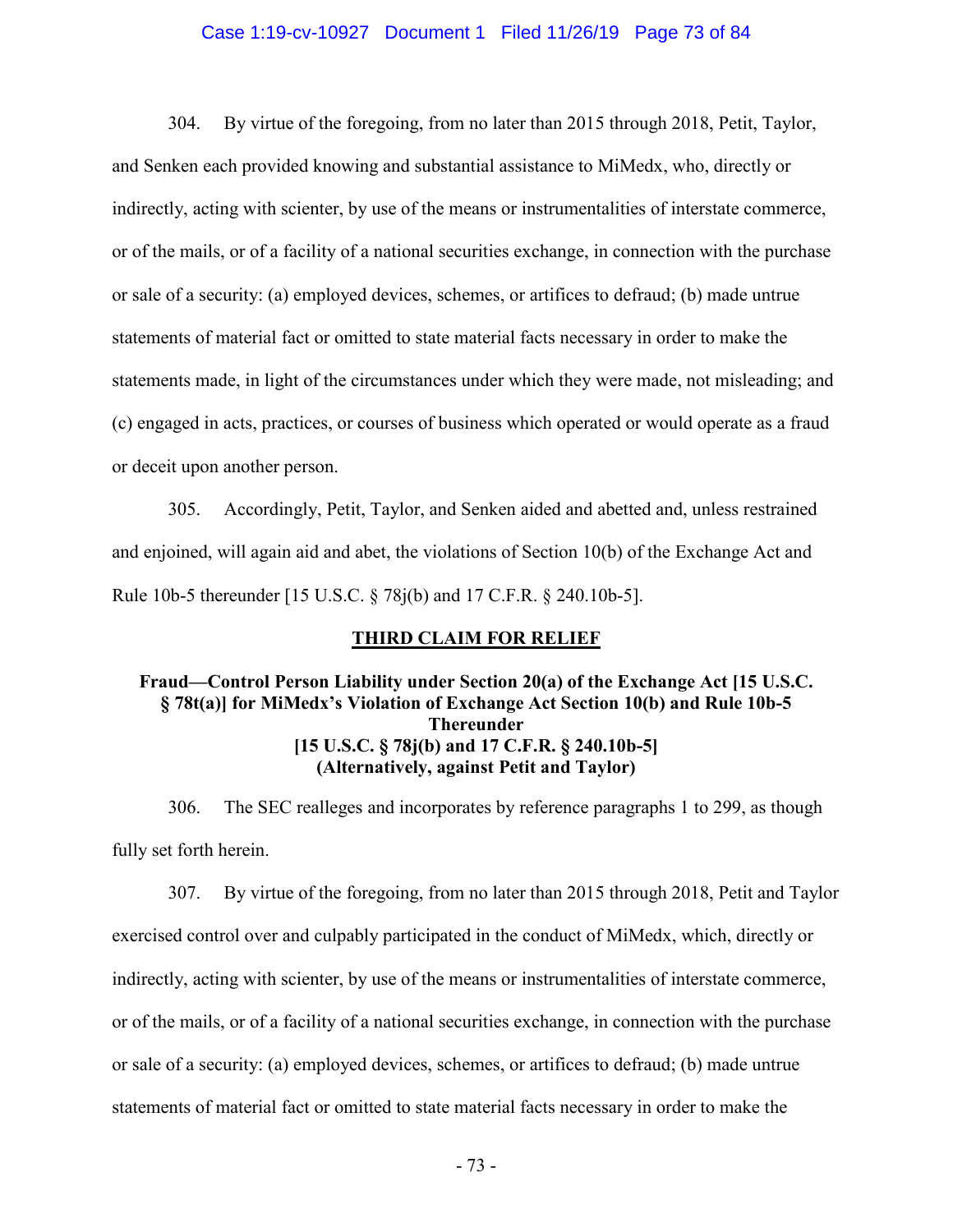304. By virtue of the foregoing, from no later than 2015 through 2018, Petit, Taylor, and Senken each provided knowing and substantial assistance to MiMedx, who, directly or indirectly, acting with scienter, by use of the means or instrumentalities of interstate commerce, or of the mails, or of a facility of a national securities exchange, in connection with the purchase or sale of a security: (a) employed devices, schemes, or artifices to defraud; (b) made untrue statements of material fact or omitted to state material facts necessary in order to make the statements made, in light of the circumstances under which they were made, not misleading; and (c) engaged in acts, practices, or courses of business which operated or would operate as a fraud or deceit upon another person.

305. Accordingly, Petit, Taylor, and Senken aided and abetted and, unless restrained and enjoined, will again aid and abet, the violations of Section 10(b) of the Exchange Act and Rule 10b-5 thereunder [15 U.S.C. § 78j(b) and 17 C.F.R. § 240.10b-5].

## THIRD CLAIM FOR RELIEF

### Fraud—Control Person Liability under Section 20(a) of the Exchange Act [15 U.S.C. § 78t(a)] for MiMedx's Violation of Exchange Act Section 10(b) and Rule 10b-5 Thereunder [15 U.S.C. § 78j(b) and 17 C.F.R. § 240.10b-5] (Alternatively, against Petit and Taylor)

306. The SEC realleges and incorporates by reference paragraphs 1 to 299, as though fully set forth herein.

307. By virtue of the foregoing, from no later than 2015 through 2018, Petit and Taylor exercised control over and culpably participated in the conduct of MiMedx, which, directly or indirectly, acting with scienter, by use of the means or instrumentalities of interstate commerce, or of the mails, or of a facility of a national securities exchange, in connection with the purchase or sale of a security: (a) employed devices, schemes, or artifices to defraud; (b) made untrue statements of material fact or omitted to state material facts necessary in order to make the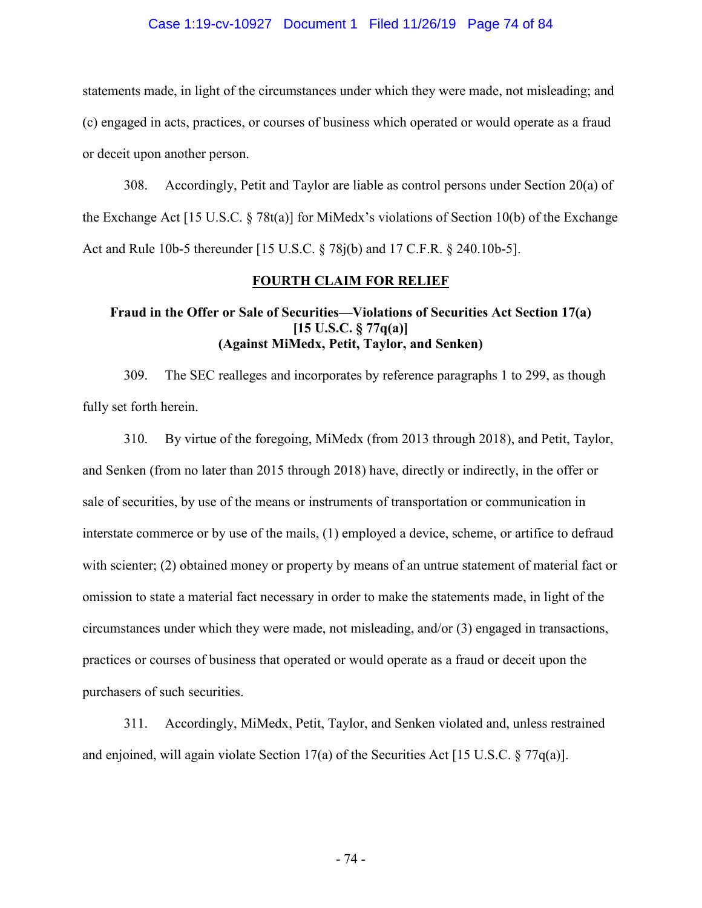statements made, in light of the circumstances under which they were made, not misleading; and (c) engaged in acts, practices, or courses of business which operated or would operate as a fraud or deceit upon another person.

308. Accordingly, Petit and Taylor are liable as control persons under Section 20(a) of the Exchange Act [15 U.S.C. § 78t(a)] for MiMedx's violations of Section 10(b) of the Exchange Act and Rule 10b-5 thereunder [15 U.S.C. § 78j(b) and 17 C.F.R. § 240.10b-5].

## FOURTH CLAIM FOR RELIEF

### Fraud in the Offer or Sale of Securities—Violations of Securities Act Section 17(a) [15 U.S.C. § 77q(a)] (Against MiMedx, Petit, Taylor, and Senken)

309. The SEC realleges and incorporates by reference paragraphs 1 to 299, as though fully set forth herein.

310. By virtue of the foregoing, MiMedx (from 2013 through 2018), and Petit, Taylor, and Senken (from no later than 2015 through 2018) have, directly or indirectly, in the offer or sale of securities, by use of the means or instruments of transportation or communication in interstate commerce or by use of the mails, (1) employed a device, scheme, or artifice to defraud with scienter; (2) obtained money or property by means of an untrue statement of material fact or omission to state a material fact necessary in order to make the statements made, in light of the circumstances under which they were made, not misleading, and/or (3) engaged in transactions, practices or courses of business that operated or would operate as a fraud or deceit upon the purchasers of such securities.

311. Accordingly, MiMedx, Petit, Taylor, and Senken violated and, unless restrained and enjoined, will again violate Section 17(a) of the Securities Act [15 U.S.C. § 77q(a)].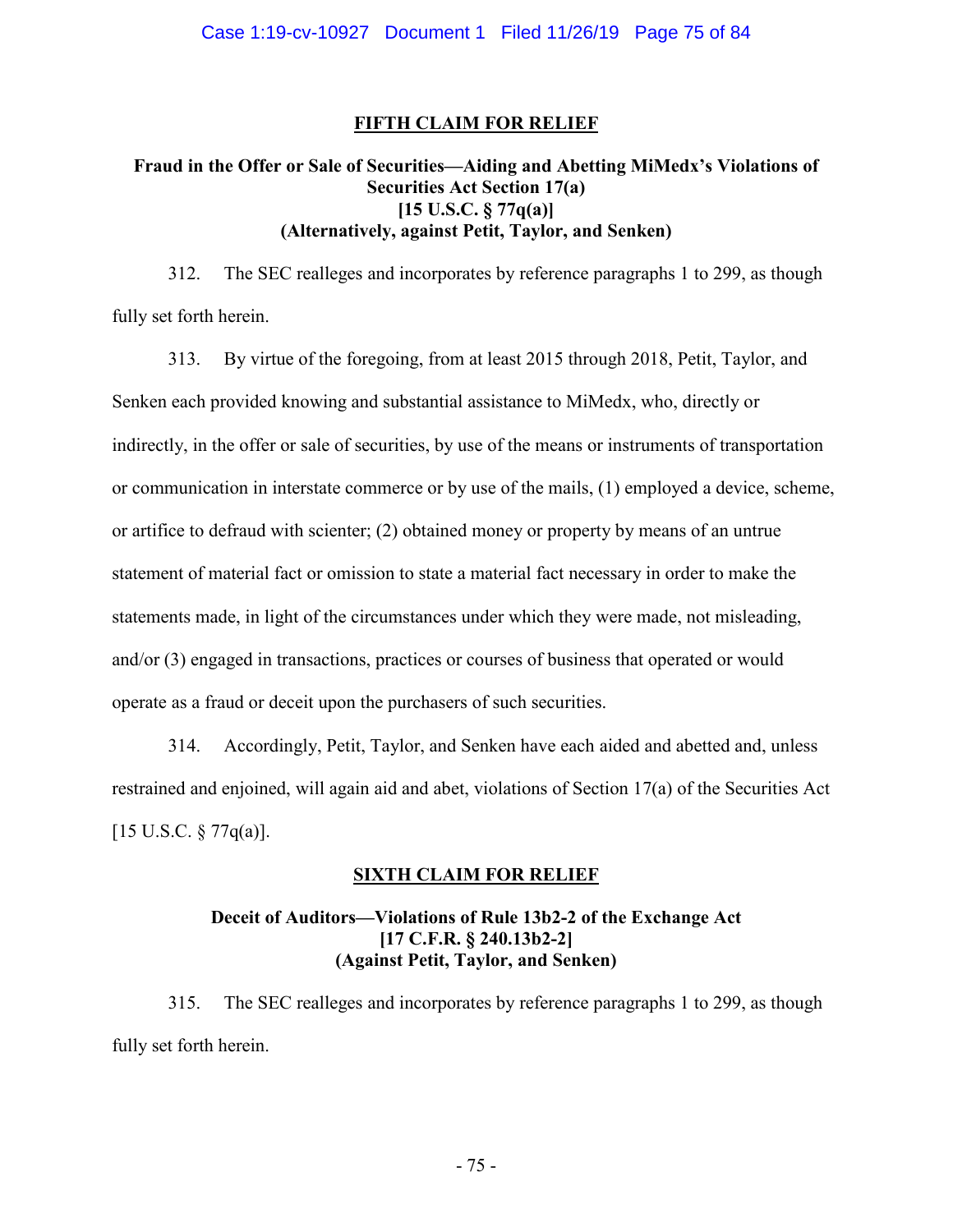## FIFTH CLAIM FOR RELIEF

**Fraud in the Offer or Sale of Securities—Aiding and Abetting MiMedx's Violations of Securities Act Section 17(a)**
**[15 U.S.C. § 77q(a)]**
**(Alternatively, against Petit, Taylor, and Senken)**

312. The SEC realleges and incorporates by reference paragraphs 1 to 299, as though fully set forth herein.

313. By virtue of the foregoing, from at least 2015 through 2018, Petit, Taylor, and Senken each provided knowing and substantial assistance to MiMedx, who, directly or indirectly, in the offer or sale of securities, by use of the means or instruments of transportation or communication in interstate commerce or by use of the mails, (1) employed a device, scheme, or artifice to defraud with scienter; (2) obtained money or property by means of an untrue statement of material fact or omission to state a material fact necessary in order to make the statements made, in light of the circumstances under which they were made, not misleading, and/or (3) engaged in transactions, practices or courses of business that operated or would operate as a fraud or deceit upon the purchasers of such securities.

314. Accordingly, Petit, Taylor, and Senken have each aided and abetted and, unless restrained and enjoined, will again aid and abet, violations of Section 17(a) of the Securities Act [15 U.S.C. § 77q(a)].

## SIXTH CLAIM FOR RELIEF

**Deceit of Auditors—Violations of Rule 13b2-2 of the Exchange Act**
**[17 C.F.R. § 240.13b2-2]**
**(Against Petit, Taylor, and Senken)**

315. The SEC realleges and incorporates by reference paragraphs 1 to 299, as though fully set forth herein.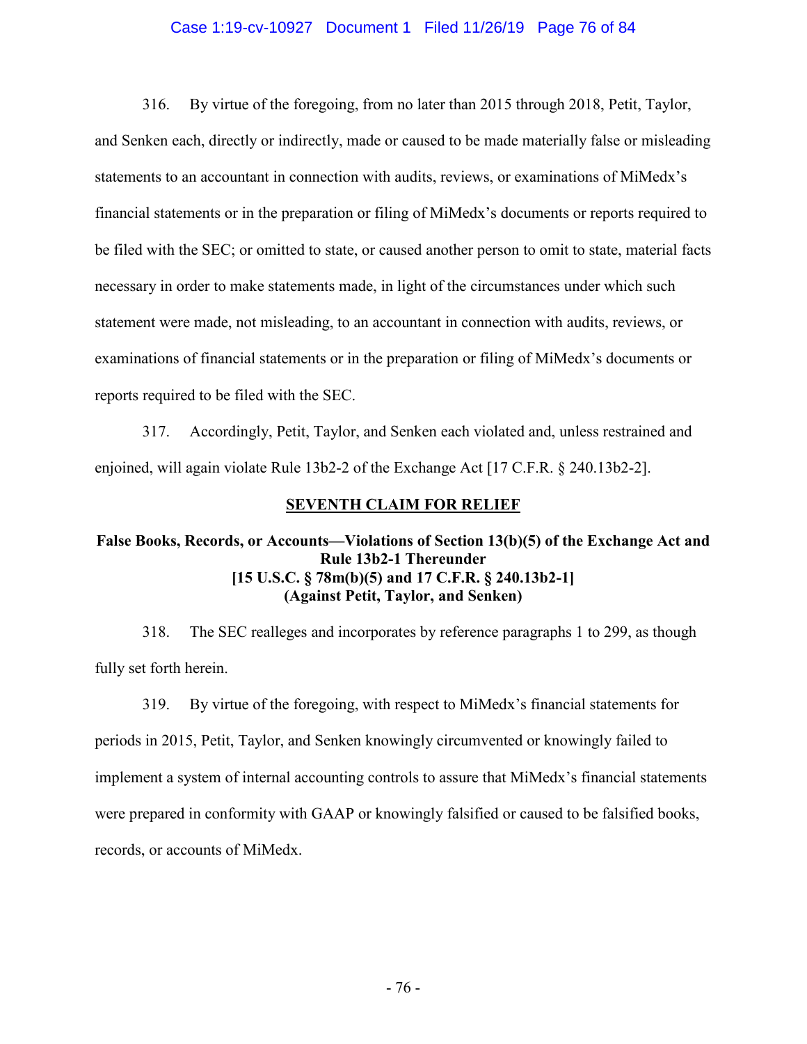316. By virtue of the foregoing, from no later than 2015 through 2018, Petit, Taylor, and Senken each, directly or indirectly, made or caused to be made materially false or misleading statements to an accountant in connection with audits, reviews, or examinations of MiMedx's financial statements or in the preparation or filing of MiMedx's documents or reports required to be filed with the SEC; or omitted to state, or caused another person to omit to state, material facts necessary in order to make statements made, in light of the circumstances under which such statement were made, not misleading, to an accountant in connection with audits, reviews, or examinations of financial statements or in the preparation or filing of MiMedx's documents or reports required to be filed with the SEC.

317. Accordingly, Petit, Taylor, and Senken each violated and, unless restrained and enjoined, will again violate Rule 13b2-2 of the Exchange Act [17 C.F.R. § 240.13b2-2].

## SEVENTH CLAIM FOR RELIEF

### False Books, Records, or Accounts—Violations of Section 13(b)(5) of the Exchange Act and Rule 13b2-1 Thereunder [15 U.S.C. § 78m(b)(5) and 17 C.F.R. § 240.13b2-1] (Against Petit, Taylor, and Senken)

318. The SEC realleges and incorporates by reference paragraphs 1 to 299, as though fully set forth herein.

319. By virtue of the foregoing, with respect to MiMedx's financial statements for periods in 2015, Petit, Taylor, and Senken knowingly circumvented or knowingly failed to implement a system of internal accounting controls to assure that MiMedx's financial statements were prepared in conformity with GAAP or knowingly falsified or caused to be falsified books, records, or accounts of MiMedx.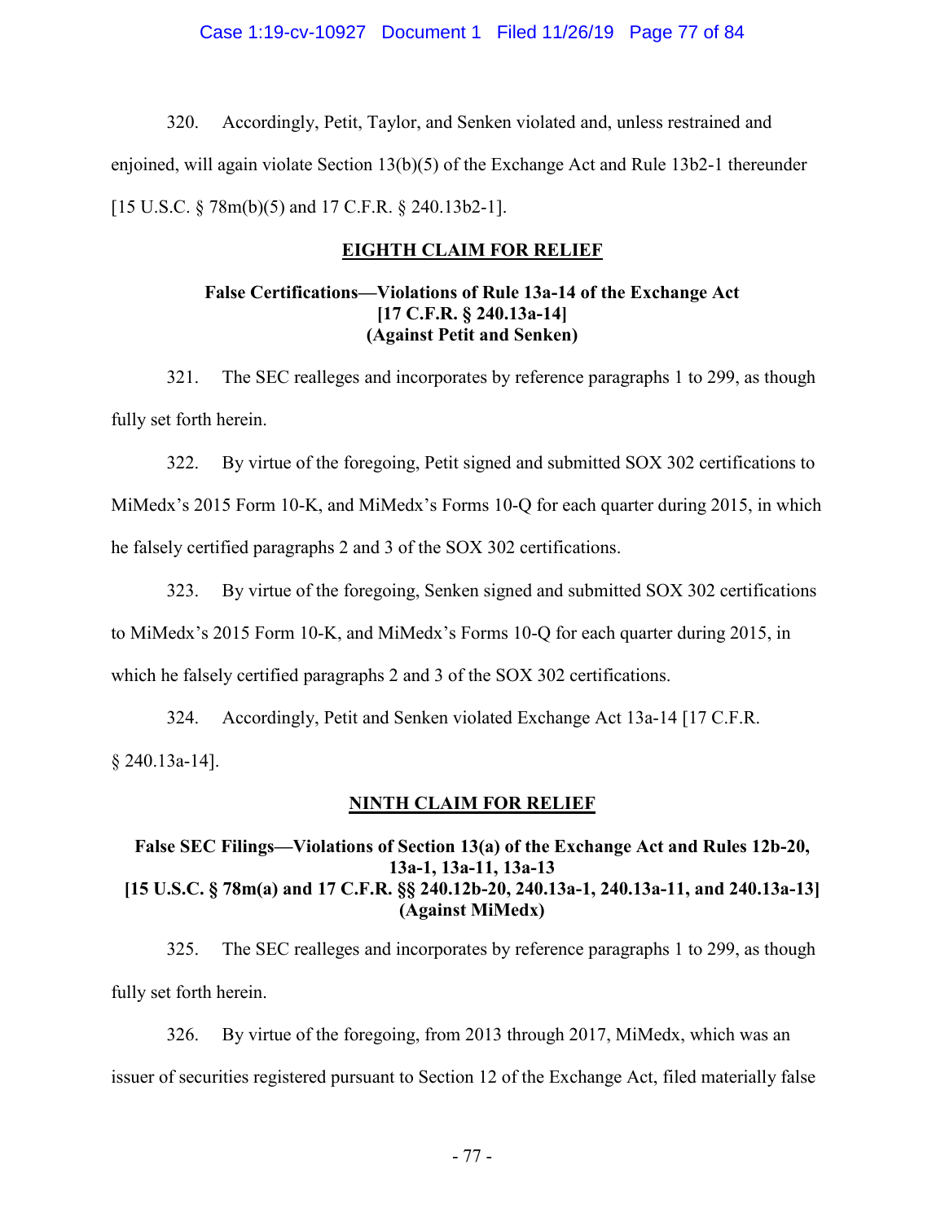320. Accordingly, Petit, Taylor, and Senken violated and, unless restrained and enjoined, will again violate Section 13(b)(5) of the Exchange Act and Rule 13b2-1 thereunder [15 U.S.C. § 78m(b)(5) and 17 C.F.R. § 240.13b2-1].

## EIGHTH CLAIM FOR RELIEF

### False Certifications—Violations of Rule 13a-14 of the Exchange Act [17 C.F.R. § 240.13a-14] (Against Petit and Senken)

321. The SEC realleges and incorporates by reference paragraphs 1 to 299, as though fully set forth herein.

322. By virtue of the foregoing, Petit signed and submitted SOX 302 certifications to MiMedx's 2015 Form 10-K, and MiMedx's Forms 10-Q for each quarter during 2015, in which he falsely certified paragraphs 2 and 3 of the SOX 302 certifications.

323. By virtue of the foregoing, Senken signed and submitted SOX 302 certifications to MiMedx's 2015 Form 10-K, and MiMedx's Forms 10-Q for each quarter during 2015, in which he falsely certified paragraphs 2 and 3 of the SOX 302 certifications.

324. Accordingly, Petit and Senken violated Exchange Act 13a-14 [17 C.F.R. § 240.13a-14].

## NINTH CLAIM FOR RELIEF

### False SEC Filings—Violations of Section 13(a) of the Exchange Act and Rules 12b-20, 13a-1, 13a-11, 13a-13 [15 U.S.C. § 78m(a) and 17 C.F.R. §§ 240.12b-20, 240.13a-1, 240.13a-11, and 240.13a-13] (Against MiMedx)

325. The SEC realleges and incorporates by reference paragraphs 1 to 299, as though fully set forth herein.

326. By virtue of the foregoing, from 2013 through 2017, MiMedx, which was an issuer of securities registered pursuant to Section 12 of the Exchange Act, filed materially false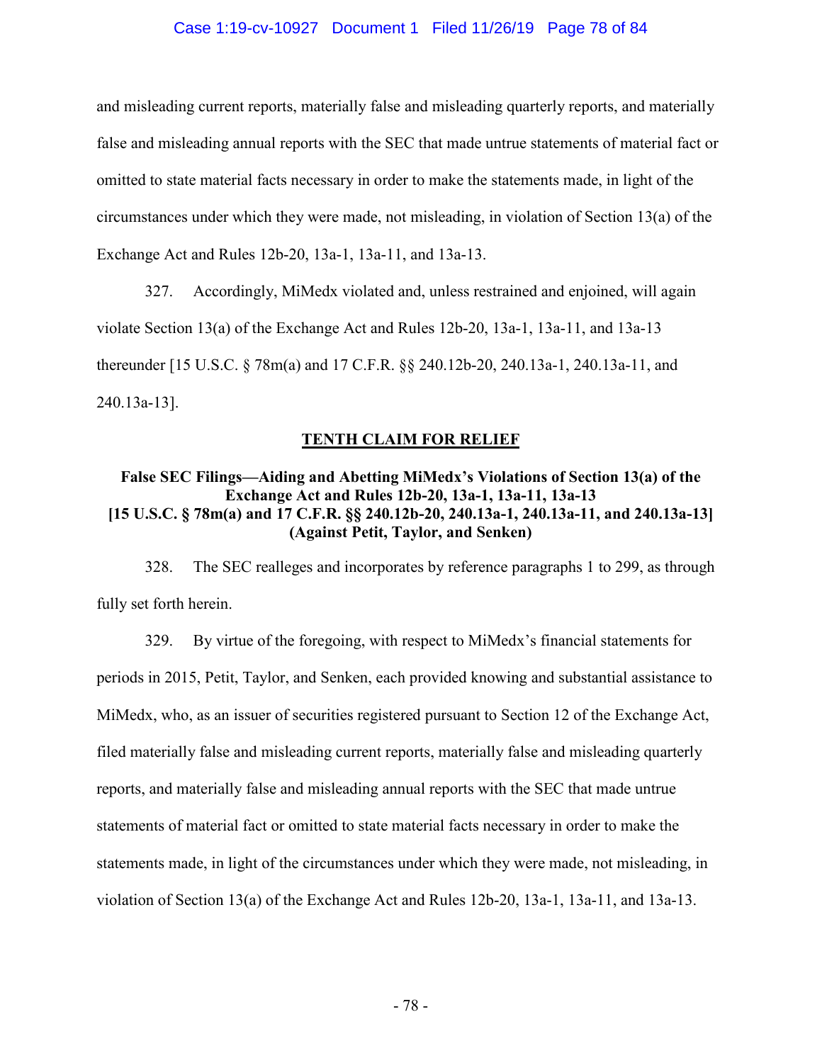and misleading current reports, materially false and misleading quarterly reports, and materially false and misleading annual reports with the SEC that made untrue statements of material fact or omitted to state material facts necessary in order to make the statements made, in light of the circumstances under which they were made, not misleading, in violation of Section 13(a) of the Exchange Act and Rules 12b-20, 13a-1, 13a-11, and 13a-13.

327. Accordingly, MiMedx violated and, unless restrained and enjoined, will again violate Section 13(a) of the Exchange Act and Rules 12b-20, 13a-1, 13a-11, and 13a-13 thereunder [15 U.S.C. § 78m(a) and 17 C.F.R. §§ 240.12b-20, 240.13a-1, 240.13a-11, and 240.13a-13].

## TENTH CLAIM FOR RELIEF

### False SEC Filings—Aiding and Abetting MiMedx's Violations of Section 13(a) of the Exchange Act and Rules 12b-20, 13a-1, 13a-11, 13a-13 [15 U.S.C. § 78m(a) and 17 C.F.R. §§ 240.12b-20, 240.13a-1, 240.13a-11, and 240.13a-13] (Against Petit, Taylor, and Senken)

328. The SEC realleges and incorporates by reference paragraphs 1 to 299, as through fully set forth herein.

329. By virtue of the foregoing, with respect to MiMedx's financial statements for periods in 2015, Petit, Taylor, and Senken, each provided knowing and substantial assistance to MiMedx, who, as an issuer of securities registered pursuant to Section 12 of the Exchange Act, filed materially false and misleading current reports, materially false and misleading quarterly reports, and materially false and misleading annual reports with the SEC that made untrue statements of material fact or omitted to state material facts necessary in order to make the statements made, in light of the circumstances under which they were made, not misleading, in violation of Section 13(a) of the Exchange Act and Rules 12b-20, 13a-1, 13a-11, and 13a-13.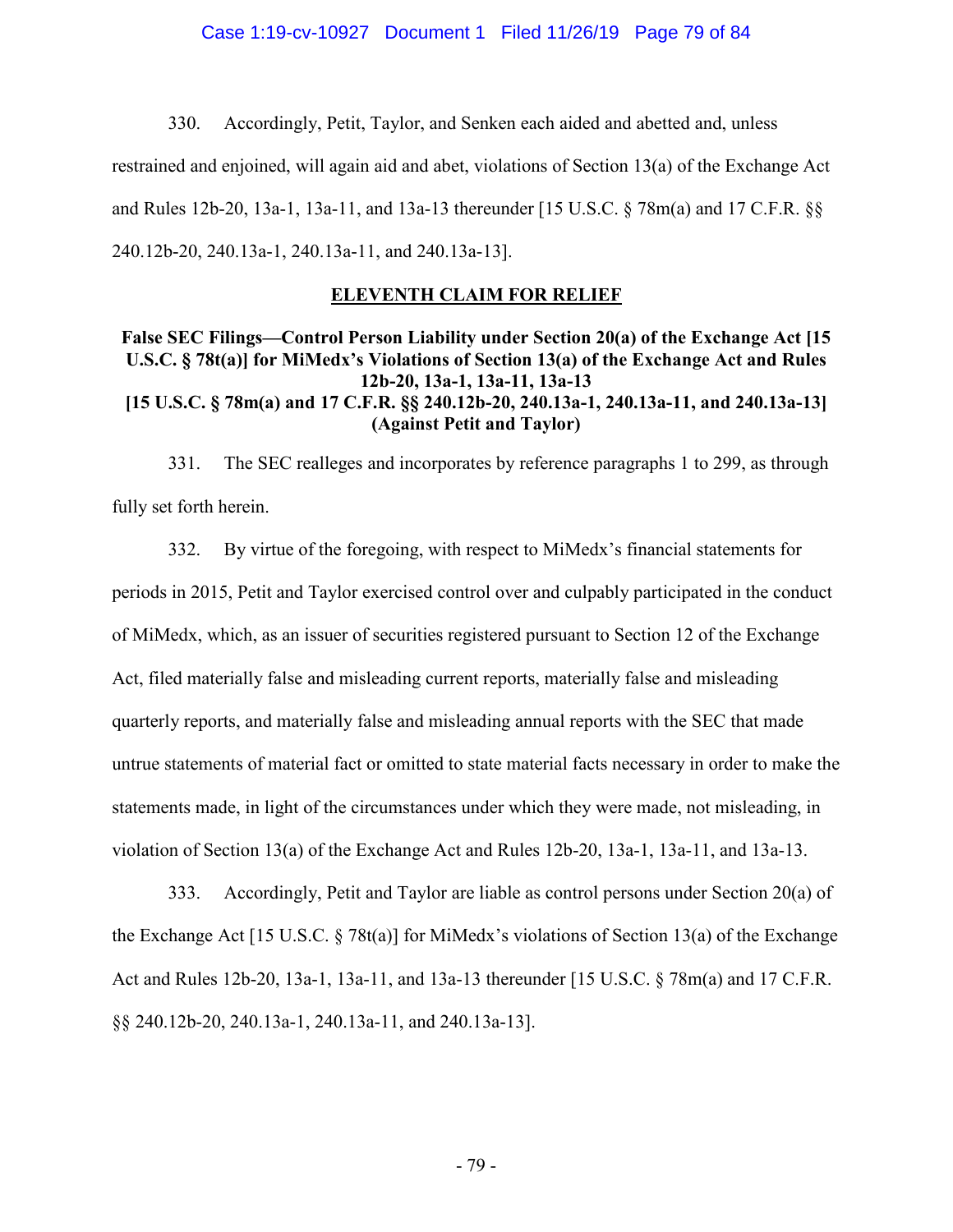330. Accordingly, Petit, Taylor, and Senken each aided and abetted and, unless restrained and enjoined, will again aid and abet, violations of Section 13(a) of the Exchange Act and Rules 12b-20, 13a-1, 13a-11, and 13a-13 thereunder [15 U.S.C. § 78m(a) and 17 C.F.R. §§ 240.12b-20, 240.13a-1, 240.13a-11, and 240.13a-13].

## ELEVENTH CLAIM FOR RELIEF

### False SEC Filings—Control Person Liability under Section 20(a) of the Exchange Act [15 U.S.C. § 78t(a)] for MiMedx's Violations of Section 13(a) of the Exchange Act and Rules 12b-20, 13a-1, 13a-11, 13a-13 [15 U.S.C. § 78m(a) and 17 C.F.R. §§ 240.12b-20, 240.13a-1, 240.13a-11, and 240.13a-13] (Against Petit and Taylor)

331. The SEC realleges and incorporates by reference paragraphs 1 to 299, as through fully set forth herein.

332. By virtue of the foregoing, with respect to MiMedx's financial statements for periods in 2015, Petit and Taylor exercised control over and culpably participated in the conduct of MiMedx, which, as an issuer of securities registered pursuant to Section 12 of the Exchange Act, filed materially false and misleading current reports, materially false and misleading quarterly reports, and materially false and misleading annual reports with the SEC that made untrue statements of material fact or omitted to state material facts necessary in order to make the statements made, in light of the circumstances under which they were made, not misleading, in violation of Section 13(a) of the Exchange Act and Rules 12b-20, 13a-1, 13a-11, and 13a-13.

333. Accordingly, Petit and Taylor are liable as control persons under Section 20(a) of the Exchange Act [15 U.S.C. § 78t(a)] for MiMedx's violations of Section 13(a) of the Exchange Act and Rules 12b-20, 13a-1, 13a-11, and 13a-13 thereunder [15 U.S.C. § 78m(a) and 17 C.F.R. §§ 240.12b-20, 240.13a-1, 240.13a-11, and 240.13a-13].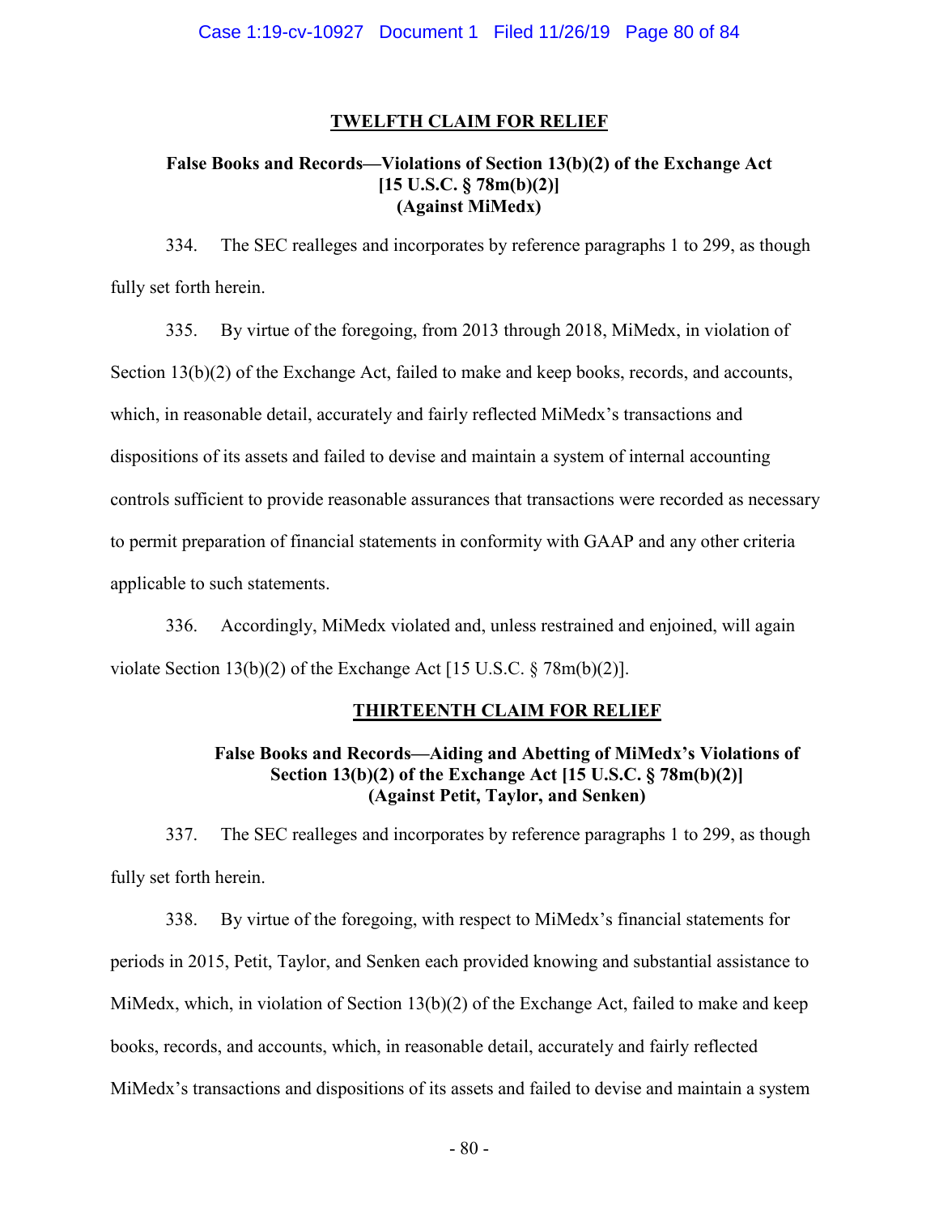## TWELFTH CLAIM FOR RELIEF

### False Books and Records—Violations of Section 13(b)(2) of the Exchange Act [15 U.S.C. § 78m(b)(2)] (Against MiMedx)

334. The SEC realleges and incorporates by reference paragraphs 1 to 299, as though fully set forth herein.

335. By virtue of the foregoing, from 2013 through 2018, MiMedx, in violation of Section 13(b)(2) of the Exchange Act, failed to make and keep books, records, and accounts, which, in reasonable detail, accurately and fairly reflected MiMedx's transactions and dispositions of its assets and failed to devise and maintain a system of internal accounting controls sufficient to provide reasonable assurances that transactions were recorded as necessary to permit preparation of financial statements in conformity with GAAP and any other criteria applicable to such statements.

336. Accordingly, MiMedx violated and, unless restrained and enjoined, will again violate Section 13(b)(2) of the Exchange Act [15 U.S.C. § 78m(b)(2)].

## THIRTEENTH CLAIM FOR RELIEF

### False Books and Records—Aiding and Abetting of MiMedx's Violations of Section 13(b)(2) of the Exchange Act [15 U.S.C. § 78m(b)(2)] (Against Petit, Taylor, and Senken)

337. The SEC realleges and incorporates by reference paragraphs 1 to 299, as though fully set forth herein.

338. By virtue of the foregoing, with respect to MiMedx's financial statements for periods in 2015, Petit, Taylor, and Senken each provided knowing and substantial assistance to MiMedx, which, in violation of Section 13(b)(2) of the Exchange Act, failed to make and keep books, records, and accounts, which, in reasonable detail, accurately and fairly reflected MiMedx's transactions and dispositions of its assets and failed to devise and maintain a system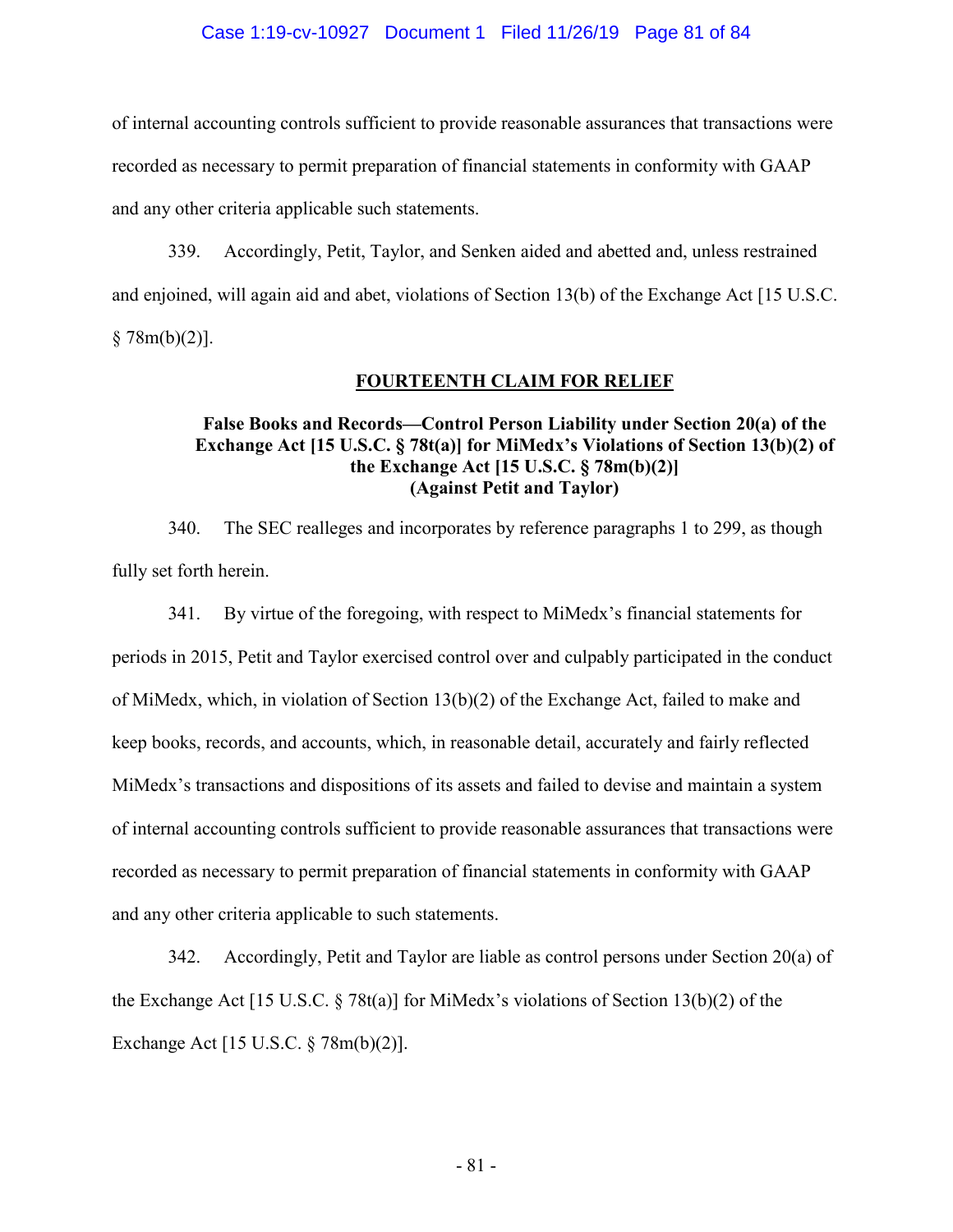of internal accounting controls sufficient to provide reasonable assurances that transactions were recorded as necessary to permit preparation of financial statements in conformity with GAAP and any other criteria applicable such statements.

339. Accordingly, Petit, Taylor, and Senken aided and abetted and, unless restrained and enjoined, will again aid and abet, violations of Section 13(b) of the Exchange Act [15 U.S.C. § 78m(b)(2)].

## FOURTEENTH CLAIM FOR RELIEF

### False Books and Records—Control Person Liability under Section 20(a) of the Exchange Act [15 U.S.C. § 78t(a)] for MiMedx's Violations of Section 13(b)(2) of the Exchange Act [15 U.S.C. § 78m(b)(2)] (Against Petit and Taylor)

340. The SEC realleges and incorporates by reference paragraphs 1 to 299, as though fully set forth herein.

341. By virtue of the foregoing, with respect to MiMedx's financial statements for periods in 2015, Petit and Taylor exercised control over and culpably participated in the conduct of MiMedx, which, in violation of Section 13(b)(2) of the Exchange Act, failed to make and keep books, records, and accounts, which, in reasonable detail, accurately and fairly reflected MiMedx's transactions and dispositions of its assets and failed to devise and maintain a system of internal accounting controls sufficient to provide reasonable assurances that transactions were recorded as necessary to permit preparation of financial statements in conformity with GAAP and any other criteria applicable to such statements.

342. Accordingly, Petit and Taylor are liable as control persons under Section 20(a) of the Exchange Act [15 U.S.C. § 78t(a)] for MiMedx's violations of Section 13(b)(2) of the Exchange Act [15 U.S.C. § 78m(b)(2)].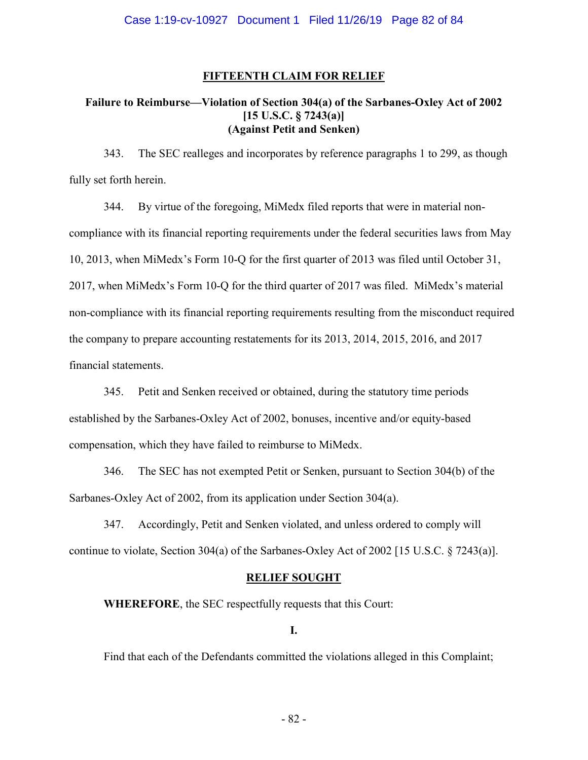## FIFTEENTH CLAIM FOR RELIEF

### Failure to Reimburse—Violation of Section 304(a) of the Sarbanes-Oxley Act of 2002 [15 U.S.C. § 7243(a)] (Against Petit and Senken)

343. The SEC realleges and incorporates by reference paragraphs 1 to 299, as though fully set forth herein.

344. By virtue of the foregoing, MiMedx filed reports that were in material non-compliance with its financial reporting requirements under the federal securities laws from May 10, 2013, when MiMedx's Form 10-Q for the first quarter of 2013 was filed until October 31, 2017, when MiMedx's Form 10-Q for the third quarter of 2017 was filed. MiMedx's material non-compliance with its financial reporting requirements resulting from the misconduct required the company to prepare accounting restatements for its 2013, 2014, 2015, 2016, and 2017 financial statements.

345. Petit and Senken received or obtained, during the statutory time periods established by the Sarbanes-Oxley Act of 2002, bonuses, incentive and/or equity-based compensation, which they have failed to reimburse to MiMedx.

346. The SEC has not exempted Petit or Senken, pursuant to Section 304(b) of the Sarbanes-Oxley Act of 2002, from its application under Section 304(a).

347. Accordingly, Petit and Senken violated, and unless ordered to comply will continue to violate, Section 304(a) of the Sarbanes-Oxley Act of 2002 [15 U.S.C. § 7243(a)].

## RELIEF SOUGHT

**WHEREFORE**, the SEC respectfully requests that this Court:

**I.**

Find that each of the Defendants committed the violations alleged in this Complaint;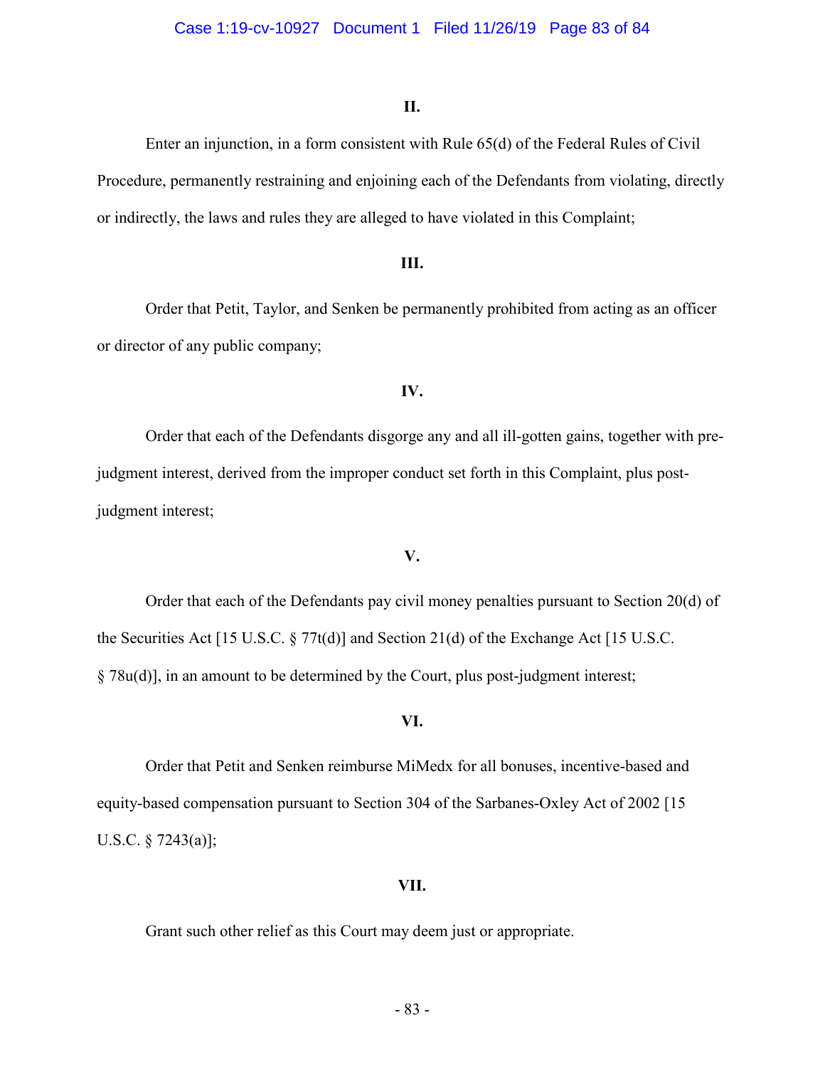**II.**

Enter an injunction, in a form consistent with Rule 65(d) of the Federal Rules of Civil Procedure, permanently restraining and enjoining each of the Defendants from violating, directly or indirectly, the laws and rules they are alleged to have violated in this Complaint;

**III.**

Order that Petit, Taylor, and Senken be permanently prohibited from acting as an officer or director of any public company;

**IV.**

Order that each of the Defendants disgorge any and all ill-gotten gains, together with pre-judgment interest, derived from the improper conduct set forth in this Complaint, plus post-judgment interest;

**V.**

Order that each of the Defendants pay civil money penalties pursuant to Section 20(d) of the Securities Act [15 U.S.C. § 77t(d)] and Section 21(d) of the Exchange Act [15 U.S.C. § 78u(d)], in an amount to be determined by the Court, plus post-judgment interest;

**VI.**

Order that Petit and Senken reimburse MiMedx for all bonuses, incentive-based and equity-based compensation pursuant to Section 304 of the Sarbanes-Oxley Act of 2002 [15 U.S.C. § 7243(a)];

**VII.**

Grant such other relief as this Court may deem just or appropriate.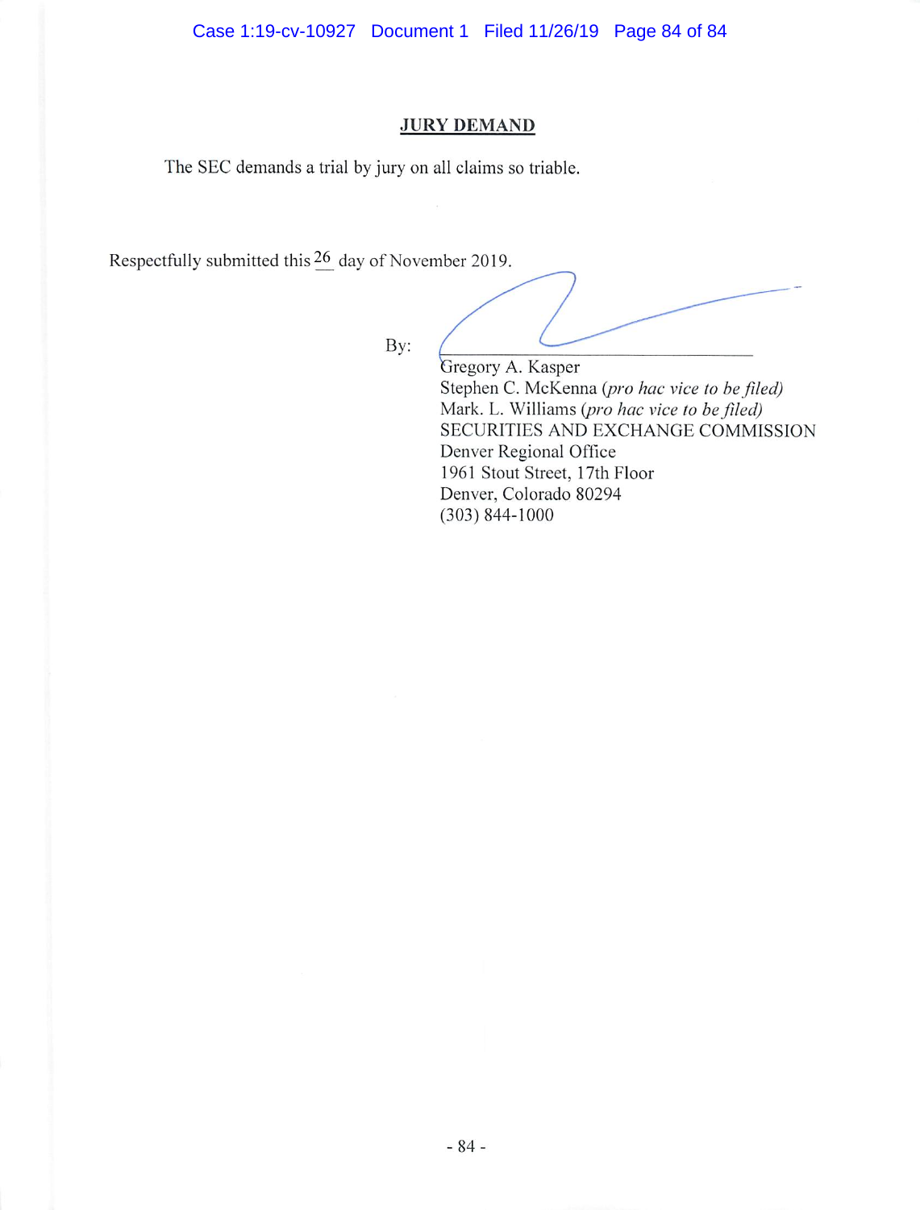## JURY DEMAND

The SEC demands a trial by jury on all claims so triable.

Respectfully submitted this 26 day of November 2019.

By:

Gregory A. Kasper
Stephen C. McKenna *(pro hac vice to be filed)*
Mark. L. Williams *(pro hac vice to be filed)*
SECURITIES AND EXCHANGE COMMISSION
Denver Regional Office
1961 Stout Street, 17th Floor
Denver, Colorado 80294
(303) 844-1000